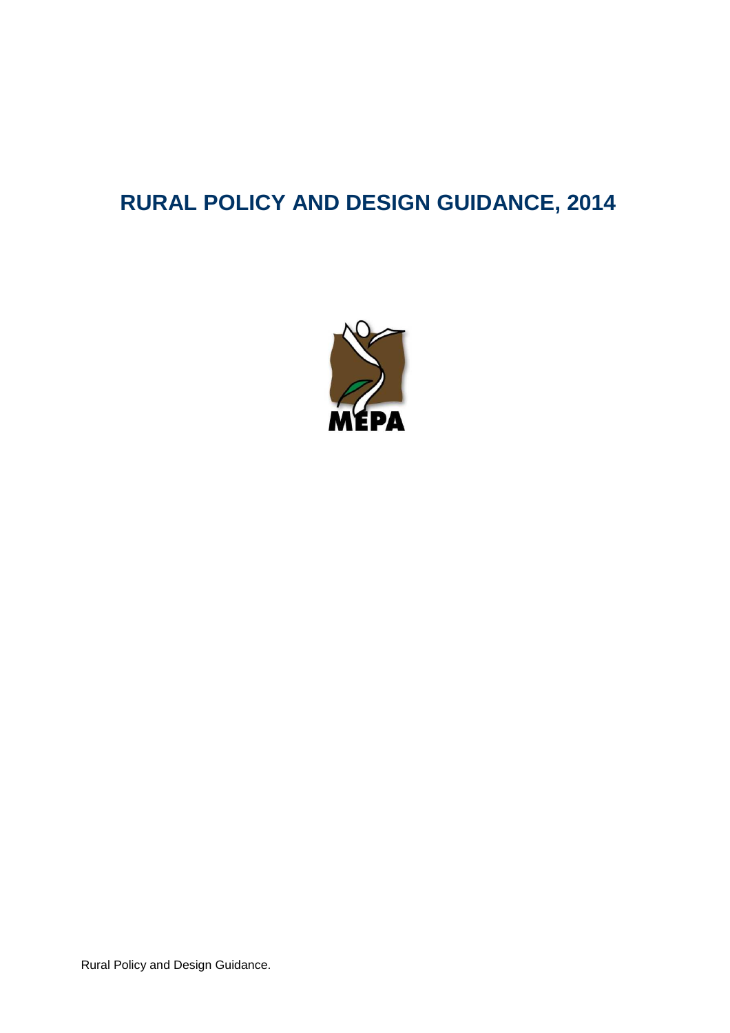# RURAL POLICY AND DESIGN GUIDANCE, 2014

MEPA

Rural Policy and Design Guidance.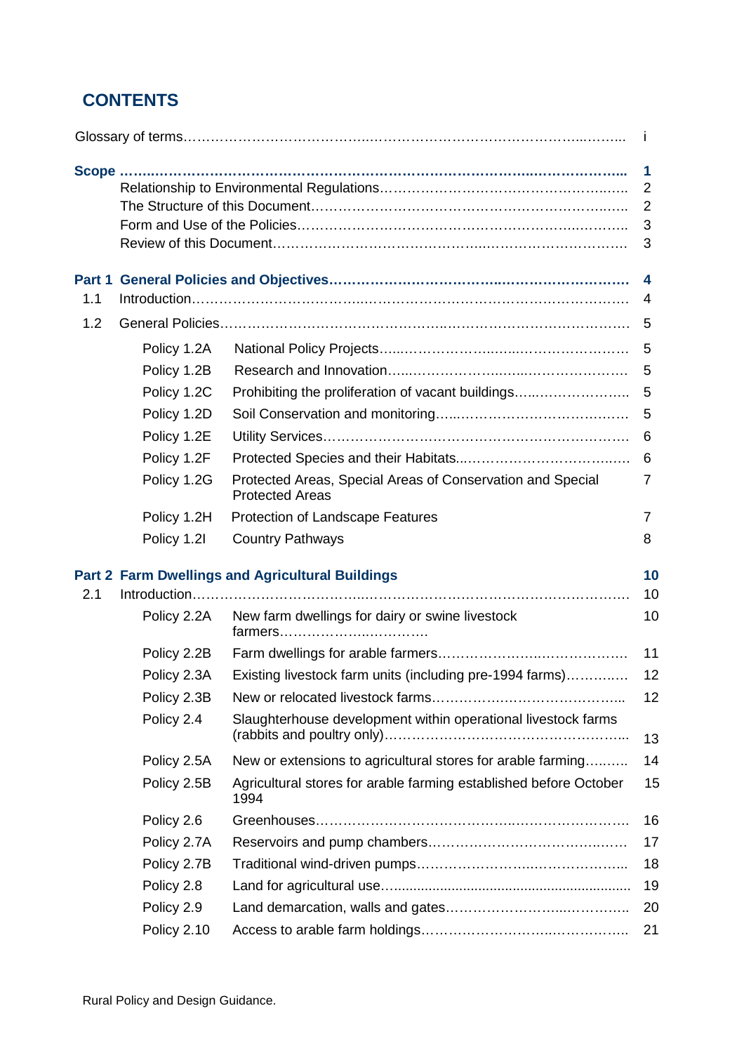# CONTENTS

| | | |
|---|---|---|
| Glossary of terms | | i |
| **Scope** | | **1** |
| | Relationship to Environmental Regulations | 2 |
| | The Structure of this Document | 2 |
| | Form and Use of the Policies | 3 |
| | Review of this Document | 3 |
| **Part 1** | **General Policies and Objectives** | **4** |
| 1.1 | Introduction | 4 |
| 1.2 | General Policies | 5 |
| Policy 1.2A | National Policy Projects | 5 |
| Policy 1.2B | Research and Innovation | 5 |
| Policy 1.2C | Prohibiting the proliferation of vacant buildings | 5 |
| Policy 1.2D | Soil Conservation and monitoring | 5 |
| Policy 1.2E | Utility Services | 6 |
| Policy 1.2F | Protected Species and their Habitats | 6 |
| Policy 1.2G | Protected Areas, Special Areas of Conservation and Special Protected Areas | 7 |
| Policy 1.2H | Protection of Landscape Features | 7 |
| Policy 1.2I | Country Pathways | 8 |
| **Part 2** | **Farm Dwellings and Agricultural Buildings** | **10** |
| 2.1 | Introduction | 10 |
| Policy 2.2A | New farm dwellings for dairy or swine livestock farmers | 10 |
| Policy 2.2B | Farm dwellings for arable farmers | 11 |
| Policy 2.3A | Existing livestock farm units (including pre-1994 farms) | 12 |
| Policy 2.3B | New or relocated livestock farms | 12 |
| Policy 2.4 | Slaughterhouse development within operational livestock farms (rabbits and poultry only) | 13 |
| Policy 2.5A | New or extensions to agricultural stores for arable farming | 14 |
| Policy 2.5B | Agricultural stores for arable farming established before October 1994 | 15 |
| Policy 2.6 | Greenhouses | 16 |
| Policy 2.7A | Reservoirs and pump chambers | 17 |
| Policy 2.7B | Traditional wind-driven pumps | 18 |
| Policy 2.8 | Land for agricultural use | 19 |
| Policy 2.9 | Land demarcation, walls and gates | 20 |
| Policy 2.10 | Access to arable farm holdings | 21 |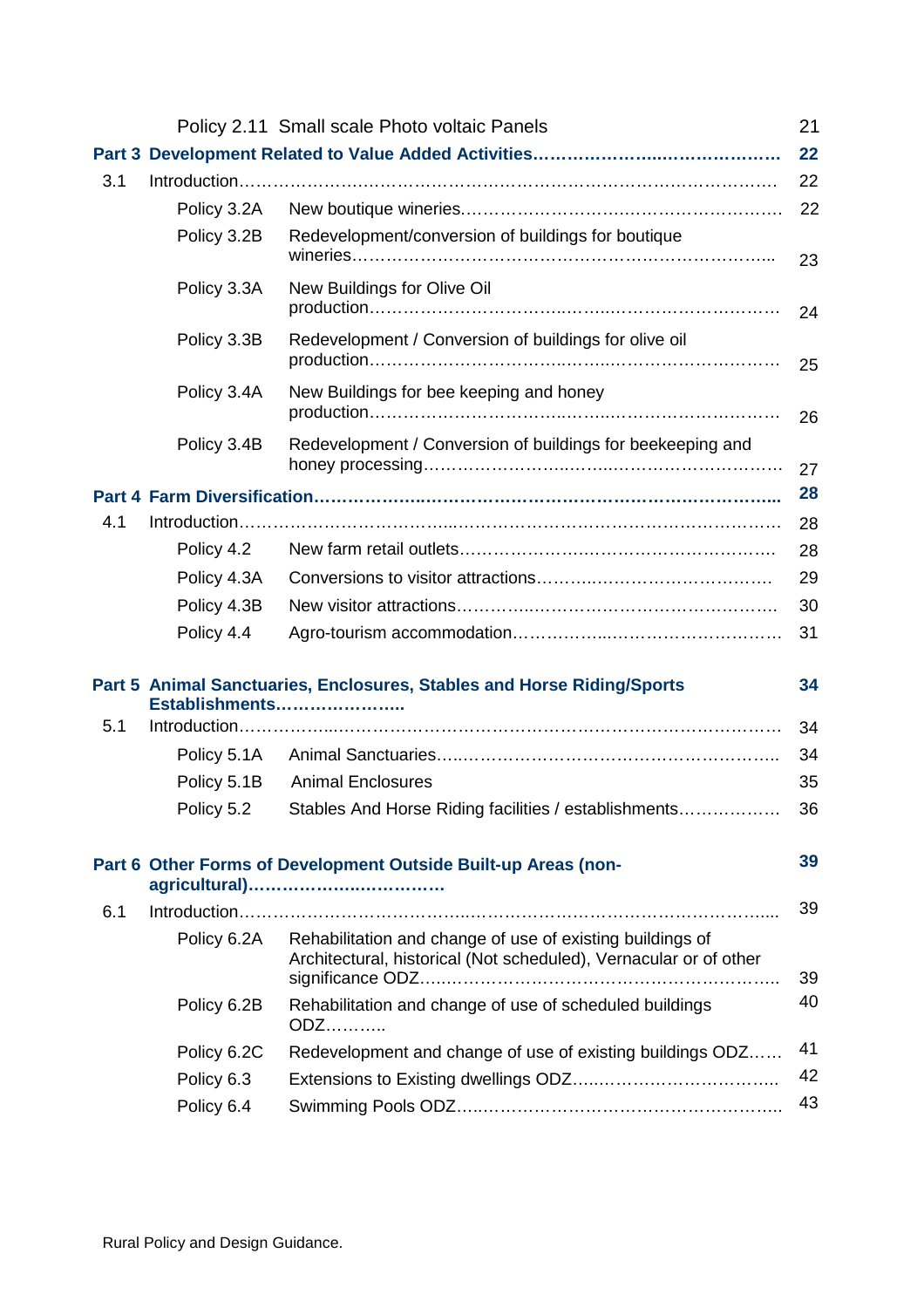| | | | |
|---|---|---|---|
| | Policy 2.11 | Small scale Photo voltaic Panels | 21 |
| **Part 3** | **Development Related to Value Added Activities……………………..……………….** | | **22** |
| 3.1 | Introduction…………………………………………………………………………………… | | 22 |
| | Policy 3.2A | New boutique wineries…………………………………………………… | 22 |
| | Policy 3.2B | Redevelopment/conversion of buildings for boutique wineries…………………………………………………………………... | 23 |
| | Policy 3.3A | New Buildings for Olive Oil production……………………………..……..……………………… | 24 |
| | Policy 3.3B | Redevelopment / Conversion of buildings for olive oil production……………………………..……..……………………… | 25 |
| | Policy 3.4A | New Buildings for bee keeping and honey production……………………………..……..……………………… | 26 |
| | Policy 3.4B | Redevelopment / Conversion of buildings for beekeeping and honey processing…………………..……..……………………… | 27 |
| **Part 4** | **Farm Diversification……………..………………………………………………..** | | **28** |
| 4.1 | Introduction……………………………...…………………………………………………… | | 28 |
| | Policy 4.2 | New farm retail outlets…………………..……………………………… | 28 |
| | Policy 4.3A | Conversions to visitor attractions………..……………………………… | 29 |
| | Policy 4.3B | New visitor attractions…………..……………………………………….. | 30 |
| | Policy 4.4 | Agro-tourism accommodation……………..………………………… | 31 |
| **Part 5** | **Animal Sanctuaries, Enclosures, Stables and Horse Riding/Sports Establishments…………………..** | | **34** |
| 5.1 | Introduction……………..…………………………………………………………………… | | 34 |
| | Policy 5.1A | Animal Sanctuaries….………………………………………………….. | 34 |
| | Policy 5.1B | Animal Enclosures | 35 |
| | Policy 5.2 | Stables And Horse Riding facilities / establishments……………… | 36 |
| **Part 6** | **Other Forms of Development Outside Built-up Areas (non-agricultural)……………….……………** | | **39** |
| 6.1 | Introduction…………………………………..…………………………………………….... | | 39 |
| | Policy 6.2A | Rehabilitation and change of use of existing buildings of Architectural, historical (Not scheduled), Vernacular or of other significance ODZ……………………………………………………….. | 39 |
| | Policy 6.2B | Rehabilitation and change of use of scheduled buildings ODZ……….. | 40 |
| | Policy 6.2C | Redevelopment and change of use of existing buildings ODZ…… | 41 |
| | Policy 6.3 | Extensions to Existing dwellings ODZ…..………………………….. | 42 |
| | Policy 6.4 | Swimming Pools ODZ…..…………………………………………….. | 43 |

Rural Policy and Design Guidance.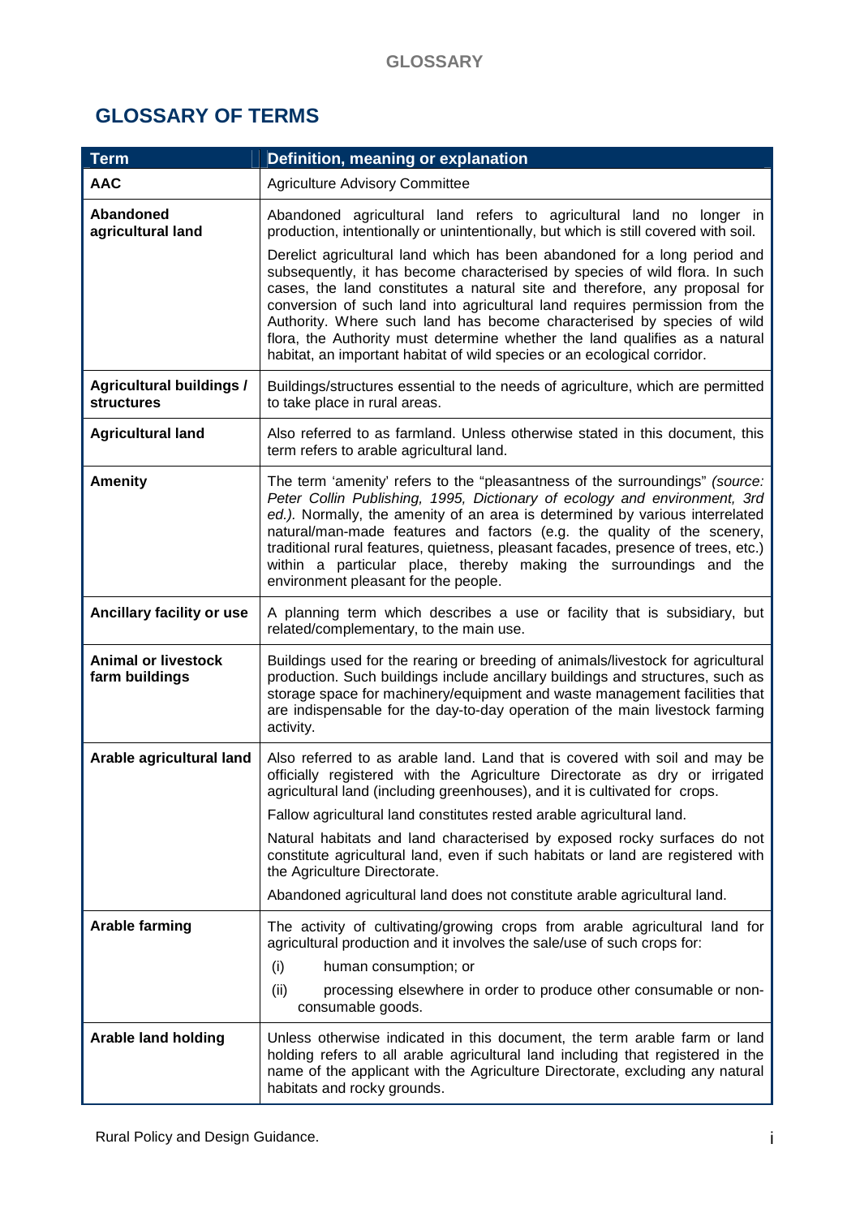## GLOSSARY OF TERMS

| Term | Definition, meaning or explanation |
|---|---|
| **AAC** | Agriculture Advisory Committee |
| **Abandoned agricultural land** | Abandoned agricultural land refers to agricultural land no longer in production, intentionally or unintentionally, but which is still covered with soil.<br><br>Derelict agricultural land which has been abandoned for a long period and subsequently, it has become characterised by species of wild flora. In such cases, the land constitutes a natural site and therefore, any proposal for conversion of such land into agricultural land requires permission from the Authority. Where such land has become characterised by species of wild flora, the Authority must determine whether the land qualifies as a natural habitat, an important habitat of wild species or an ecological corridor. |
| **Agricultural buildings / structures** | Buildings/structures essential to the needs of agriculture, which are permitted to take place in rural areas. |
| **Agricultural land** | Also referred to as farmland. Unless otherwise stated in this document, this term refers to arable agricultural land. |
| **Amenity** | The term 'amenity' refers to the "pleasantness of the surroundings" *(source: Peter Collin Publishing, 1995, Dictionary of ecology and environment, 3rd ed.)*. Normally, the amenity of an area is determined by various interrelated natural/man-made features and factors (e.g. the quality of the scenery, traditional rural features, quietness, pleasant facades, presence of trees, etc.) within a particular place, thereby making the surroundings and the environment pleasant for the people. |
| **Ancillary facility or use** | A planning term which describes a use or facility that is subsidiary, but related/complementary, to the main use. |
| **Animal or livestock farm buildings** | Buildings used for the rearing or breeding of animals/livestock for agricultural production. Such buildings include ancillary buildings and structures, such as storage space for machinery/equipment and waste management facilities that are indispensable for the day-to-day operation of the main livestock farming activity. |
| **Arable agricultural land** | Also referred to as arable land. Land that is covered with soil and may be officially registered with the Agriculture Directorate as dry or irrigated agricultural land (including greenhouses), and it is cultivated for crops.<br><br>Fallow agricultural land constitutes rested arable agricultural land.<br><br>Natural habitats and land characterised by exposed rocky surfaces do not constitute agricultural land, even if such habitats or land are registered with the Agriculture Directorate.<br><br>Abandoned agricultural land does not constitute arable agricultural land. |
| **Arable farming** | The activity of cultivating/growing crops from arable agricultural land for agricultural production and it involves the sale/use of such crops for:<br>(i) human consumption; or<br>(ii) processing elsewhere in order to produce other consumable or non-consumable goods. |
| **Arable land holding** | Unless otherwise indicated in this document, the term arable farm or land holding refers to all arable agricultural land including that registered in the name of the applicant with the Agriculture Directorate, excluding any natural habitats and rocky grounds. |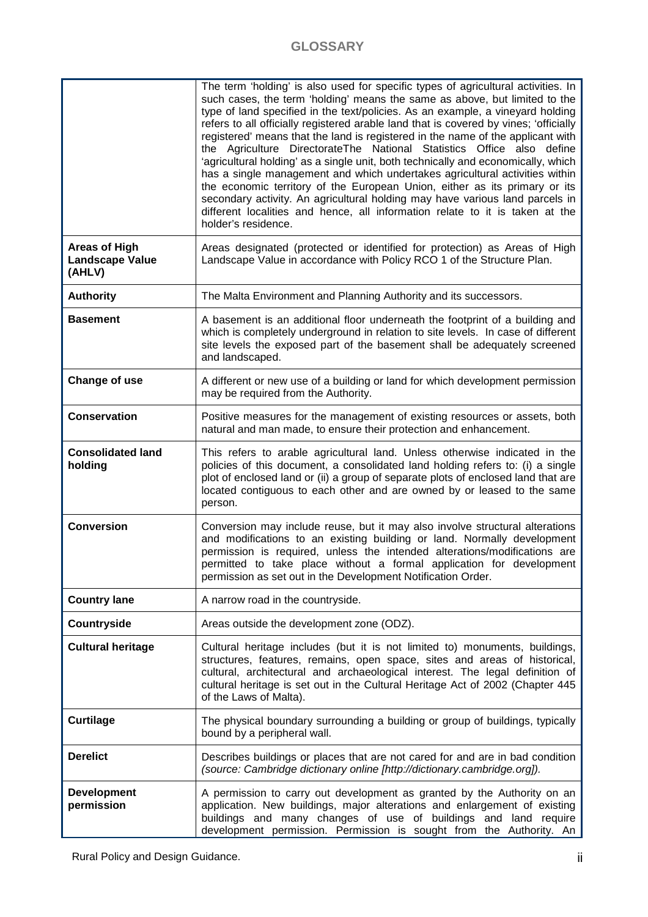## GLOSSARY

| | |
|---|---|
| | The term 'holding' is also used for specific types of agricultural activities. In such cases, the term 'holding' means the same as above, but limited to the type of land specified in the text/policies. As an example, a vineyard holding refers to all officially registered arable land that is covered by vines; 'officially registered' means that the land is registered in the name of the applicant with the Agriculture DirectorateThe National Statistics Office also define 'agricultural holding' as a single unit, both technically and economically, which has a single management and which undertakes agricultural activities within the economic territory of the European Union, either as its primary or its secondary activity. An agricultural holding may have various land parcels in different localities and hence, all information relate to it is taken at the holder's residence. |
| **Areas of High Landscape Value (AHLV)** | Areas designated (protected or identified for protection) as Areas of High Landscape Value in accordance with Policy RCO 1 of the Structure Plan. |
| **Authority** | The Malta Environment and Planning Authority and its successors. |
| **Basement** | A basement is an additional floor underneath the footprint of a building and which is completely underground in relation to site levels. In case of different site levels the exposed part of the basement shall be adequately screened and landscaped. |
| **Change of use** | A different or new use of a building or land for which development permission may be required from the Authority. |
| **Conservation** | Positive measures for the management of existing resources or assets, both natural and man made, to ensure their protection and enhancement. |
| **Consolidated land holding** | This refers to arable agricultural land. Unless otherwise indicated in the policies of this document, a consolidated land holding refers to: (i) a single plot of enclosed land or (ii) a group of separate plots of enclosed land that are located contiguous to each other and are owned by or leased to the same person. |
| **Conversion** | Conversion may include reuse, but it may also involve structural alterations and modifications to an existing building or land. Normally development permission is required, unless the intended alterations/modifications are permitted to take place without a formal application for development permission as set out in the Development Notification Order. |
| **Country lane** | A narrow road in the countryside. |
| **Countryside** | Areas outside the development zone (ODZ). |
| **Cultural heritage** | Cultural heritage includes (but it is not limited to) monuments, buildings, structures, features, remains, open space, sites and areas of historical, cultural, architectural and archaeological interest. The legal definition of cultural heritage is set out in the Cultural Heritage Act of 2002 (Chapter 445 of the Laws of Malta). |
| **Curtilage** | The physical boundary surrounding a building or group of buildings, typically bound by a peripheral wall. |
| **Derelict** | Describes buildings or places that are not cared for and are in bad condition *(source: Cambridge dictionary online [http://dictionary.cambridge.org]).* |
| **Development permission** | A permission to carry out development as granted by the Authority on an application. New buildings, major alterations and enlargement of existing buildings and many changes of use of buildings and land require development permission. Permission is sought from the Authority. An |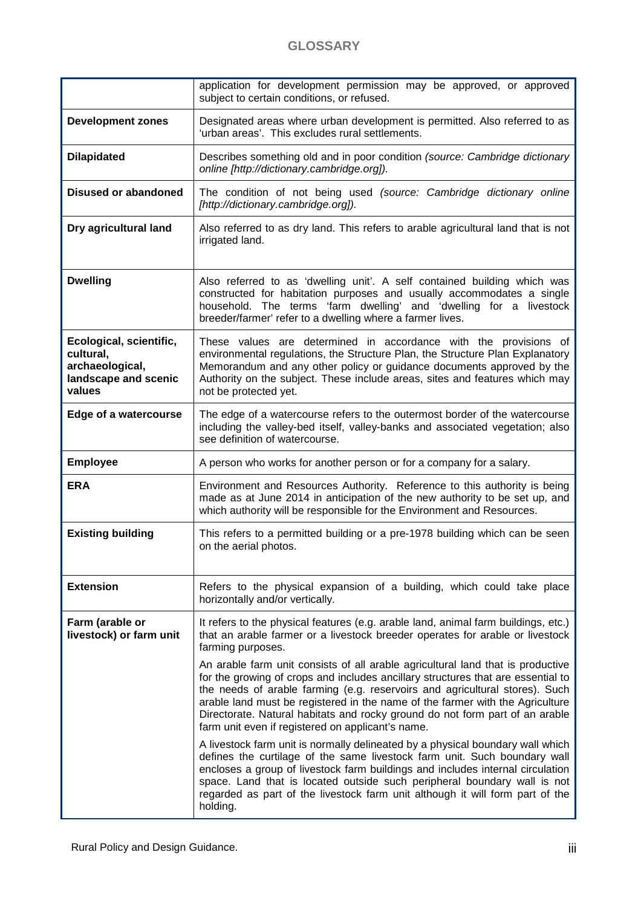## GLOSSARY

| | |
|---|---|
| | application for development permission may be approved, or approved subject to certain conditions, or refused. |
| **Development zones** | Designated areas where urban development is permitted. Also referred to as 'urban areas'. This excludes rural settlements. |
| **Dilapidated** | Describes something old and in poor condition *(source: Cambridge dictionary online [http://dictionary.cambridge.org]).* |
| **Disused or abandoned** | The condition of not being used *(source: Cambridge dictionary online [http://dictionary.cambridge.org]).* |
| **Dry agricultural land** | Also referred to as dry land. This refers to arable agricultural land that is not irrigated land. |
| **Dwelling** | Also referred to as 'dwelling unit'. A self contained building which was constructed for habitation purposes and usually accommodates a single household. The terms 'farm dwelling' and 'dwelling for a livestock breeder/farmer' refer to a dwelling where a farmer lives. |
| **Ecological, scientific, cultural, archaeological, landscape and scenic values** | These values are determined in accordance with the provisions of environmental regulations, the Structure Plan, the Structure Plan Explanatory Memorandum and any other policy or guidance documents approved by the Authority on the subject. These include areas, sites and features which may not be protected yet. |
| **Edge of a watercourse** | The edge of a watercourse refers to the outermost border of the watercourse including the valley-bed itself, valley-banks and associated vegetation; also see definition of watercourse. |
| **Employee** | A person who works for another person or for a company for a salary. |
| **ERA** | Environment and Resources Authority. Reference to this authority is being made as at June 2014 in anticipation of the new authority to be set up, and which authority will be responsible for the Environment and Resources. |
| **Existing building** | This refers to a permitted building or a pre-1978 building which can be seen on the aerial photos. |
| **Extension** | Refers to the physical expansion of a building, which could take place horizontally and/or vertically. |
| **Farm (arable or livestock) or farm unit** | It refers to the physical features (e.g. arable land, animal farm buildings, etc.) that an arable farmer or a livestock breeder operates for arable or livestock farming purposes.<br><br>An arable farm unit consists of all arable agricultural land that is productive for the growing of crops and includes ancillary structures that are essential to the needs of arable farming (e.g. reservoirs and agricultural stores). Such arable land must be registered in the name of the farmer with the Agriculture Directorate. Natural habitats and rocky ground do not form part of an arable farm unit even if registered on applicant's name.<br><br>A livestock farm unit is normally delineated by a physical boundary wall which defines the curtilage of the same livestock farm unit. Such boundary wall encloses a group of livestock farm buildings and includes internal circulation space. Land that is located outside such peripheral boundary wall is not regarded as part of the livestock farm unit although it will form part of the holding. |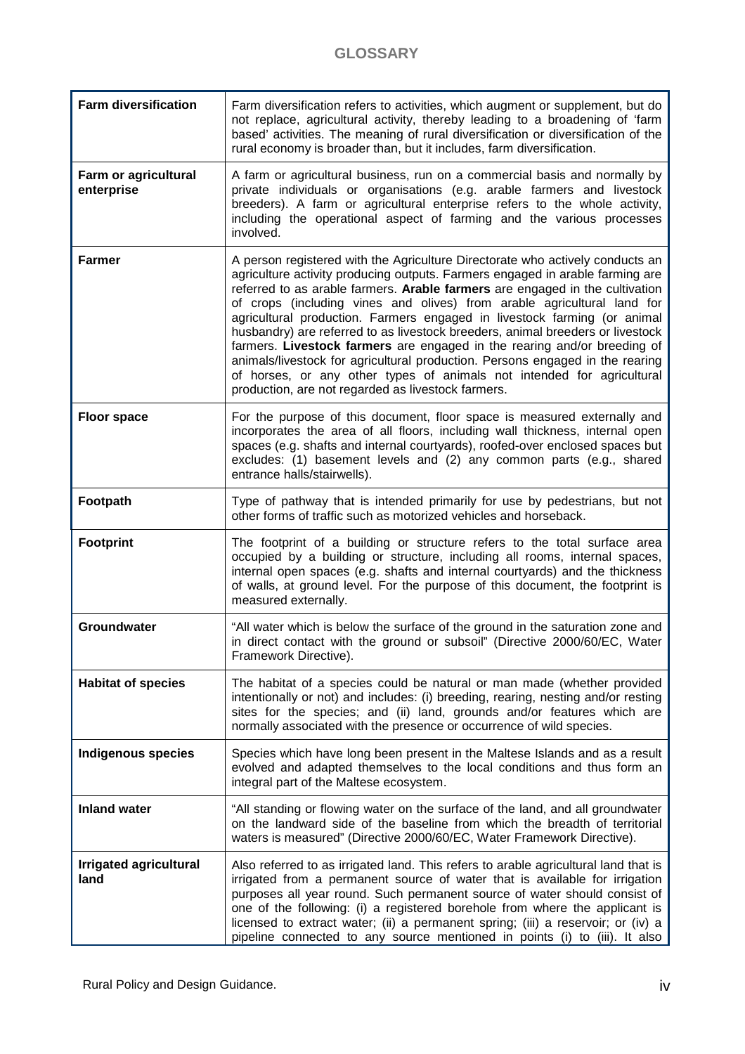# GLOSSARY

| | |
|---|---|
| **Farm diversification** | Farm diversification refers to activities, which augment or supplement, but do not replace, agricultural activity, thereby leading to a broadening of 'farm based' activities. The meaning of rural diversification or diversification of the rural economy is broader than, but it includes, farm diversification. |
| **Farm or agricultural enterprise** | A farm or agricultural business, run on a commercial basis and normally by private individuals or organisations (e.g. arable farmers and livestock breeders). A farm or agricultural enterprise refers to the whole activity, including the operational aspect of farming and the various processes involved. |
| **Farmer** | A person registered with the Agriculture Directorate who actively conducts an agriculture activity producing outputs. Farmers engaged in arable farming are referred to as arable farmers. **Arable farmers** are engaged in the cultivation of crops (including vines and olives) from arable agricultural land for agricultural production. Farmers engaged in livestock farming (or animal husbandry) are referred to as livestock breeders, animal breeders or livestock farmers. **Livestock farmers** are engaged in the rearing and/or breeding of animals/livestock for agricultural production. Persons engaged in the rearing of horses, or any other types of animals not intended for agricultural production, are not regarded as livestock farmers. |
| **Floor space** | For the purpose of this document, floor space is measured externally and incorporates the area of all floors, including wall thickness, internal open spaces (e.g. shafts and internal courtyards), roofed-over enclosed spaces but excludes: (1) basement levels and (2) any common parts (e.g., shared entrance halls/stairwells). |
| **Footpath** | Type of pathway that is intended primarily for use by pedestrians, but not other forms of traffic such as motorized vehicles and horseback. |
| **Footprint** | The footprint of a building or structure refers to the total surface area occupied by a building or structure, including all rooms, internal spaces, internal open spaces (e.g. shafts and internal courtyards) and the thickness of walls, at ground level. For the purpose of this document, the footprint is measured externally. |
| **Groundwater** | "All water which is below the surface of the ground in the saturation zone and in direct contact with the ground or subsoil" (Directive 2000/60/EC, Water Framework Directive). |
| **Habitat of species** | The habitat of a species could be natural or man made (whether provided intentionally or not) and includes: (i) breeding, rearing, nesting and/or resting sites for the species; and (ii) land, grounds and/or features which are normally associated with the presence or occurrence of wild species. |
| **Indigenous species** | Species which have long been present in the Maltese Islands and as a result evolved and adapted themselves to the local conditions and thus form an integral part of the Maltese ecosystem. |
| **Inland water** | "All standing or flowing water on the surface of the land, and all groundwater on the landward side of the baseline from which the breadth of territorial waters is measured" (Directive 2000/60/EC, Water Framework Directive). |
| **Irrigated agricultural land** | Also referred to as irrigated land. This refers to arable agricultural land that is irrigated from a permanent source of water that is available for irrigation purposes all year round. Such permanent source of water should consist of one of the following: (i) a registered borehole from where the applicant is licensed to extract water; (ii) a permanent spring; (iii) a reservoir; or (iv) a pipeline connected to any source mentioned in points (i) to (iii). It also |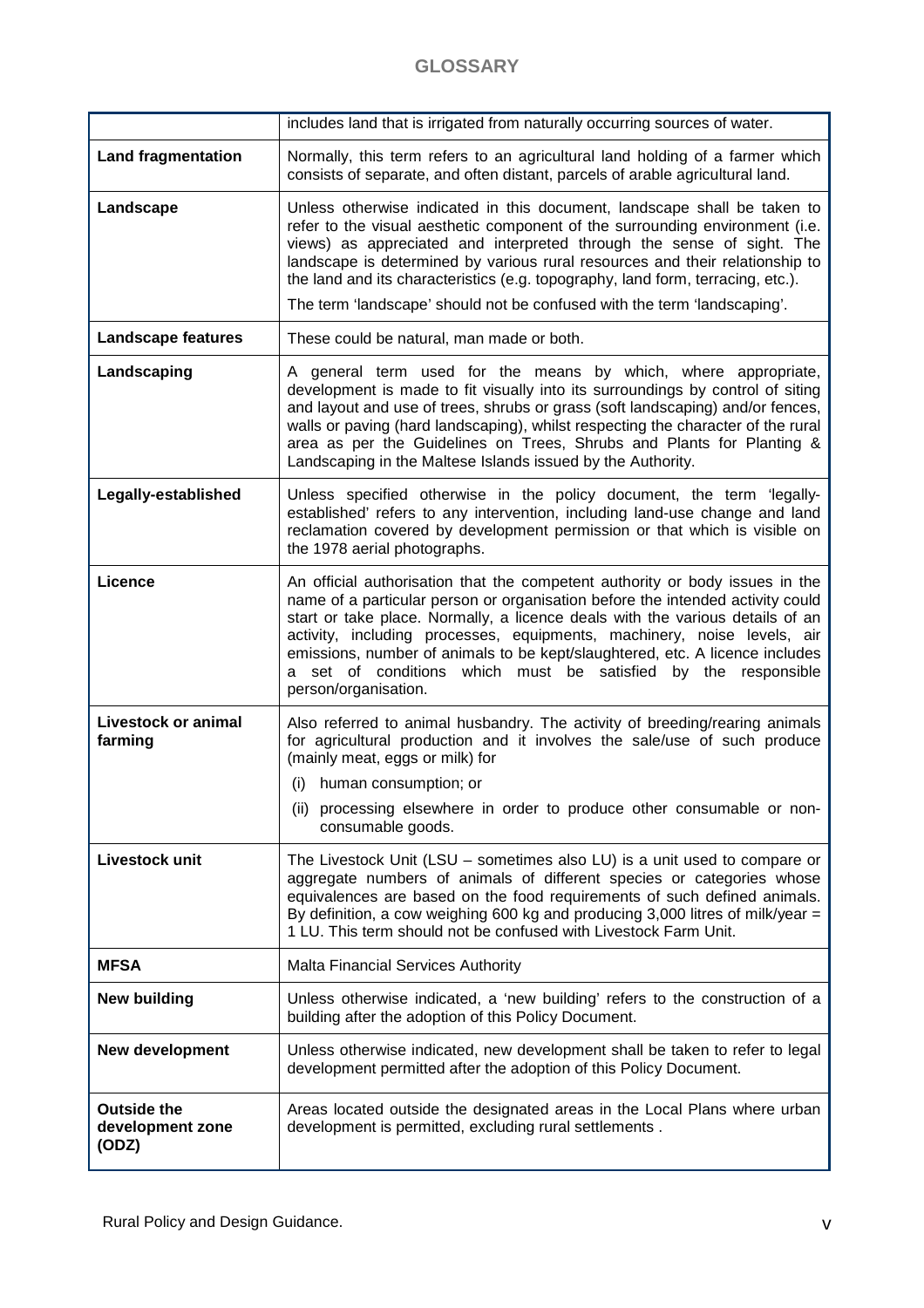# GLOSSARY

| | |
|---|---|
| | includes land that is irrigated from naturally occurring sources of water. |
| **Land fragmentation** | Normally, this term refers to an agricultural land holding of a farmer which consists of separate, and often distant, parcels of arable agricultural land. |
| **Landscape** | Unless otherwise indicated in this document, landscape shall be taken to refer to the visual aesthetic component of the surrounding environment (i.e. views) as appreciated and interpreted through the sense of sight. The landscape is determined by various rural resources and their relationship to the land and its characteristics (e.g. topography, land form, terracing, etc.).<br><br>The term 'landscape' should not be confused with the term 'landscaping'. |
| **Landscape features** | These could be natural, man made or both. |
| **Landscaping** | A general term used for the means by which, where appropriate, development is made to fit visually into its surroundings by control of siting and layout and use of trees, shrubs or grass (soft landscaping) and/or fences, walls or paving (hard landscaping), whilst respecting the character of the rural area as per the Guidelines on Trees, Shrubs and Plants for Planting & Landscaping in the Maltese Islands issued by the Authority. |
| **Legally-established** | Unless specified otherwise in the policy document, the term 'legally-established' refers to any intervention, including land-use change and land reclamation covered by development permission or that which is visible on the 1978 aerial photographs. |
| **Licence** | An official authorisation that the competent authority or body issues in the name of a particular person or organisation before the intended activity could start or take place. Normally, a licence deals with the various details of an activity, including processes, equipments, machinery, noise levels, air emissions, number of animals to be kept/slaughtered, etc. A licence includes a set of conditions which must be satisfied by the responsible person/organisation. |
| **Livestock or animal farming** | Also referred to animal husbandry. The activity of breeding/rearing animals for agricultural production and it involves the sale/use of such produce (mainly meat, eggs or milk) for<br>(i) human consumption; or<br>(ii) processing elsewhere in order to produce other consumable or non-consumable goods. |
| **Livestock unit** | The Livestock Unit (LSU – sometimes also LU) is a unit used to compare or aggregate numbers of animals of different species or categories whose equivalences are based on the food requirements of such defined animals. By definition, a cow weighing 600 kg and producing 3,000 litres of milk/year = 1 LU. This term should not be confused with Livestock Farm Unit. |
| **MFSA** | Malta Financial Services Authority |
| **New building** | Unless otherwise indicated, a 'new building' refers to the construction of a building after the adoption of this Policy Document. |
| **New development** | Unless otherwise indicated, new development shall be taken to refer to legal development permitted after the adoption of this Policy Document. |
| **Outside the development zone (ODZ)** | Areas located outside the designated areas in the Local Plans where urban development is permitted, excluding rural settlements . |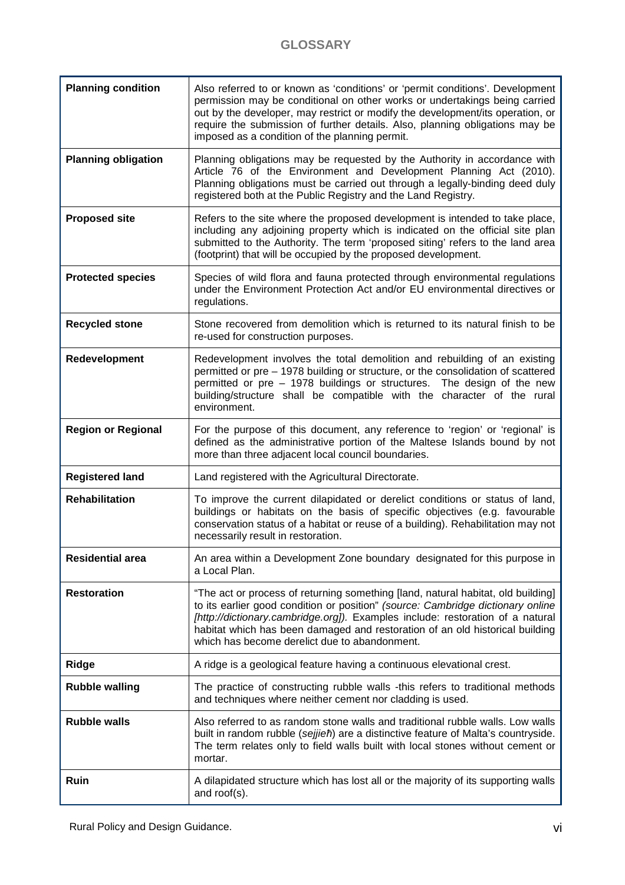## GLOSSARY

| Term | Definition |
|---|---|
| **Planning condition** | Also referred to or known as 'conditions' or 'permit conditions'. Development permission may be conditional on other works or undertakings being carried out by the developer, may restrict or modify the development/its operation, or require the submission of further details. Also, planning obligations may be imposed as a condition of the planning permit. |
| **Planning obligation** | Planning obligations may be requested by the Authority in accordance with Article 76 of the Environment and Development Planning Act (2010). Planning obligations must be carried out through a legally-binding deed duly registered both at the Public Registry and the Land Registry. |
| **Proposed site** | Refers to the site where the proposed development is intended to take place, including any adjoining property which is indicated on the official site plan submitted to the Authority. The term 'proposed siting' refers to the land area (footprint) that will be occupied by the proposed development. |
| **Protected species** | Species of wild flora and fauna protected through environmental regulations under the Environment Protection Act and/or EU environmental directives or regulations. |
| **Recycled stone** | Stone recovered from demolition which is returned to its natural finish to be re-used for construction purposes. |
| **Redevelopment** | Redevelopment involves the total demolition and rebuilding of an existing permitted or pre – 1978 building or structure, or the consolidation of scattered permitted or pre – 1978 buildings or structures. The design of the new building/structure shall be compatible with the character of the rural environment. |
| **Region or Regional** | For the purpose of this document, any reference to 'region' or 'regional' is defined as the administrative portion of the Maltese Islands bound by not more than three adjacent local council boundaries. |
| **Registered land** | Land registered with the Agricultural Directorate. |
| **Rehabilitation** | To improve the current dilapidated or derelict conditions or status of land, buildings or habitats on the basis of specific objectives (e.g. favourable conservation status of a habitat or reuse of a building). Rehabilitation may not necessarily result in restoration. |
| **Residential area** | An area within a Development Zone boundary designated for this purpose in a Local Plan. |
| **Restoration** | "The act or process of returning something [land, natural habitat, old building] to its earlier good condition or position" *(source: Cambridge dictionary online [http://dictionary.cambridge.org]).* Examples include: restoration of a natural habitat which has been damaged and restoration of an old historical building which has become derelict due to abandonment. |
| **Ridge** | A ridge is a geological feature having a continuous elevational crest. |
| **Rubble walling** | The practice of constructing rubble walls -this refers to traditional methods and techniques where neither cement nor cladding is used. |
| **Rubble walls** | Also referred to as random stone walls and traditional rubble walls. Low walls built in random rubble (*sejjieħ*) are a distinctive feature of Malta's countryside. The term relates only to field walls built with local stones without cement or mortar. |
| **Ruin** | A dilapidated structure which has lost all or the majority of its supporting walls and roof(s). |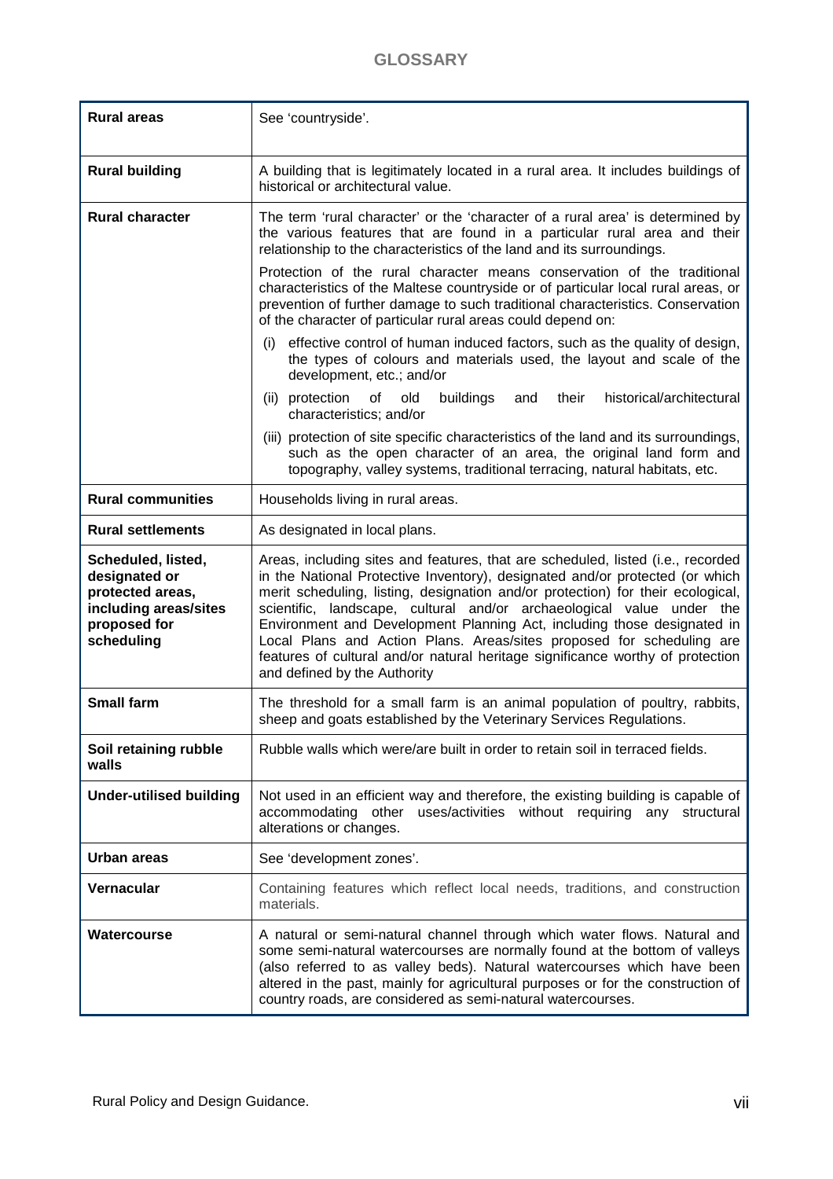# GLOSSARY

| Term | Definition |
|---|---|
| **Rural areas** | See 'countryside'. |
| **Rural building** | A building that is legitimately located in a rural area. It includes buildings of historical or architectural value. |
| **Rural character** | The term 'rural character' or the 'character of a rural area' is determined by the various features that are found in a particular rural area and their relationship to the characteristics of the land and its surroundings.<br><br>Protection of the rural character means conservation of the traditional characteristics of the Maltese countryside or of particular local rural areas, or prevention of further damage to such traditional characteristics. Conservation of the character of particular rural areas could depend on:<br><br>(i) effective control of human induced factors, such as the quality of design, the types of colours and materials used, the layout and scale of the development, etc.; and/or<br><br>(ii) protection of old buildings and their historical/architectural characteristics; and/or<br><br>(iii) protection of site specific characteristics of the land and its surroundings, such as the open character of an area, the original land form and topography, valley systems, traditional terracing, natural habitats, etc. |
| **Rural communities** | Households living in rural areas. |
| **Rural settlements** | As designated in local plans. |
| **Scheduled, listed, designated or protected areas, including areas/sites proposed for scheduling** | Areas, including sites and features, that are scheduled, listed (i.e., recorded in the National Protective Inventory), designated and/or protected (or which merit scheduling, listing, designation and/or protection) for their ecological, scientific, landscape, cultural and/or archaeological value under the Environment and Development Planning Act, including those designated in Local Plans and Action Plans. Areas/sites proposed for scheduling are features of cultural and/or natural heritage significance worthy of protection and defined by the Authority |
| **Small farm** | The threshold for a small farm is an animal population of poultry, rabbits, sheep and goats established by the Veterinary Services Regulations. |
| **Soil retaining rubble walls** | Rubble walls which were/are built in order to retain soil in terraced fields. |
| **Under-utilised building** | Not used in an efficient way and therefore, the existing building is capable of accommodating other uses/activities without requiring any structural alterations or changes. |
| **Urban areas** | See 'development zones'. |
| **Vernacular** | Containing features which reflect local needs, traditions, and construction materials. |
| **Watercourse** | A natural or semi-natural channel through which water flows. Natural and some semi-natural watercourses are normally found at the bottom of valleys (also referred to as valley beds). Natural watercourses which have been altered in the past, mainly for agricultural purposes or for the construction of country roads, are considered as semi-natural watercourses. |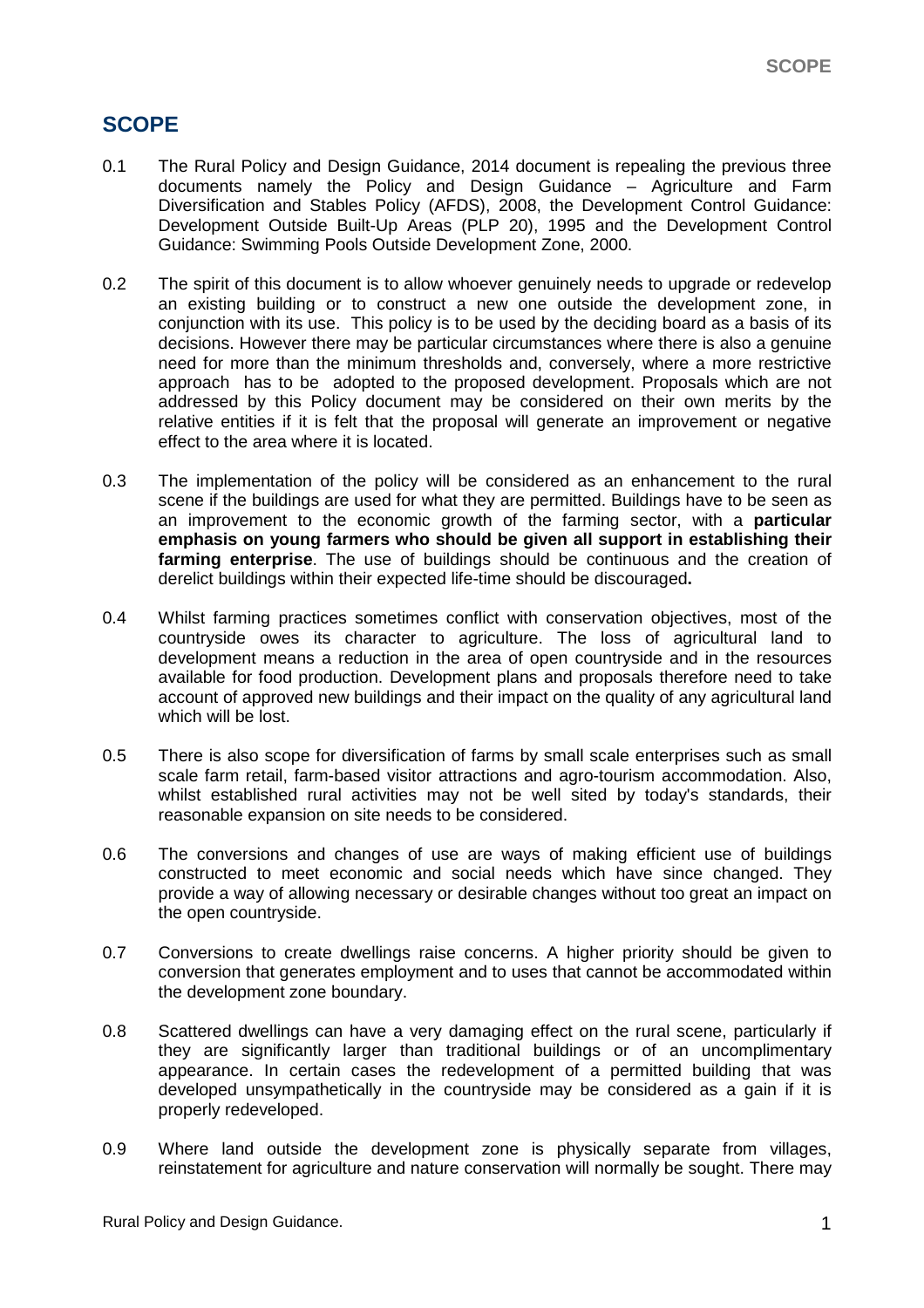# SCOPE

0.1 The Rural Policy and Design Guidance, 2014 document is repealing the previous three documents namely the Policy and Design Guidance – Agriculture and Farm Diversification and Stables Policy (AFDS), 2008, the Development Control Guidance: Development Outside Built-Up Areas (PLP 20), 1995 and the Development Control Guidance: Swimming Pools Outside Development Zone, 2000.

0.2 The spirit of this document is to allow whoever genuinely needs to upgrade or redevelop an existing building or to construct a new one outside the development zone, in conjunction with its use. This policy is to be used by the deciding board as a basis of its decisions. However there may be particular circumstances where there is also a genuine need for more than the minimum thresholds and, conversely, where a more restrictive approach has to be adopted to the proposed development. Proposals which are not addressed by this Policy document may be considered on their own merits by the relative entities if it is felt that the proposal will generate an improvement or negative effect to the area where it is located.

0.3 The implementation of the policy will be considered as an enhancement to the rural scene if the buildings are used for what they are permitted. Buildings have to be seen as an improvement to the economic growth of the farming sector, with a **particular emphasis on young farmers who should be given all support in establishing their farming enterprise**. The use of buildings should be continuous and the creation of derelict buildings within their expected life-time should be discouraged**.**

0.4 Whilst farming practices sometimes conflict with conservation objectives, most of the countryside owes its character to agriculture. The loss of agricultural land to development means a reduction in the area of open countryside and in the resources available for food production. Development plans and proposals therefore need to take account of approved new buildings and their impact on the quality of any agricultural land which will be lost.

0.5 There is also scope for diversification of farms by small scale enterprises such as small scale farm retail, farm-based visitor attractions and agro-tourism accommodation. Also, whilst established rural activities may not be well sited by today's standards, their reasonable expansion on site needs to be considered.

0.6 The conversions and changes of use are ways of making efficient use of buildings constructed to meet economic and social needs which have since changed. They provide a way of allowing necessary or desirable changes without too great an impact on the open countryside.

0.7 Conversions to create dwellings raise concerns. A higher priority should be given to conversion that generates employment and to uses that cannot be accommodated within the development zone boundary.

0.8 Scattered dwellings can have a very damaging effect on the rural scene, particularly if they are significantly larger than traditional buildings or of an uncomplimentary appearance. In certain cases the redevelopment of a permitted building that was developed unsympathetically in the countryside may be considered as a gain if it is properly redeveloped.

0.9 Where land outside the development zone is physically separate from villages, reinstatement for agriculture and nature conservation will normally be sought. There may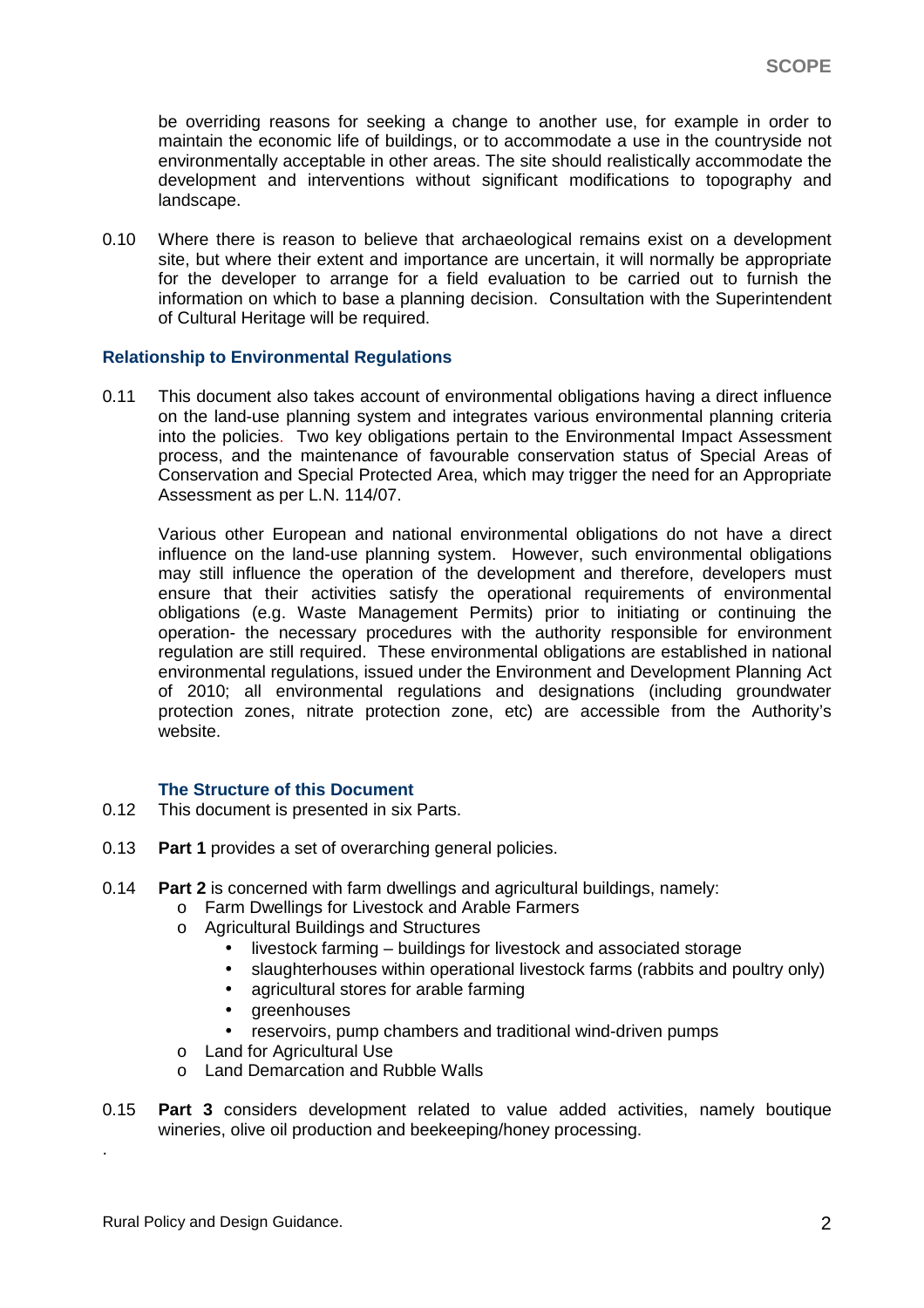be overriding reasons for seeking a change to another use, for example in order to maintain the economic life of buildings, or to accommodate a use in the countryside not environmentally acceptable in other areas. The site should realistically accommodate the development and interventions without significant modifications to topography and landscape.

0.10 Where there is reason to believe that archaeological remains exist on a development site, but where their extent and importance are uncertain, it will normally be appropriate for the developer to arrange for a field evaluation to be carried out to furnish the information on which to base a planning decision. Consultation with the Superintendent of Cultural Heritage will be required.

### Relationship to Environmental Regulations

0.11 This document also takes account of environmental obligations having a direct influence on the land-use planning system and integrates various environmental planning criteria into the policies. Two key obligations pertain to the Environmental Impact Assessment process, and the maintenance of favourable conservation status of Special Areas of Conservation and Special Protected Area, which may trigger the need for an Appropriate Assessment as per L.N. 114/07.

Various other European and national environmental obligations do not have a direct influence on the land-use planning system. However, such environmental obligations may still influence the operation of the development and therefore, developers must ensure that their activities satisfy the operational requirements of environmental obligations (e.g. Waste Management Permits) prior to initiating or continuing the operation- the necessary procedures with the authority responsible for environment regulation are still required. These environmental obligations are established in national environmental regulations, issued under the Environment and Development Planning Act of 2010; all environmental regulations and designations (including groundwater protection zones, nitrate protection zone, etc) are accessible from the Authority's website.

### The Structure of this Document

0.12 This document is presented in six Parts.

0.13 **Part 1** provides a set of overarching general policies.

0.14 **Part 2** is concerned with farm dwellings and agricultural buildings, namely:

- Farm Dwellings for Livestock and Arable Farmers
- Agricultural Buildings and Structures
  - livestock farming – buildings for livestock and associated storage
  - slaughterhouses within operational livestock farms (rabbits and poultry only)
  - agricultural stores for arable farming
  - greenhouses
  - reservoirs, pump chambers and traditional wind-driven pumps
- Land for Agricultural Use
- Land Demarcation and Rubble Walls

0.15 **Part 3** considers development related to value added activities, namely boutique wineries, olive oil production and beekeeping/honey processing.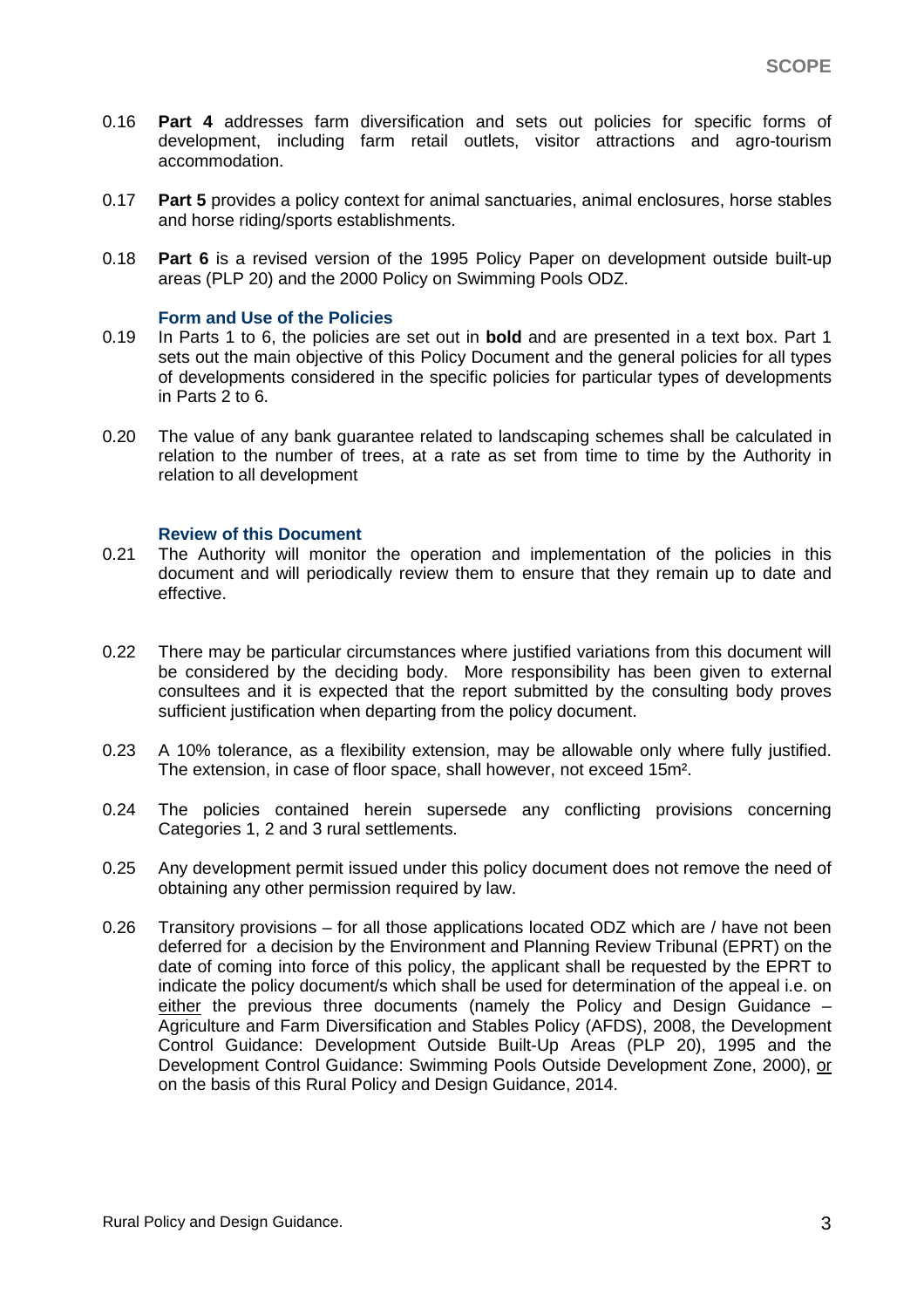0.16 **Part 4** addresses farm diversification and sets out policies for specific forms of development, including farm retail outlets, visitor attractions and agro-tourism accommodation.

0.17 **Part 5** provides a policy context for animal sanctuaries, animal enclosures, horse stables and horse riding/sports establishments.

0.18 **Part 6** is a revised version of the 1995 Policy Paper on development outside built-up areas (PLP 20) and the 2000 Policy on Swimming Pools ODZ.

### Form and Use of the Policies

0.19 In Parts 1 to 6, the policies are set out in **bold** and are presented in a text box. Part 1 sets out the main objective of this Policy Document and the general policies for all types of developments considered in the specific policies for particular types of developments in Parts 2 to 6.

0.20 The value of any bank guarantee related to landscaping schemes shall be calculated in relation to the number of trees, at a rate as set from time to time by the Authority in relation to all development

### Review of this Document

0.21 The Authority will monitor the operation and implementation of the policies in this document and will periodically review them to ensure that they remain up to date and effective.

0.22 There may be particular circumstances where justified variations from this document will be considered by the deciding body. More responsibility has been given to external consultees and it is expected that the report submitted by the consulting body proves sufficient justification when departing from the policy document.

0.23 A 10% tolerance, as a flexibility extension, may be allowable only where fully justified. The extension, in case of floor space, shall however, not exceed 15m².

0.24 The policies contained herein supersede any conflicting provisions concerning Categories 1, 2 and 3 rural settlements.

0.25 Any development permit issued under this policy document does not remove the need of obtaining any other permission required by law.

0.26 Transitory provisions – for all those applications located ODZ which are / have not been deferred for a decision by the Environment and Planning Review Tribunal (EPRT) on the date of coming into force of this policy, the applicant shall be requested by the EPRT to indicate the policy document/s which shall be used for determination of the appeal i.e. on <u>either</u> the previous three documents (namely the Policy and Design Guidance – Agriculture and Farm Diversification and Stables Policy (AFDS), 2008, the Development Control Guidance: Development Outside Built-Up Areas (PLP 20), 1995 and the Development Control Guidance: Swimming Pools Outside Development Zone, 2000), <u>or</u> on the basis of this Rural Policy and Design Guidance, 2014.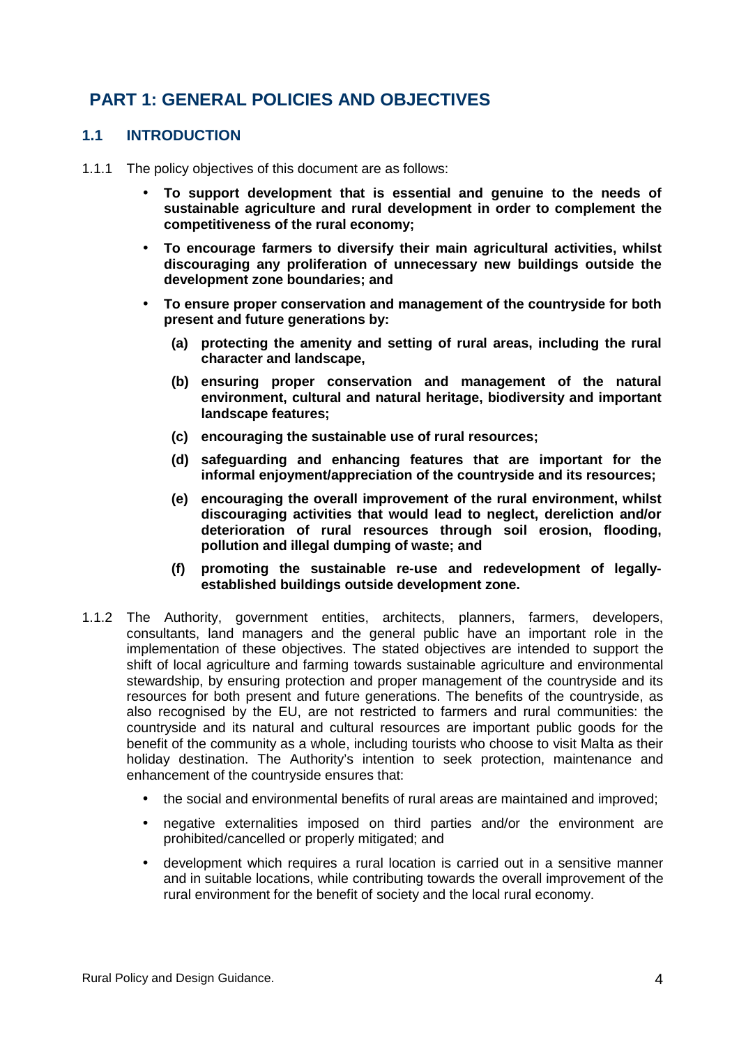# PART 1: GENERAL POLICIES AND OBJECTIVES

## 1.1 INTRODUCTION

1.1.1 The policy objectives of this document are as follows:

- **To support development that is essential and genuine to the needs of sustainable agriculture and rural development in order to complement the competitiveness of the rural economy;**
- **To encourage farmers to diversify their main agricultural activities, whilst discouraging any proliferation of unnecessary new buildings outside the development zone boundaries; and**
- **To ensure proper conservation and management of the countryside for both present and future generations by:**
  - **(a) protecting the amenity and setting of rural areas, including the rural character and landscape,**
  - **(b) ensuring proper conservation and management of the natural environment, cultural and natural heritage, biodiversity and important landscape features;**
  - **(c) encouraging the sustainable use of rural resources;**
  - **(d) safeguarding and enhancing features that are important for the informal enjoyment/appreciation of the countryside and its resources;**
  - **(e) encouraging the overall improvement of the rural environment, whilst discouraging activities that would lead to neglect, dereliction and/or deterioration of rural resources through soil erosion, flooding, pollution and illegal dumping of waste; and**
  - **(f) promoting the sustainable re-use and redevelopment of legally-established buildings outside development zone.**

1.1.2 The Authority, government entities, architects, planners, farmers, developers, consultants, land managers and the general public have an important role in the implementation of these objectives. The stated objectives are intended to support the shift of local agriculture and farming towards sustainable agriculture and environmental stewardship, by ensuring protection and proper management of the countryside and its resources for both present and future generations. The benefits of the countryside, as also recognised by the EU, are not restricted to farmers and rural communities: the countryside and its natural and cultural resources are important public goods for the benefit of the community as a whole, including tourists who choose to visit Malta as their holiday destination. The Authority's intention to seek protection, maintenance and enhancement of the countryside ensures that:

- the social and environmental benefits of rural areas are maintained and improved;
- negative externalities imposed on third parties and/or the environment are prohibited/cancelled or properly mitigated; and
- development which requires a rural location is carried out in a sensitive manner and in suitable locations, while contributing towards the overall improvement of the rural environment for the benefit of society and the local rural economy.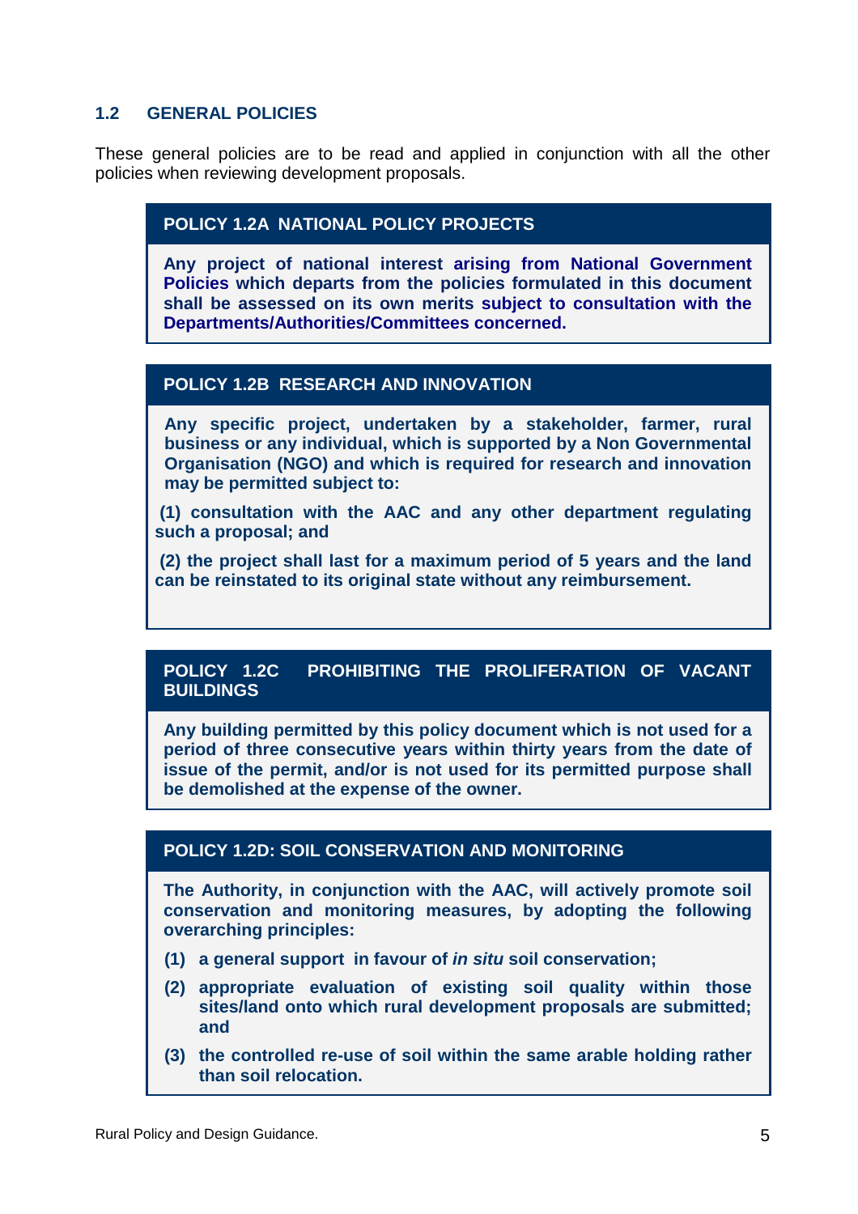## 1.2 GENERAL POLICIES

These general policies are to be read and applied in conjunction with all the other policies when reviewing development proposals.

### POLICY 1.2A NATIONAL POLICY PROJECTS

**Any project of national interest arising from National Government Policies which departs from the policies formulated in this document shall be assessed on its own merits subject to consultation with the Departments/Authorities/Committees concerned.**

### POLICY 1.2B RESEARCH AND INNOVATION

**Any specific project, undertaken by a stakeholder, farmer, rural business or any individual, which is supported by a Non Governmental Organisation (NGO) and which is required for research and innovation may be permitted subject to:**

**(1) consultation with the AAC and any other department regulating such a proposal; and**

**(2) the project shall last for a maximum period of 5 years and the land can be reinstated to its original state without any reimbursement.**

### POLICY 1.2C PROHIBITING THE PROLIFERATION OF VACANT BUILDINGS

**Any building permitted by this policy document which is not used for a period of three consecutive years within thirty years from the date of issue of the permit, and/or is not used for its permitted purpose shall be demolished at the expense of the owner.**

### POLICY 1.2D: SOIL CONSERVATION AND MONITORING

**The Authority, in conjunction with the AAC, will actively promote soil conservation and monitoring measures, by adopting the following overarching principles:**

**(1) a general support in favour of *in situ* soil conservation;**

**(2) appropriate evaluation of existing soil quality within those sites/land onto which rural development proposals are submitted; and**

**(3) the controlled re-use of soil within the same arable holding rather than soil relocation.**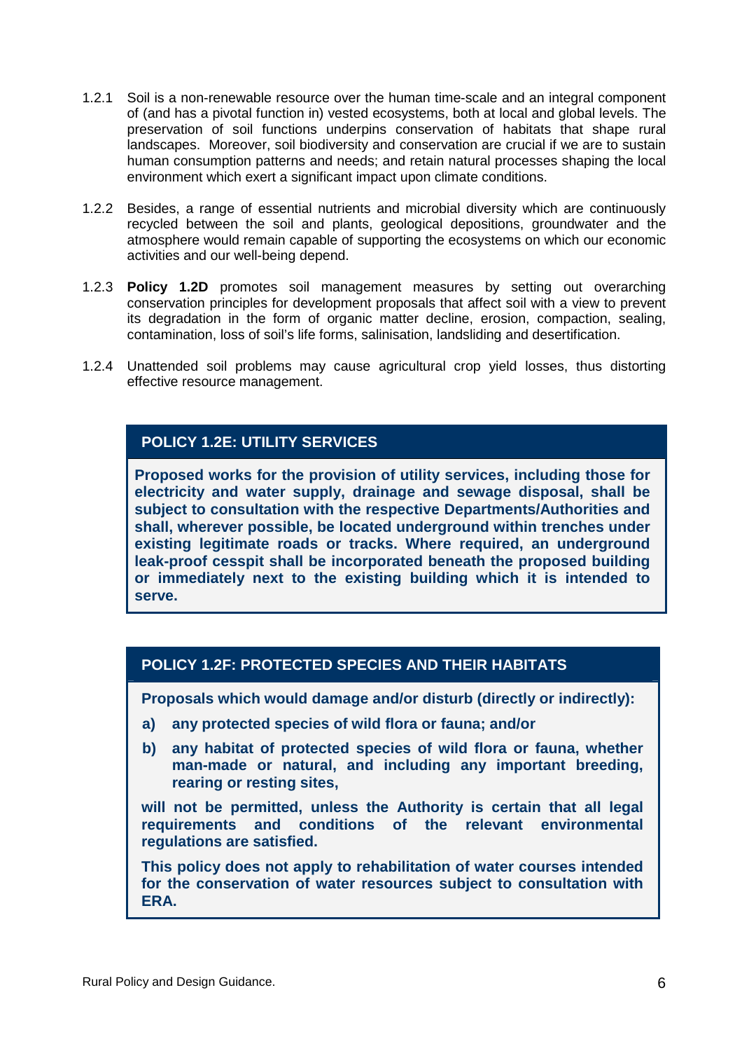1.2.1 Soil is a non-renewable resource over the human time-scale and an integral component of (and has a pivotal function in) vested ecosystems, both at local and global levels. The preservation of soil functions underpins conservation of habitats that shape rural landscapes. Moreover, soil biodiversity and conservation are crucial if we are to sustain human consumption patterns and needs; and retain natural processes shaping the local environment which exert a significant impact upon climate conditions.

1.2.2 Besides, a range of essential nutrients and microbial diversity which are continuously recycled between the soil and plants, geological depositions, groundwater and the atmosphere would remain capable of supporting the ecosystems on which our economic activities and our well-being depend.

1.2.3 **Policy 1.2D** promotes soil management measures by setting out overarching conservation principles for development proposals that affect soil with a view to prevent its degradation in the form of organic matter decline, erosion, compaction, sealing, contamination, loss of soil's life forms, salinisation, landsliding and desertification.

1.2.4 Unattended soil problems may cause agricultural crop yield losses, thus distorting effective resource management.

### POLICY 1.2E: UTILITY SERVICES

**Proposed works for the provision of utility services, including those for electricity and water supply, drainage and sewage disposal, shall be subject to consultation with the respective Departments/Authorities and shall, wherever possible, be located underground within trenches under existing legitimate roads or tracks. Where required, an underground leak-proof cesspit shall be incorporated beneath the proposed building or immediately next to the existing building which it is intended to serve.**

### POLICY 1.2F: PROTECTED SPECIES AND THEIR HABITATS

**Proposals which would damage and/or disturb (directly or indirectly):**

**a) any protected species of wild flora or fauna; and/or**

**b) any habitat of protected species of wild flora or fauna, whether man-made or natural, and including any important breeding, rearing or resting sites,**

**will not be permitted, unless the Authority is certain that all legal requirements and conditions of the relevant environmental regulations are satisfied.**

**This policy does not apply to rehabilitation of water courses intended for the conservation of water resources subject to consultation with ERA.**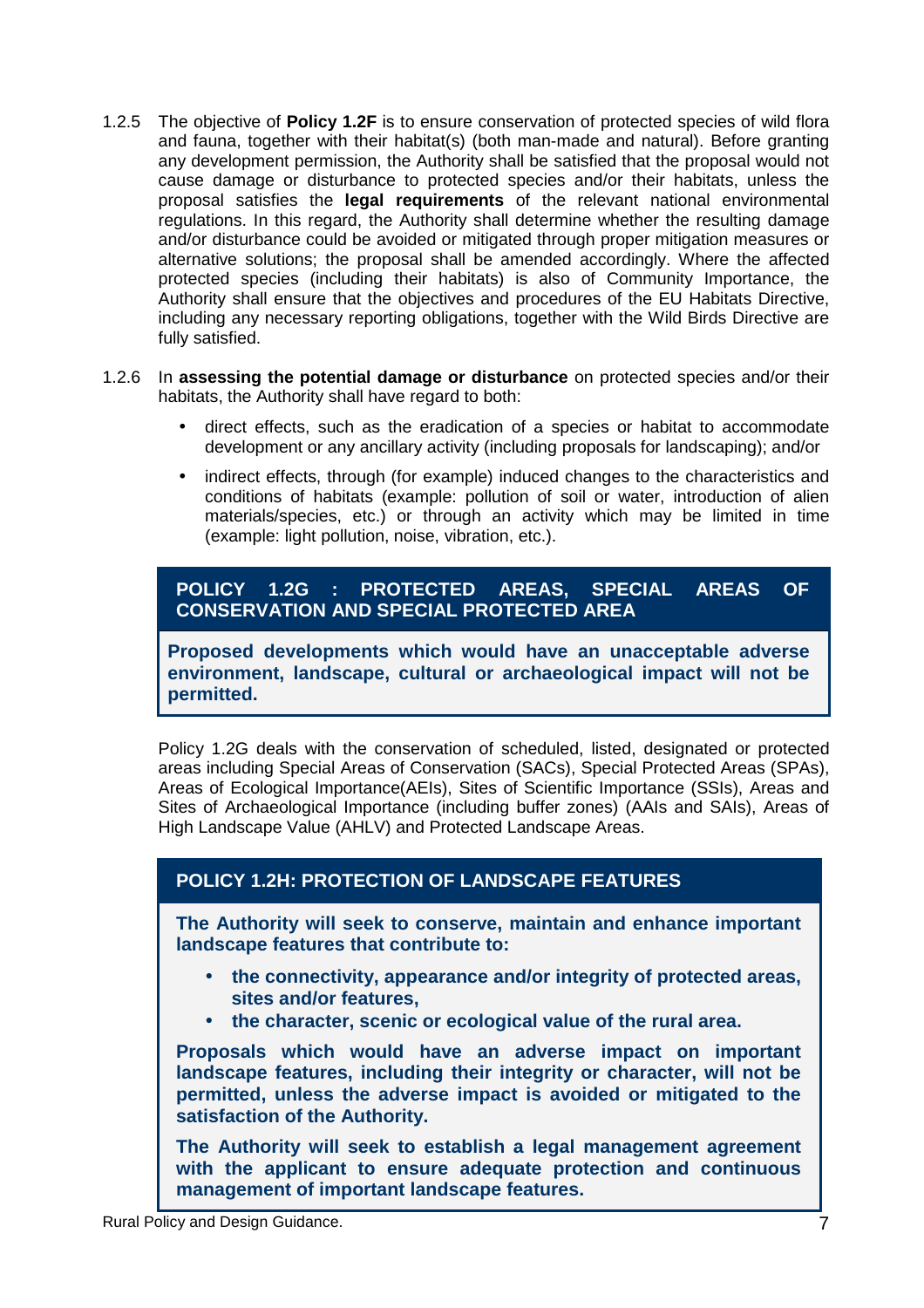1.2.5 The objective of **Policy 1.2F** is to ensure conservation of protected species of wild flora and fauna, together with their habitat(s) (both man-made and natural). Before granting any development permission, the Authority shall be satisfied that the proposal would not cause damage or disturbance to protected species and/or their habitats, unless the proposal satisfies the **legal requirements** of the relevant national environmental regulations. In this regard, the Authority shall determine whether the resulting damage and/or disturbance could be avoided or mitigated through proper mitigation measures or alternative solutions; the proposal shall be amended accordingly. Where the affected protected species (including their habitats) is also of Community Importance, the Authority shall ensure that the objectives and procedures of the EU Habitats Directive, including any necessary reporting obligations, together with the Wild Birds Directive are fully satisfied.

1.2.6 In **assessing the potential damage or disturbance** on protected species and/or their habitats, the Authority shall have regard to both:

- direct effects, such as the eradication of a species or habitat to accommodate development or any ancillary activity (including proposals for landscaping); and/or
- indirect effects, through (for example) induced changes to the characteristics and conditions of habitats (example: pollution of soil or water, introduction of alien materials/species, etc.) or through an activity which may be limited in time (example: light pollution, noise, vibration, etc.).

### POLICY 1.2G : PROTECTED AREAS, SPECIAL AREAS OF CONSERVATION AND SPECIAL PROTECTED AREA

**Proposed developments which would have an unacceptable adverse environment, landscape, cultural or archaeological impact will not be permitted.**

Policy 1.2G deals with the conservation of scheduled, listed, designated or protected areas including Special Areas of Conservation (SACs), Special Protected Areas (SPAs), Areas of Ecological Importance(AEIs), Sites of Scientific Importance (SSIs), Areas and Sites of Archaeological Importance (including buffer zones) (AAIs and SAIs), Areas of High Landscape Value (AHLV) and Protected Landscape Areas.

### POLICY 1.2H: PROTECTION OF LANDSCAPE FEATURES

**The Authority will seek to conserve, maintain and enhance important landscape features that contribute to:**

- **the connectivity, appearance and/or integrity of protected areas, sites and/or features,**
- **the character, scenic or ecological value of the rural area.**

**Proposals which would have an adverse impact on important landscape features, including their integrity or character, will not be permitted, unless the adverse impact is avoided or mitigated to the satisfaction of the Authority.**

**The Authority will seek to establish a legal management agreement with the applicant to ensure adequate protection and continuous management of important landscape features.**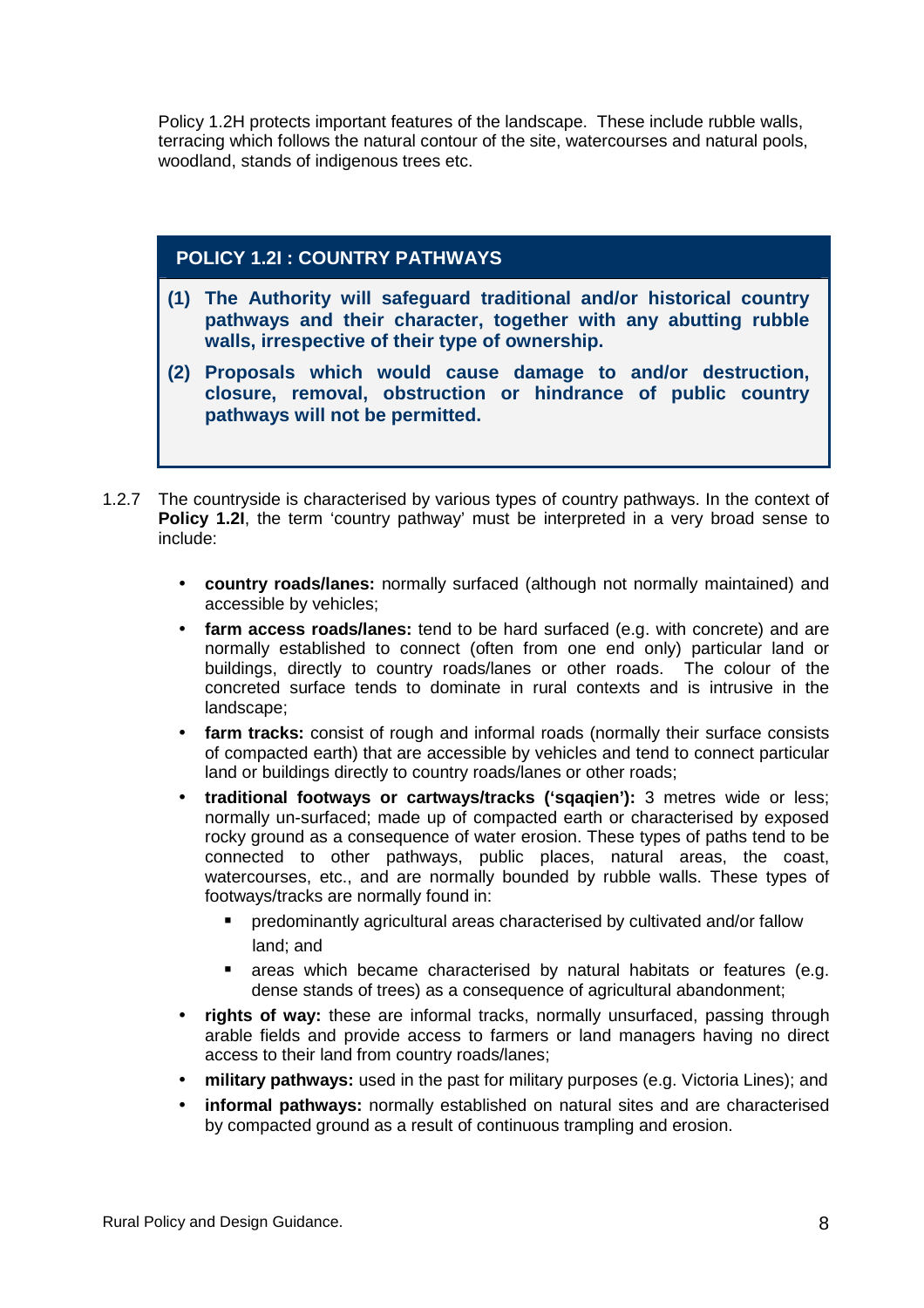Policy 1.2H protects important features of the landscape. These include rubble walls, terracing which follows the natural contour of the site, watercourses and natural pools, woodland, stands of indigenous trees etc.

## POLICY 1.2I : COUNTRY PATHWAYS

**(1) The Authority will safeguard traditional and/or historical country pathways and their character, together with any abutting rubble walls, irrespective of their type of ownership.**

**(2) Proposals which would cause damage to and/or destruction, closure, removal, obstruction or hindrance of public country pathways will not be permitted.**

1.2.7 The countryside is characterised by various types of country pathways. In the context of **Policy 1.2I**, the term 'country pathway' must be interpreted in a very broad sense to include:

- **country roads/lanes:** normally surfaced (although not normally maintained) and accessible by vehicles;
- **farm access roads/lanes:** tend to be hard surfaced (e.g. with concrete) and are normally established to connect (often from one end only) particular land or buildings, directly to country roads/lanes or other roads. The colour of the concreted surface tends to dominate in rural contexts and is intrusive in the landscape;
- **farm tracks:** consist of rough and informal roads (normally their surface consists of compacted earth) that are accessible by vehicles and tend to connect particular land or buildings directly to country roads/lanes or other roads;
- **traditional footways or cartways/tracks ('sqaqien'):** 3 metres wide or less; normally un-surfaced; made up of compacted earth or characterised by exposed rocky ground as a consequence of water erosion. These types of paths tend to be connected to other pathways, public places, natural areas, the coast, watercourses, etc., and are normally bounded by rubble walls. These types of footways/tracks are normally found in:
  - predominantly agricultural areas characterised by cultivated and/or fallow land; and
  - areas which became characterised by natural habitats or features (e.g. dense stands of trees) as a consequence of agricultural abandonment;
- **rights of way:** these are informal tracks, normally unsurfaced, passing through arable fields and provide access to farmers or land managers having no direct access to their land from country roads/lanes;
- **military pathways:** used in the past for military purposes (e.g. Victoria Lines); and
- **informal pathways:** normally established on natural sites and are characterised by compacted ground as a result of continuous trampling and erosion.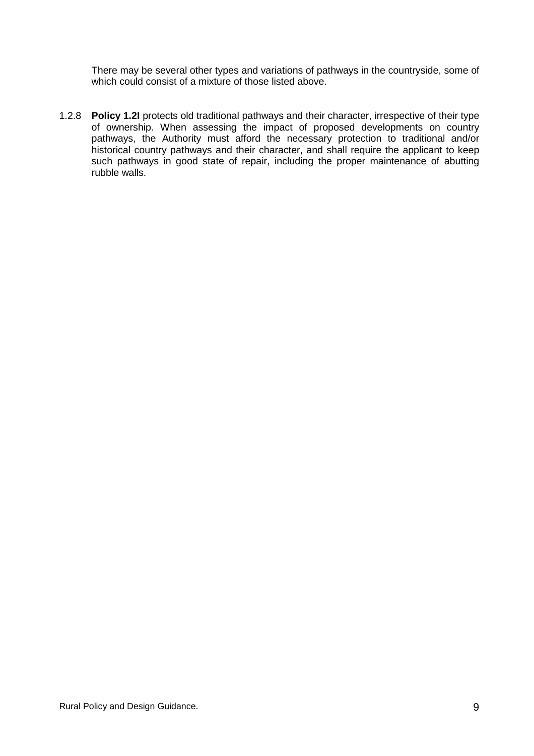There may be several other types and variations of pathways in the countryside, some of which could consist of a mixture of those listed above.

1.2.8 **Policy 1.2I** protects old traditional pathways and their character, irrespective of their type of ownership. When assessing the impact of proposed developments on country pathways, the Authority must afford the necessary protection to traditional and/or historical country pathways and their character, and shall require the applicant to keep such pathways in good state of repair, including the proper maintenance of abutting rubble walls.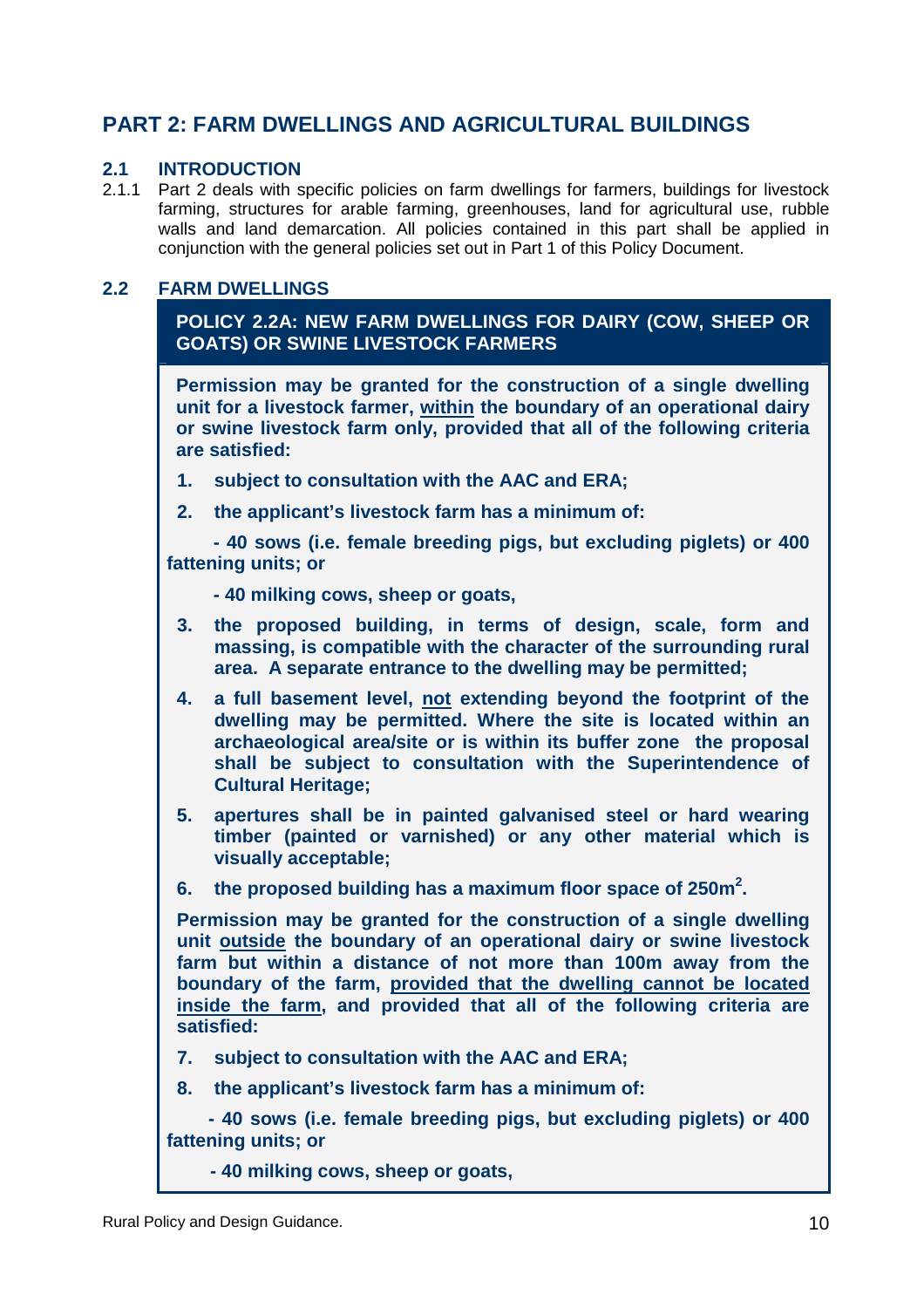# PART 2: FARM DWELLINGS AND AGRICULTURAL BUILDINGS

## 2.1 INTRODUCTION

2.1.1 Part 2 deals with specific policies on farm dwellings for farmers, buildings for livestock farming, structures for arable farming, greenhouses, land for agricultural use, rubble walls and land demarcation. All policies contained in this part shall be applied in conjunction with the general policies set out in Part 1 of this Policy Document.

## 2.2 FARM DWELLINGS

**POLICY 2.2A: NEW FARM DWELLINGS FOR DAIRY (COW, SHEEP OR GOATS) OR SWINE LIVESTOCK FARMERS**

**Permission may be granted for the construction of a single dwelling unit for a livestock farmer, <u>within</u> the boundary of an operational dairy or swine livestock farm only, provided that all of the following criteria are satisfied:**

1. **subject to consultation with the AAC and ERA;**
2. **the applicant's livestock farm has a minimum of:**

   **- 40 sows (i.e. female breeding pigs, but excluding piglets) or 400 fattening units; or**

   **- 40 milking cows, sheep or goats,**
3. **the proposed building, in terms of design, scale, form and massing, is compatible with the character of the surrounding rural area. A separate entrance to the dwelling may be permitted;**
4. **a full basement level, <u>not</u> extending beyond the footprint of the dwelling may be permitted. Where the site is located within an archaeological area/site or is within its buffer zone the proposal shall be subject to consultation with the Superintendence of Cultural Heritage;**
5. **apertures shall be in painted galvanised steel or hard wearing timber (painted or varnished) or any other material which is visually acceptable;**
6. **the proposed building has a maximum floor space of 250m$^2$.**

**Permission may be granted for the construction of a single dwelling unit <u>outside</u> the boundary of an operational dairy or swine livestock farm but within a distance of not more than 100m away from the boundary of the farm, <u>provided that the dwelling cannot be located inside the farm</u>, and provided that all of the following criteria are satisfied:**

7. **subject to consultation with the AAC and ERA;**
8. **the applicant's livestock farm has a minimum of:**

   **- 40 sows (i.e. female breeding pigs, but excluding piglets) or 400 fattening units; or**

   **- 40 milking cows, sheep or goats,**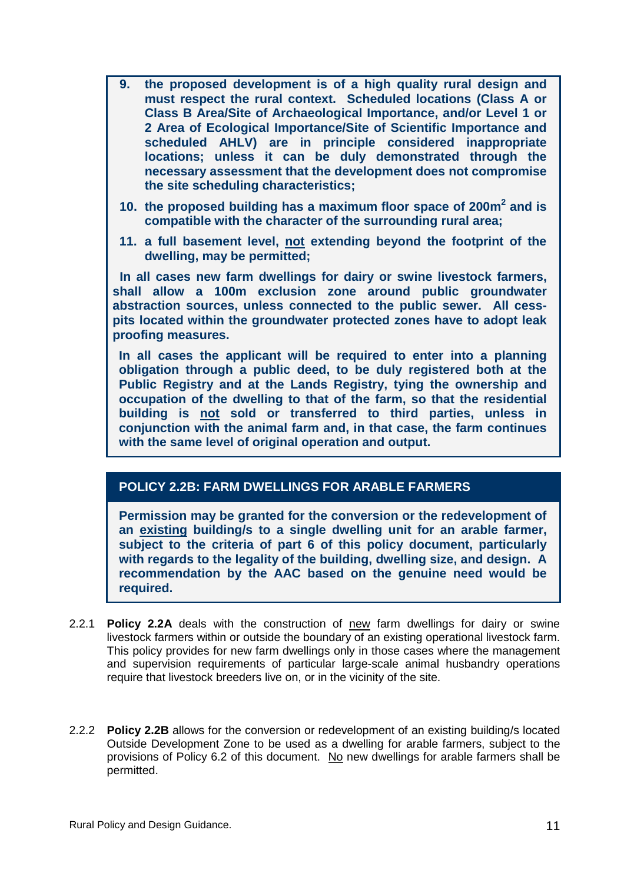9. **the proposed development is of a high quality rural design and must respect the rural context. Scheduled locations (Class A or Class B Area/Site of Archaeological Importance, and/or Level 1 or 2 Area of Ecological Importance/Site of Scientific Importance and scheduled AHLV) are in principle considered inappropriate locations; unless it can be duly demonstrated through the necessary assessment that the development does not compromise the site scheduling characteristics;**

10. **the proposed building has a maximum floor space of 200m$^2$ and is compatible with the character of the surrounding rural area;**

11. **a full basement level, <u>not</u> extending beyond the footprint of the dwelling, may be permitted;**

**In all cases new farm dwellings for dairy or swine livestock farmers, shall allow a 100m exclusion zone around public groundwater abstraction sources, unless connected to the public sewer. All cess-pits located within the groundwater protected zones have to adopt leak proofing measures.**

**In all cases the applicant will be required to enter into a planning obligation through a public deed, to be duly registered both at the Public Registry and at the Lands Registry, tying the ownership and occupation of the dwelling to that of the farm, so that the residential building is <u>not</u> sold or transferred to third parties, unless in conjunction with the animal farm and, in that case, the farm continues with the same level of original operation and output.**

## POLICY 2.2B: FARM DWELLINGS FOR ARABLE FARMERS

**Permission may be granted for the conversion or the redevelopment of an <u>existing</u> building/s to a single dwelling unit for an arable farmer, subject to the criteria of part 6 of this policy document, particularly with regards to the legality of the building, dwelling size, and design. A recommendation by the AAC based on the genuine need would be required.**

2.2.1 **Policy 2.2A** deals with the construction of <u>new</u> farm dwellings for dairy or swine livestock farmers within or outside the boundary of an existing operational livestock farm. This policy provides for new farm dwellings only in those cases where the management and supervision requirements of particular large-scale animal husbandry operations require that livestock breeders live on, or in the vicinity of the site.

2.2.2 **Policy 2.2B** allows for the conversion or redevelopment of an existing building/s located Outside Development Zone to be used as a dwelling for arable farmers, subject to the provisions of Policy 6.2 of this document. <u>No</u> new dwellings for arable farmers shall be permitted.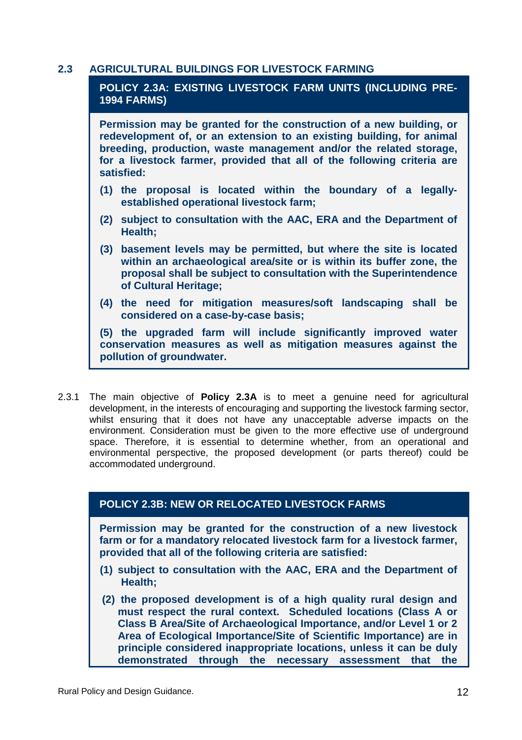## 2.3 AGRICULTURAL BUILDINGS FOR LIVESTOCK FARMING

**POLICY 2.3A: EXISTING LIVESTOCK FARM UNITS (INCLUDING PRE-1994 FARMS)**

**Permission may be granted for the construction of a new building, or redevelopment of, or an extension to an existing building, for animal breeding, production, waste management and/or the related storage, for a livestock farmer, provided that all of the following criteria are satisfied:**

**(1) the proposal is located within the boundary of a legally-established operational livestock farm;**

**(2) subject to consultation with the AAC, ERA and the Department of Health;**

**(3) basement levels may be permitted, but where the site is located within an archaeological area/site or is within its buffer zone, the proposal shall be subject to consultation with the Superintendence of Cultural Heritage;**

**(4) the need for mitigation measures/soft landscaping shall be considered on a case-by-case basis;**

**(5) the upgraded farm will include significantly improved water conservation measures as well as mitigation measures against the pollution of groundwater.**

2.3.1 The main objective of **Policy 2.3A** is to meet a genuine need for agricultural development, in the interests of encouraging and supporting the livestock farming sector, whilst ensuring that it does not have any unacceptable adverse impacts on the environment. Consideration must be given to the more effective use of underground space. Therefore, it is essential to determine whether, from an operational and environmental perspective, the proposed development (or parts thereof) could be accommodated underground.

**POLICY 2.3B: NEW OR RELOCATED LIVESTOCK FARMS**

**Permission may be granted for the construction of a new livestock farm or for a mandatory relocated livestock farm for a livestock farmer, provided that all of the following criteria are satisfied:**

**(1) subject to consultation with the AAC, ERA and the Department of Health;**

**(2) the proposed development is of a high quality rural design and must respect the rural context. Scheduled locations (Class A or Class B Area/Site of Archaeological Importance, and/or Level 1 or 2 Area of Ecological Importance/Site of Scientific Importance) are in principle considered inappropriate locations, unless it can be duly demonstrated through the necessary assessment that the**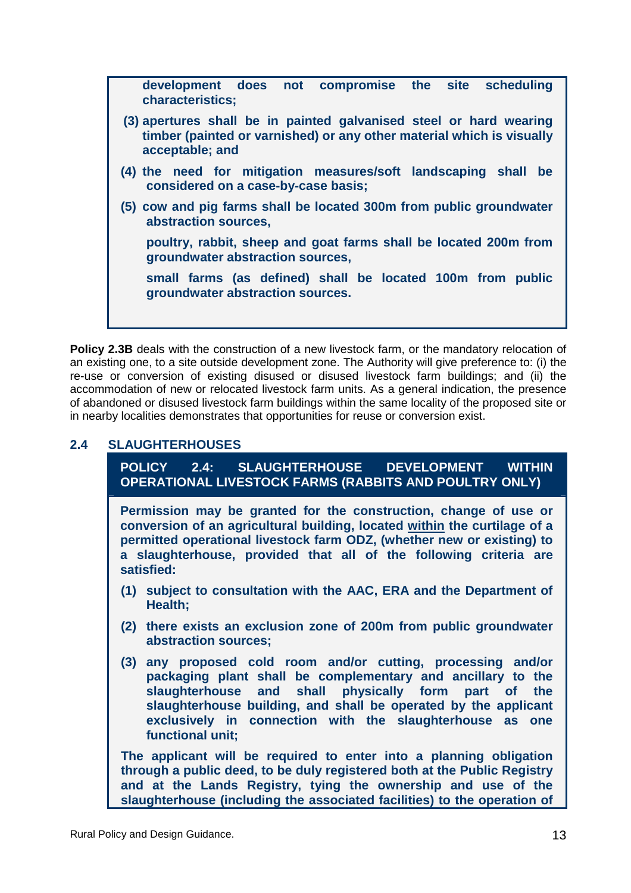**development does not compromise the site scheduling characteristics;**

**(3) apertures shall be in painted galvanised steel or hard wearing timber (painted or varnished) or any other material which is visually acceptable; and**

**(4) the need for mitigation measures/soft landscaping shall be considered on a case-by-case basis;**

**(5) cow and pig farms shall be located 300m from public groundwater abstraction sources,**

**poultry, rabbit, sheep and goat farms shall be located 200m from groundwater abstraction sources,**

**small farms (as defined) shall be located 100m from public groundwater abstraction sources.**

**Policy 2.3B** deals with the construction of a new livestock farm, or the mandatory relocation of an existing one, to a site outside development zone. The Authority will give preference to: (i) the re-use or conversion of existing disused or disused livestock farm buildings; and (ii) the accommodation of new or relocated livestock farm units. As a general indication, the presence of abandoned or disused livestock farm buildings within the same locality of the proposed site or in nearby localities demonstrates that opportunities for reuse or conversion exist.

## 2.4 SLAUGHTERHOUSES

**POLICY 2.4: SLAUGHTERHOUSE DEVELOPMENT WITHIN OPERATIONAL LIVESTOCK FARMS (RABBITS AND POULTRY ONLY)**

**Permission may be granted for the construction, change of use or conversion of an agricultural building, located <u>within</u> the curtilage of a permitted operational livestock farm ODZ, (whether new or existing) to a slaughterhouse, provided that all of the following criteria are satisfied:**

**(1) subject to consultation with the AAC, ERA and the Department of Health;**

**(2) there exists an exclusion zone of 200m from public groundwater abstraction sources;**

**(3) any proposed cold room and/or cutting, processing and/or packaging plant shall be complementary and ancillary to the slaughterhouse and shall physically form part of the slaughterhouse building, and shall be operated by the applicant exclusively in connection with the slaughterhouse as one functional unit;**

**The applicant will be required to enter into a planning obligation through a public deed, to be duly registered both at the Public Registry and at the Lands Registry, tying the ownership and use of the slaughterhouse (including the associated facilities) to the operation of**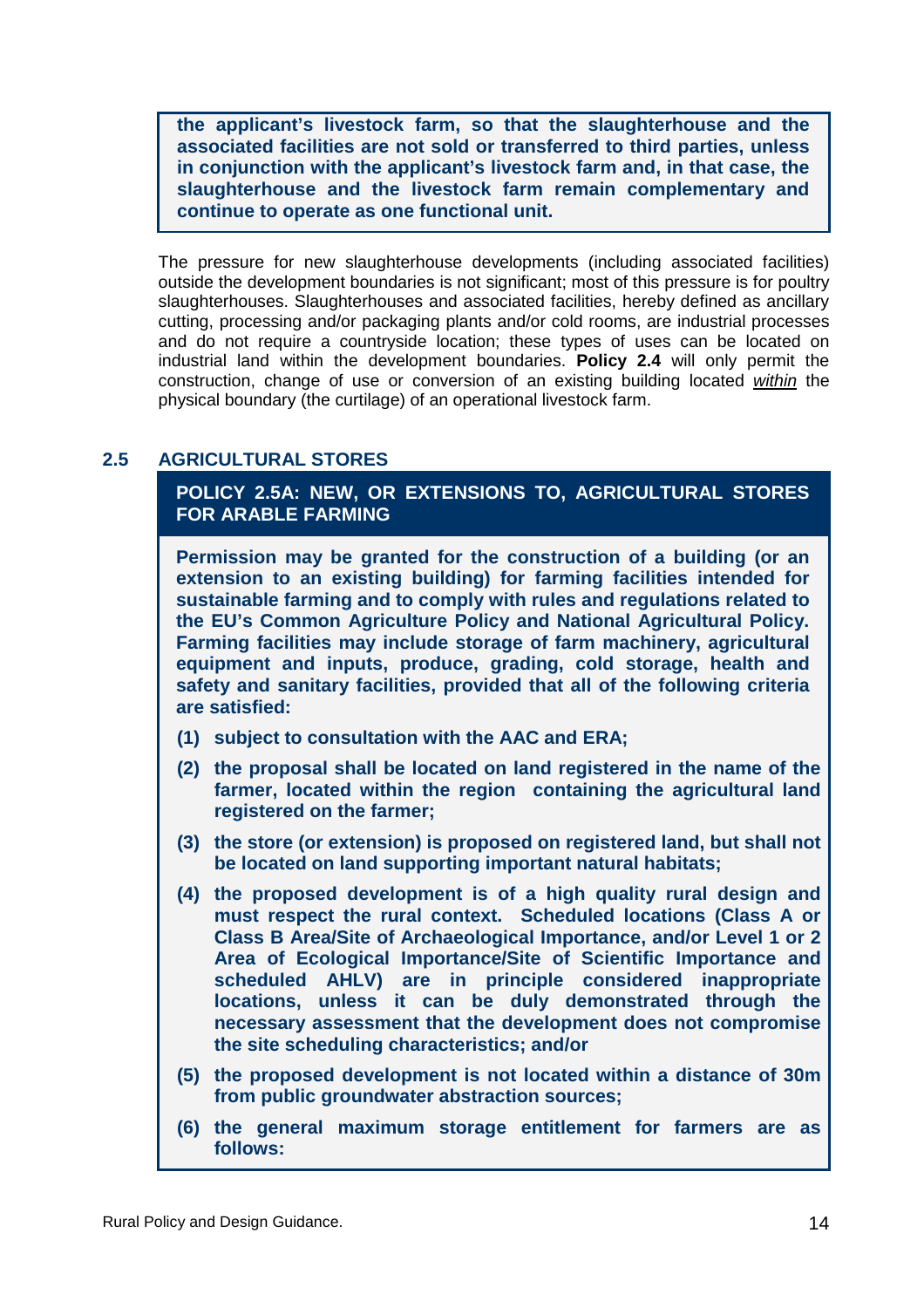**the applicant's livestock farm, so that the slaughterhouse and the associated facilities are not sold or transferred to third parties, unless in conjunction with the applicant's livestock farm and, in that case, the slaughterhouse and the livestock farm remain complementary and continue to operate as one functional unit.**

The pressure for new slaughterhouse developments (including associated facilities) outside the development boundaries is not significant; most of this pressure is for poultry slaughterhouses. Slaughterhouses and associated facilities, hereby defined as ancillary cutting, processing and/or packaging plants and/or cold rooms, are industrial processes and do not require a countryside location; these types of uses can be located on industrial land within the development boundaries. **Policy 2.4** will only permit the construction, change of use or conversion of an existing building located *within* the physical boundary (the curtilage) of an operational livestock farm.

## 2.5 AGRICULTURAL STORES

### POLICY 2.5A: NEW, OR EXTENSIONS TO, AGRICULTURAL STORES FOR ARABLE FARMING

**Permission may be granted for the construction of a building (or an extension to an existing building) for farming facilities intended for sustainable farming and to comply with rules and regulations related to the EU's Common Agriculture Policy and National Agricultural Policy. Farming facilities may include storage of farm machinery, agricultural equipment and inputs, produce, grading, cold storage, health and safety and sanitary facilities, provided that all of the following criteria are satisfied:**

**(1) subject to consultation with the AAC and ERA;**

**(2) the proposal shall be located on land registered in the name of the farmer, located within the region containing the agricultural land registered on the farmer;**

**(3) the store (or extension) is proposed on registered land, but shall not be located on land supporting important natural habitats;**

**(4) the proposed development is of a high quality rural design and must respect the rural context. Scheduled locations (Class A or Class B Area/Site of Archaeological Importance, and/or Level 1 or 2 Area of Ecological Importance/Site of Scientific Importance and scheduled AHLV) are in principle considered inappropriate locations, unless it can be duly demonstrated through the necessary assessment that the development does not compromise the site scheduling characteristics; and/or**

**(5) the proposed development is not located within a distance of 30m from public groundwater abstraction sources;**

**(6) the general maximum storage entitlement for farmers are as follows:**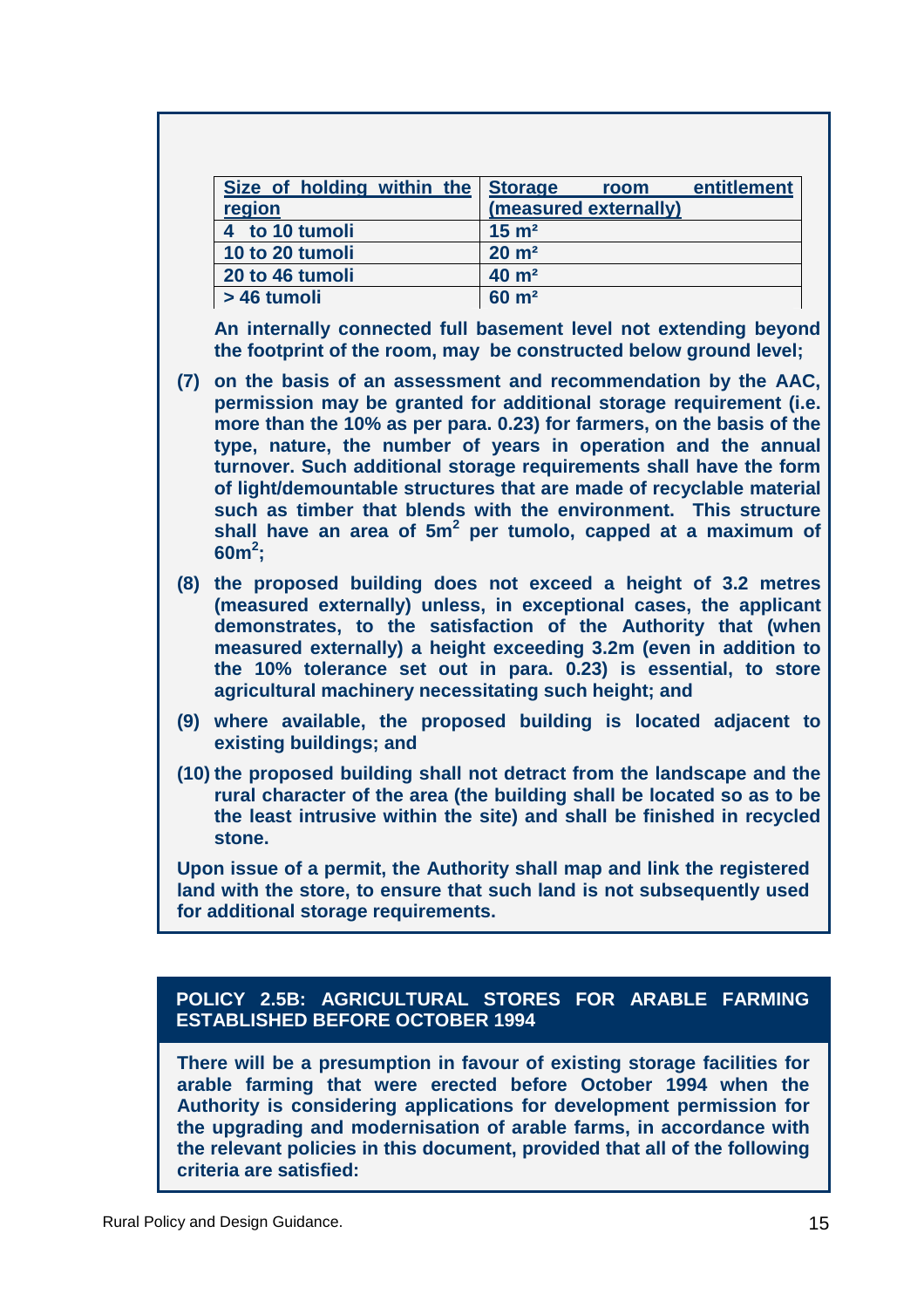| Size of holding within the region | Storage room entitlement (measured externally) |
|---|---|
| 4 to 10 tumoli | 15 m² |
| 10 to 20 tumoli | 20 m² |
| 20 to 46 tumoli | 40 m² |
| > 46 tumoli | 60 m² |

**An internally connected full basement level not extending beyond the footprint of the room, may be constructed below ground level;**

**(7) on the basis of an assessment and recommendation by the AAC, permission may be granted for additional storage requirement (i.e. more than the 10% as per para. 0.23) for farmers, on the basis of the type, nature, the number of years in operation and the annual turnover. Such additional storage requirements shall have the form of light/demountable structures that are made of recyclable material such as timber that blends with the environment. This structure shall have an area of 5m² per tumolo, capped at a maximum of 60m²;**

**(8) the proposed building does not exceed a height of 3.2 metres (measured externally) unless, in exceptional cases, the applicant demonstrates, to the satisfaction of the Authority that (when measured externally) a height exceeding 3.2m (even in addition to the 10% tolerance set out in para. 0.23) is essential, to store agricultural machinery necessitating such height; and**

**(9) where available, the proposed building is located adjacent to existing buildings; and**

**(10) the proposed building shall not detract from the landscape and the rural character of the area (the building shall be located so as to be the least intrusive within the site) and shall be finished in recycled stone.**

**Upon issue of a permit, the Authority shall map and link the registered land with the store, to ensure that such land is not subsequently used for additional storage requirements.**

## POLICY 2.5B: AGRICULTURAL STORES FOR ARABLE FARMING ESTABLISHED BEFORE OCTOBER 1994

**There will be a presumption in favour of existing storage facilities for arable farming that were erected before October 1994 when the Authority is considering applications for development permission for the upgrading and modernisation of arable farms, in accordance with the relevant policies in this document, provided that all of the following criteria are satisfied:**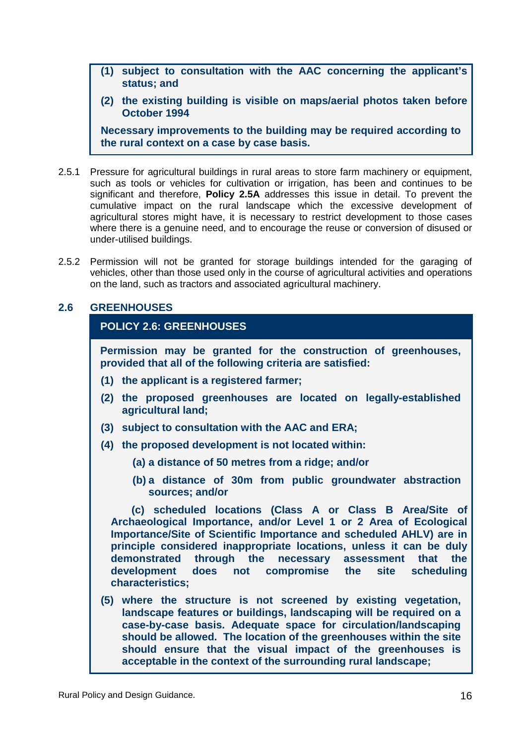**(1) subject to consultation with the AAC concerning the applicant's status; and**

**(2) the existing building is visible on maps/aerial photos taken before October 1994**

**Necessary improvements to the building may be required according to the rural context on a case by case basis.**

2.5.1 Pressure for agricultural buildings in rural areas to store farm machinery or equipment, such as tools or vehicles for cultivation or irrigation, has been and continues to be significant and therefore, **Policy 2.5A** addresses this issue in detail. To prevent the cumulative impact on the rural landscape which the excessive development of agricultural stores might have, it is necessary to restrict development to those cases where there is a genuine need, and to encourage the reuse or conversion of disused or under-utilised buildings.

2.5.2 Permission will not be granted for storage buildings intended for the garaging of vehicles, other than those used only in the course of agricultural activities and operations on the land, such as tractors and associated agricultural machinery.

## 2.6 GREENHOUSES

### POLICY 2.6: GREENHOUSES

**Permission may be granted for the construction of greenhouses, provided that all of the following criteria are satisfied:**

**(1) the applicant is a registered farmer;**

**(2) the proposed greenhouses are located on legally-established agricultural land;**

**(3) subject to consultation with the AAC and ERA;**

**(4) the proposed development is not located within:**

**(a) a distance of 50 metres from a ridge; and/or**

**(b) a distance of 30m from public groundwater abstraction sources; and/or**

**(c) scheduled locations (Class A or Class B Area/Site of Archaeological Importance, and/or Level 1 or 2 Area of Ecological Importance/Site of Scientific Importance and scheduled AHLV) are in principle considered inappropriate locations, unless it can be duly demonstrated through the necessary assessment that the development does not compromise the site scheduling characteristics;**

**(5) where the structure is not screened by existing vegetation, landscape features or buildings, landscaping will be required on a case-by-case basis. Adequate space for circulation/landscaping should be allowed. The location of the greenhouses within the site should ensure that the visual impact of the greenhouses is acceptable in the context of the surrounding rural landscape;**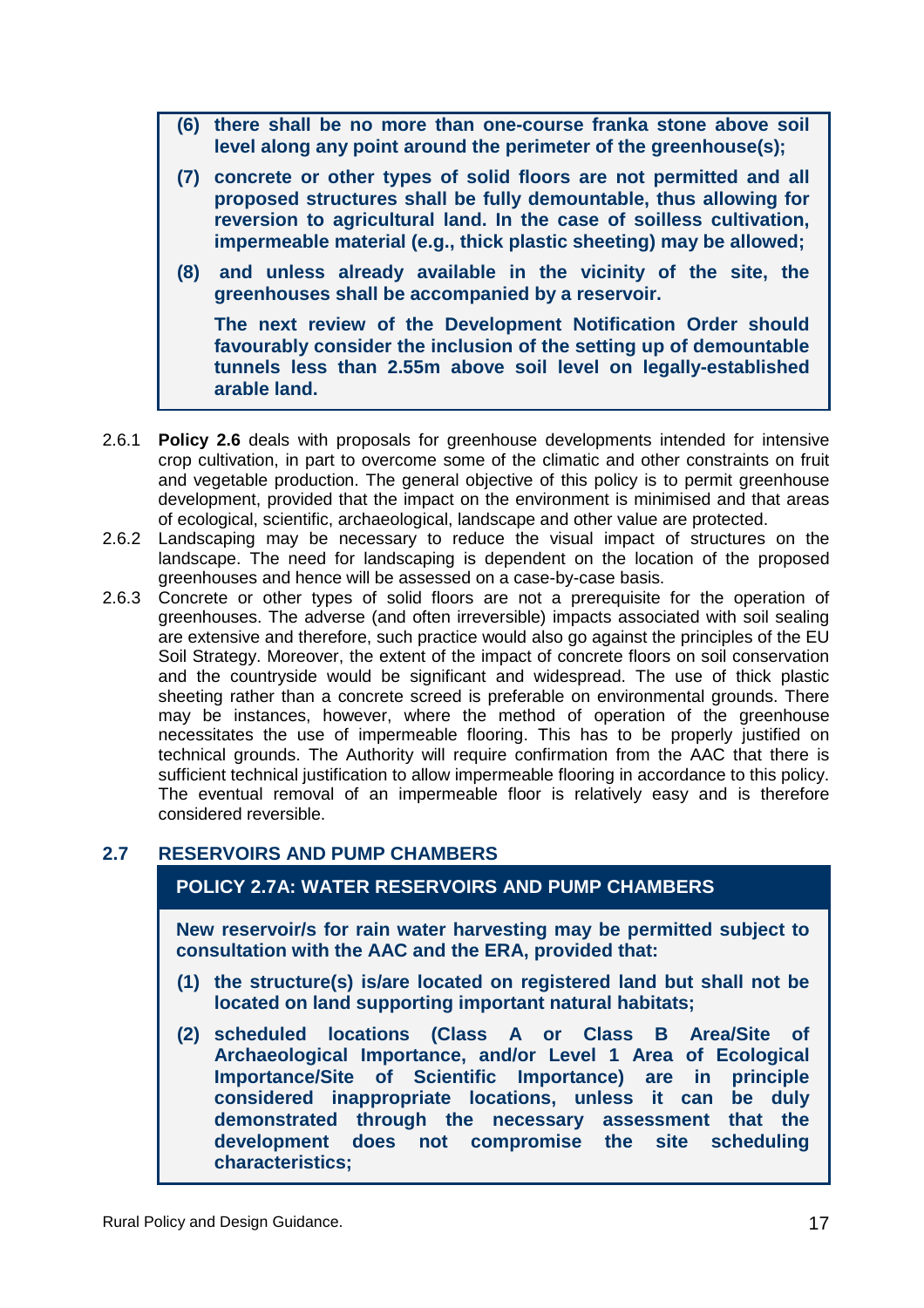**(6) there shall be no more than one-course franka stone above soil level along any point around the perimeter of the greenhouse(s);**

**(7) concrete or other types of solid floors are not permitted and all proposed structures shall be fully demountable, thus allowing for reversion to agricultural land. In the case of soilless cultivation, impermeable material (e.g., thick plastic sheeting) may be allowed;**

**(8) and unless already available in the vicinity of the site, the greenhouses shall be accompanied by a reservoir.**

**The next review of the Development Notification Order should favourably consider the inclusion of the setting up of demountable tunnels less than 2.55m above soil level on legally-established arable land.**

2.6.1 **Policy 2.6** deals with proposals for greenhouse developments intended for intensive crop cultivation, in part to overcome some of the climatic and other constraints on fruit and vegetable production. The general objective of this policy is to permit greenhouse development, provided that the impact on the environment is minimised and that areas of ecological, scientific, archaeological, landscape and other value are protected.

2.6.2 Landscaping may be necessary to reduce the visual impact of structures on the landscape. The need for landscaping is dependent on the location of the proposed greenhouses and hence will be assessed on a case-by-case basis.

2.6.3 Concrete or other types of solid floors are not a prerequisite for the operation of greenhouses. The adverse (and often irreversible) impacts associated with soil sealing are extensive and therefore, such practice would also go against the principles of the EU Soil Strategy. Moreover, the extent of the impact of concrete floors on soil conservation and the countryside would be significant and widespread. The use of thick plastic sheeting rather than a concrete screed is preferable on environmental grounds. There may be instances, however, where the method of operation of the greenhouse necessitates the use of impermeable flooring. This has to be properly justified on technical grounds. The Authority will require confirmation from the AAC that there is sufficient technical justification to allow impermeable flooring in accordance to this policy. The eventual removal of an impermeable floor is relatively easy and is therefore considered reversible.

## 2.7 RESERVOIRS AND PUMP CHAMBERS

### POLICY 2.7A: WATER RESERVOIRS AND PUMP CHAMBERS

**New reservoir/s for rain water harvesting may be permitted subject to consultation with the AAC and the ERA, provided that:**

**(1) the structure(s) is/are located on registered land but shall not be located on land supporting important natural habitats;**

**(2) scheduled locations (Class A or Class B Area/Site of Archaeological Importance, and/or Level 1 Area of Ecological Importance/Site of Scientific Importance) are in principle considered inappropriate locations, unless it can be duly demonstrated through the necessary assessment that the development does not compromise the site scheduling characteristics;**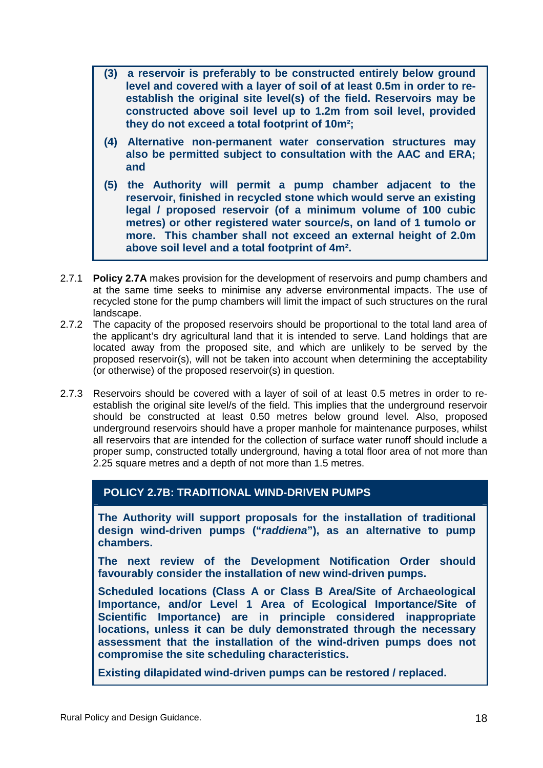**(3) a reservoir is preferably to be constructed entirely below ground level and covered with a layer of soil of at least 0.5m in order to re-establish the original site level(s) of the field. Reservoirs may be constructed above soil level up to 1.2m from soil level, provided they do not exceed a total footprint of 10m²;**

**(4) Alternative non-permanent water conservation structures may also be permitted subject to consultation with the AAC and ERA; and**

**(5) the Authority will permit a pump chamber adjacent to the reservoir, finished in recycled stone which would serve an existing legal / proposed reservoir (of a minimum volume of 100 cubic metres) or other registered water source/s, on land of 1 tumolo or more. This chamber shall not exceed an external height of 2.0m above soil level and a total footprint of 4m².**

2.7.1 **Policy 2.7A** makes provision for the development of reservoirs and pump chambers and at the same time seeks to minimise any adverse environmental impacts. The use of recycled stone for the pump chambers will limit the impact of such structures on the rural landscape.

2.7.2 The capacity of the proposed reservoirs should be proportional to the total land area of the applicant's dry agricultural land that it is intended to serve. Land holdings that are located away from the proposed site, and which are unlikely to be served by the proposed reservoir(s), will not be taken into account when determining the acceptability (or otherwise) of the proposed reservoir(s) in question.

2.7.3 Reservoirs should be covered with a layer of soil of at least 0.5 metres in order to re-establish the original site level/s of the field. This implies that the underground reservoir should be constructed at least 0.50 metres below ground level. Also, proposed underground reservoirs should have a proper manhole for maintenance purposes, whilst all reservoirs that are intended for the collection of surface water runoff should include a proper sump, constructed totally underground, having a total floor area of not more than 2.25 square metres and a depth of not more than 1.5 metres.

## POLICY 2.7B: TRADITIONAL WIND-DRIVEN PUMPS

**The Authority will support proposals for the installation of traditional design wind-driven pumps ("*raddiena*"), as an alternative to pump chambers.**

**The next review of the Development Notification Order should favourably consider the installation of new wind-driven pumps.**

**Scheduled locations (Class A or Class B Area/Site of Archaeological Importance, and/or Level 1 Area of Ecological Importance/Site of Scientific Importance) are in principle considered inappropriate locations, unless it can be duly demonstrated through the necessary assessment that the installation of the wind-driven pumps does not compromise the site scheduling characteristics.**

**Existing dilapidated wind-driven pumps can be restored / replaced.**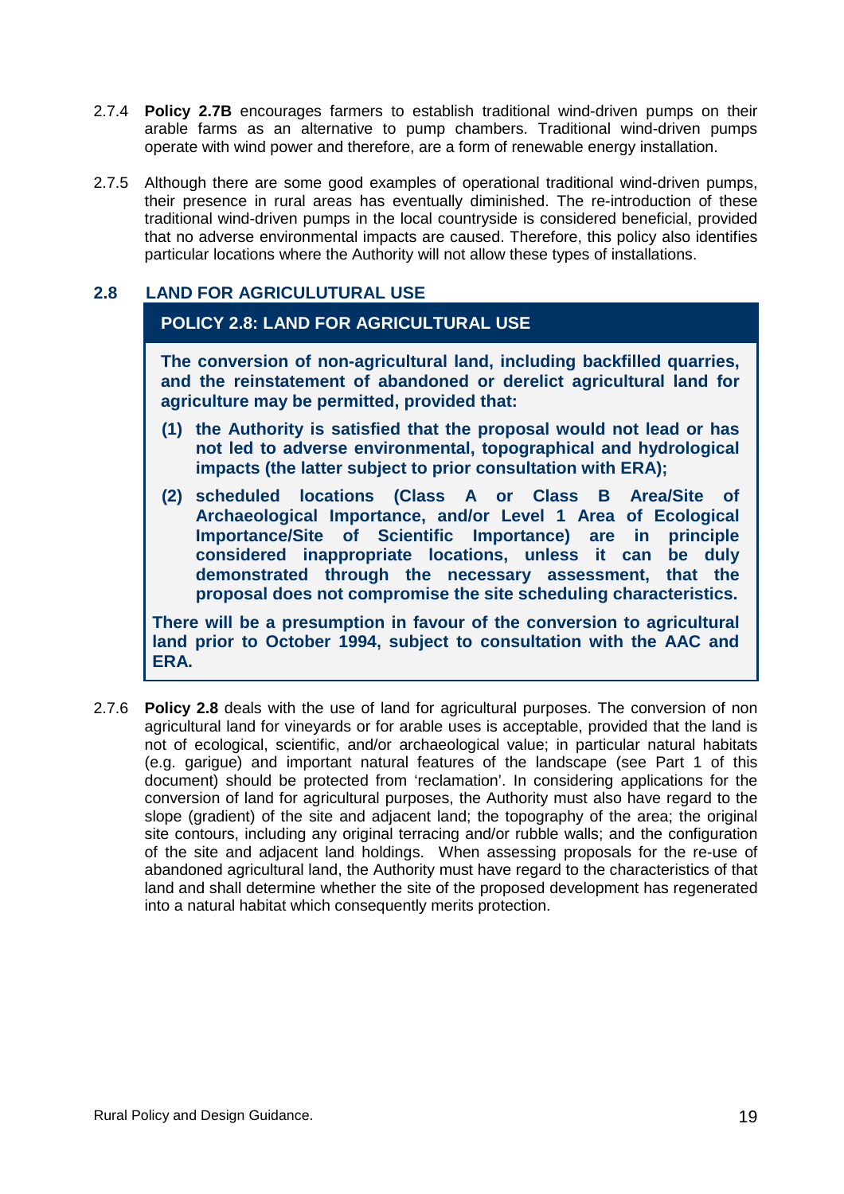2.7.4 **Policy 2.7B** encourages farmers to establish traditional wind-driven pumps on their arable farms as an alternative to pump chambers. Traditional wind-driven pumps operate with wind power and therefore, are a form of renewable energy installation.

2.7.5 Although there are some good examples of operational traditional wind-driven pumps, their presence in rural areas has eventually diminished. The re-introduction of these traditional wind-driven pumps in the local countryside is considered beneficial, provided that no adverse environmental impacts are caused. Therefore, this policy also identifies particular locations where the Authority will not allow these types of installations.

## 2.8 LAND FOR AGRICULUTURAL USE

**POLICY 2.8: LAND FOR AGRICULTURAL USE**

**The conversion of non-agricultural land, including backfilled quarries, and the reinstatement of abandoned or derelict agricultural land for agriculture may be permitted, provided that:**

**(1) the Authority is satisfied that the proposal would not lead or has not led to adverse environmental, topographical and hydrological impacts (the latter subject to prior consultation with ERA);**

**(2) scheduled locations (Class A or Class B Area/Site of Archaeological Importance, and/or Level 1 Area of Ecological Importance/Site of Scientific Importance) are in principle considered inappropriate locations, unless it can be duly demonstrated through the necessary assessment, that the proposal does not compromise the site scheduling characteristics.**

**There will be a presumption in favour of the conversion to agricultural land prior to October 1994, subject to consultation with the AAC and ERA.**

2.7.6 **Policy 2.8** deals with the use of land for agricultural purposes. The conversion of non agricultural land for vineyards or for arable uses is acceptable, provided that the land is not of ecological, scientific, and/or archaeological value; in particular natural habitats (e.g. garigue) and important natural features of the landscape (see Part 1 of this document) should be protected from 'reclamation'. In considering applications for the conversion of land for agricultural purposes, the Authority must also have regard to the slope (gradient) of the site and adjacent land; the topography of the area; the original site contours, including any original terracing and/or rubble walls; and the configuration of the site and adjacent land holdings. When assessing proposals for the re-use of abandoned agricultural land, the Authority must have regard to the characteristics of that land and shall determine whether the site of the proposed development has regenerated into a natural habitat which consequently merits protection.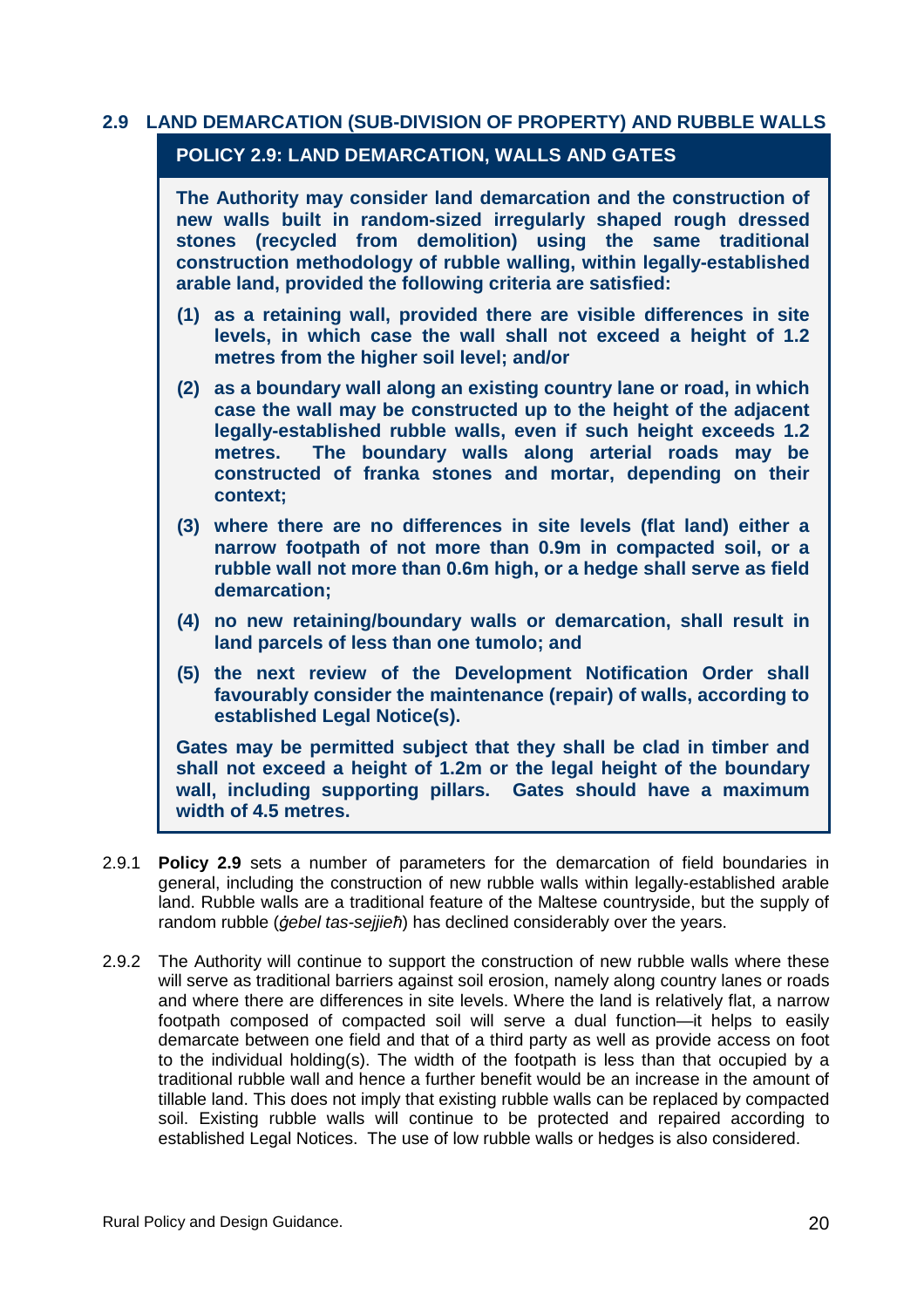## 2.9 LAND DEMARCATION (SUB-DIVISION OF PROPERTY) AND RUBBLE WALLS

### POLICY 2.9: LAND DEMARCATION, WALLS AND GATES

**The Authority may consider land demarcation and the construction of new walls built in random-sized irregularly shaped rough dressed stones (recycled from demolition) using the same traditional construction methodology of rubble walling, within legally-established arable land, provided the following criteria are satisfied:**

**(1) as a retaining wall, provided there are visible differences in site levels, in which case the wall shall not exceed a height of 1.2 metres from the higher soil level; and/or**

**(2) as a boundary wall along an existing country lane or road, in which case the wall may be constructed up to the height of the adjacent legally-established rubble walls, even if such height exceeds 1.2 metres. The boundary walls along arterial roads may be constructed of franka stones and mortar, depending on their context;**

**(3) where there are no differences in site levels (flat land) either a narrow footpath of not more than 0.9m in compacted soil, or a rubble wall not more than 0.6m high, or a hedge shall serve as field demarcation;**

**(4) no new retaining/boundary walls or demarcation, shall result in land parcels of less than one tumolo; and**

**(5) the next review of the Development Notification Order shall favourably consider the maintenance (repair) of walls, according to established Legal Notice(s).**

**Gates may be permitted subject that they shall be clad in timber and shall not exceed a height of 1.2m or the legal height of the boundary wall, including supporting pillars. Gates should have a maximum width of 4.5 metres.**

2.9.1 **Policy 2.9** sets a number of parameters for the demarcation of field boundaries in general, including the construction of new rubble walls within legally-established arable land. Rubble walls are a traditional feature of the Maltese countryside, but the supply of random rubble (*ġebel tas-sejjieħ*) has declined considerably over the years.

2.9.2 The Authority will continue to support the construction of new rubble walls where these will serve as traditional barriers against soil erosion, namely along country lanes or roads and where there are differences in site levels. Where the land is relatively flat, a narrow footpath composed of compacted soil will serve a dual function—it helps to easily demarcate between one field and that of a third party as well as provide access on foot to the individual holding(s). The width of the footpath is less than that occupied by a traditional rubble wall and hence a further benefit would be an increase in the amount of tillable land. This does not imply that existing rubble walls can be replaced by compacted soil. Existing rubble walls will continue to be protected and repaired according to established Legal Notices. The use of low rubble walls or hedges is also considered.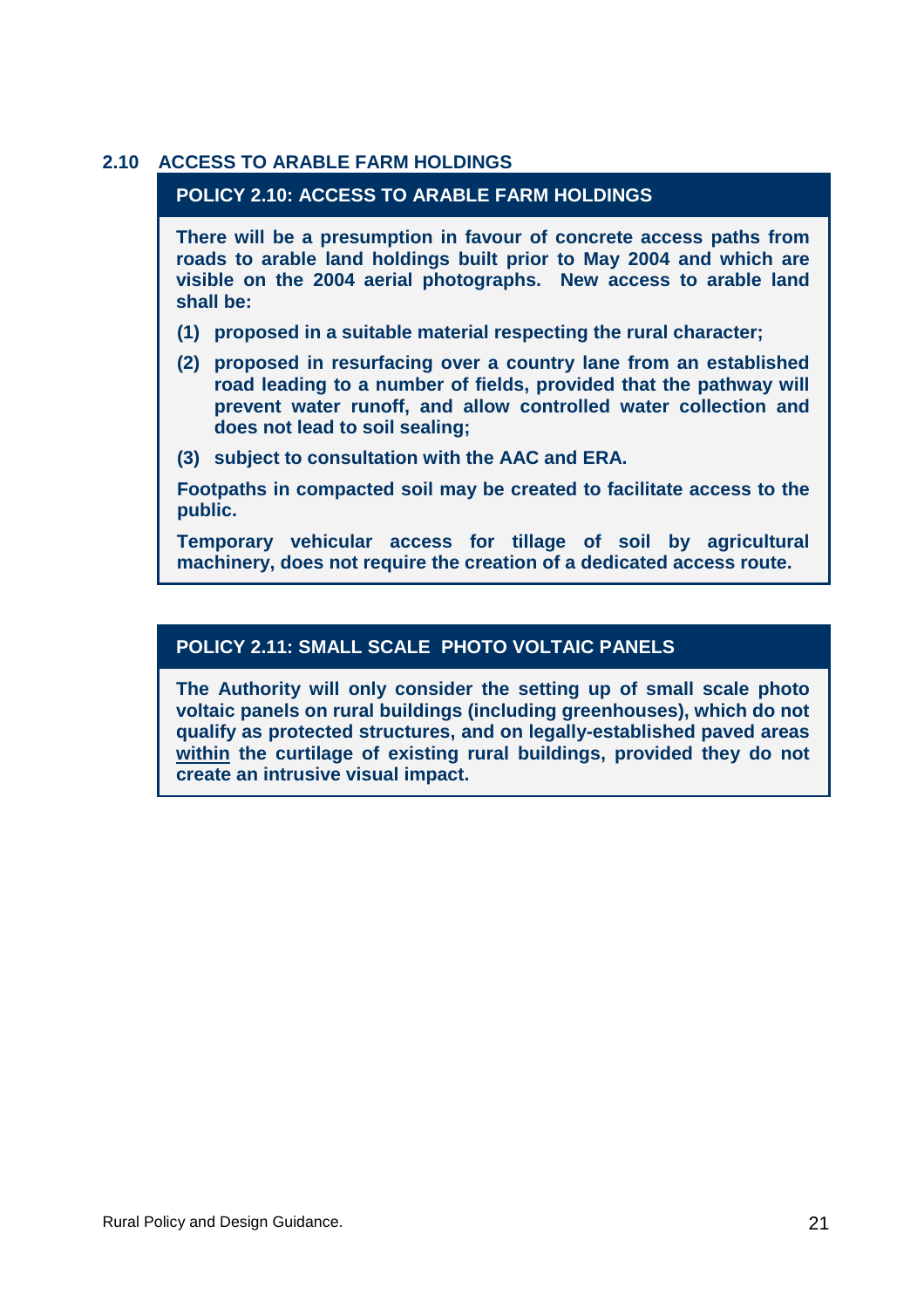## 2.10 ACCESS TO ARABLE FARM HOLDINGS

### POLICY 2.10: ACCESS TO ARABLE FARM HOLDINGS

**There will be a presumption in favour of concrete access paths from roads to arable land holdings built prior to May 2004 and which are visible on the 2004 aerial photographs. New access to arable land shall be:**

**(1) proposed in a suitable material respecting the rural character;**

**(2) proposed in resurfacing over a country lane from an established road leading to a number of fields, provided that the pathway will prevent water runoff, and allow controlled water collection and does not lead to soil sealing;**

**(3) subject to consultation with the AAC and ERA.**

**Footpaths in compacted soil may be created to facilitate access to the public.**

**Temporary vehicular access for tillage of soil by agricultural machinery, does not require the creation of a dedicated access route.**

### POLICY 2.11: SMALL SCALE PHOTO VOLTAIC PANELS

**The Authority will only consider the setting up of small scale photo voltaic panels on rural buildings (including greenhouses), which do not qualify as protected structures, and on legally-established paved areas <u>within</u> the curtilage of existing rural buildings, provided they do not create an intrusive visual impact.**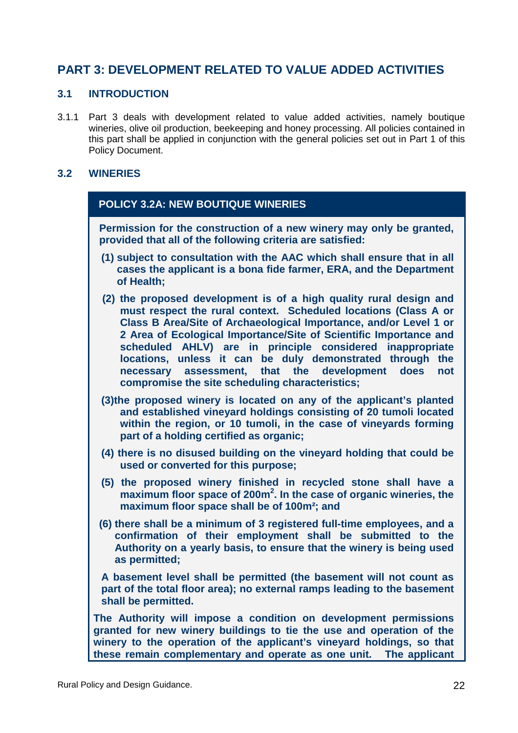# PART 3: DEVELOPMENT RELATED TO VALUE ADDED ACTIVITIES

## 3.1 INTRODUCTION

3.1.1 Part 3 deals with development related to value added activities, namely boutique wineries, olive oil production, beekeeping and honey processing. All policies contained in this part shall be applied in conjunction with the general policies set out in Part 1 of this Policy Document.

## 3.2 WINERIES

### POLICY 3.2A: NEW BOUTIQUE WINERIES

**Permission for the construction of a new winery may only be granted, provided that all of the following criteria are satisfied:**

**(1) subject to consultation with the AAC which shall ensure that in all cases the applicant is a bona fide farmer, ERA, and the Department of Health;**

**(2) the proposed development is of a high quality rural design and must respect the rural context. Scheduled locations (Class A or Class B Area/Site of Archaeological Importance, and/or Level 1 or 2 Area of Ecological Importance/Site of Scientific Importance and scheduled AHLV) are in principle considered inappropriate locations, unless it can be duly demonstrated through the necessary assessment, that the development does not compromise the site scheduling characteristics;**

**(3) the proposed winery is located on any of the applicant's planted and established vineyard holdings consisting of 20 tumoli located within the region, or 10 tumoli, in the case of vineyards forming part of a holding certified as organic;**

**(4) there is no disused building on the vineyard holding that could be used or converted for this purpose;**

**(5) the proposed winery finished in recycled stone shall have a maximum floor space of 200m$^2$. In the case of organic wineries, the maximum floor space shall be of 100m$^2$; and**

**(6) there shall be a minimum of 3 registered full-time employees, and a confirmation of their employment shall be submitted to the Authority on a yearly basis, to ensure that the winery is being used as permitted;**

**A basement level shall be permitted (the basement will not count as part of the total floor area); no external ramps leading to the basement shall be permitted.**

**The Authority will impose a condition on development permissions granted for new winery buildings to tie the use and operation of the winery to the operation of the applicant's vineyard holdings, so that these remain complementary and operate as one unit. The applicant**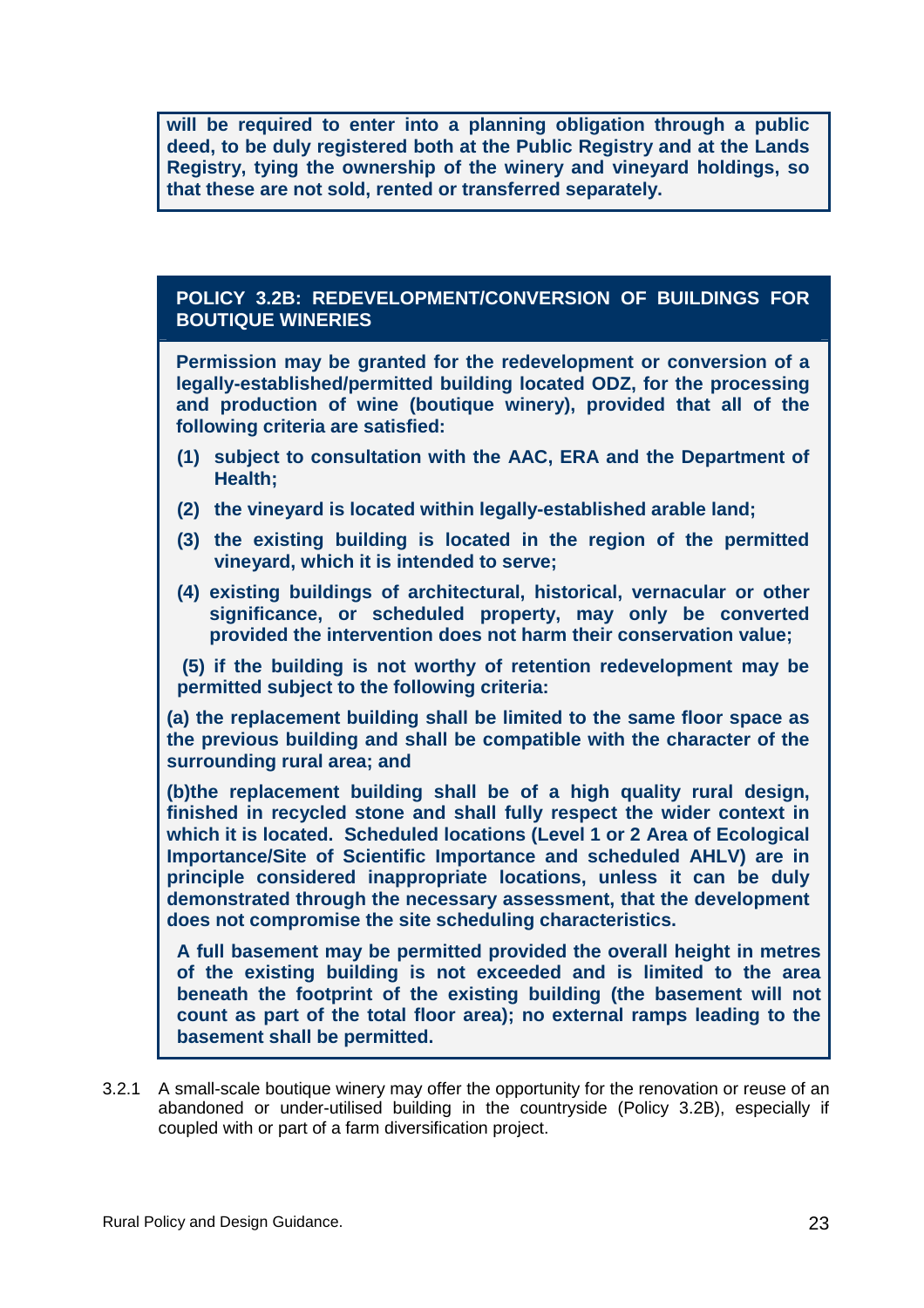**will be required to enter into a planning obligation through a public deed, to be duly registered both at the Public Registry and at the Lands Registry, tying the ownership of the winery and vineyard holdings, so that these are not sold, rented or transferred separately.**

### POLICY 3.2B: REDEVELOPMENT/CONVERSION OF BUILDINGS FOR BOUTIQUE WINERIES

**Permission may be granted for the redevelopment or conversion of a legally-established/permitted building located ODZ, for the processing and production of wine (boutique winery), provided that all of the following criteria are satisfied:**

**(1) subject to consultation with the AAC, ERA and the Department of Health;**

**(2) the vineyard is located within legally-established arable land;**

**(3) the existing building is located in the region of the permitted vineyard, which it is intended to serve;**

**(4) existing buildings of architectural, historical, vernacular or other significance, or scheduled property, may only be converted provided the intervention does not harm their conservation value;**

**(5) if the building is not worthy of retention redevelopment may be permitted subject to the following criteria:**

**(a) the replacement building shall be limited to the same floor space as the previous building and shall be compatible with the character of the surrounding rural area; and**

**(b)the replacement building shall be of a high quality rural design, finished in recycled stone and shall fully respect the wider context in which it is located. Scheduled locations (Level 1 or 2 Area of Ecological Importance/Site of Scientific Importance and scheduled AHLV) are in principle considered inappropriate locations, unless it can be duly demonstrated through the necessary assessment, that the development does not compromise the site scheduling characteristics.**

**A full basement may be permitted provided the overall height in metres of the existing building is not exceeded and is limited to the area beneath the footprint of the existing building (the basement will not count as part of the total floor area); no external ramps leading to the basement shall be permitted.**

3.2.1 A small-scale boutique winery may offer the opportunity for the renovation or reuse of an abandoned or under-utilised building in the countryside (Policy 3.2B), especially if coupled with or part of a farm diversification project.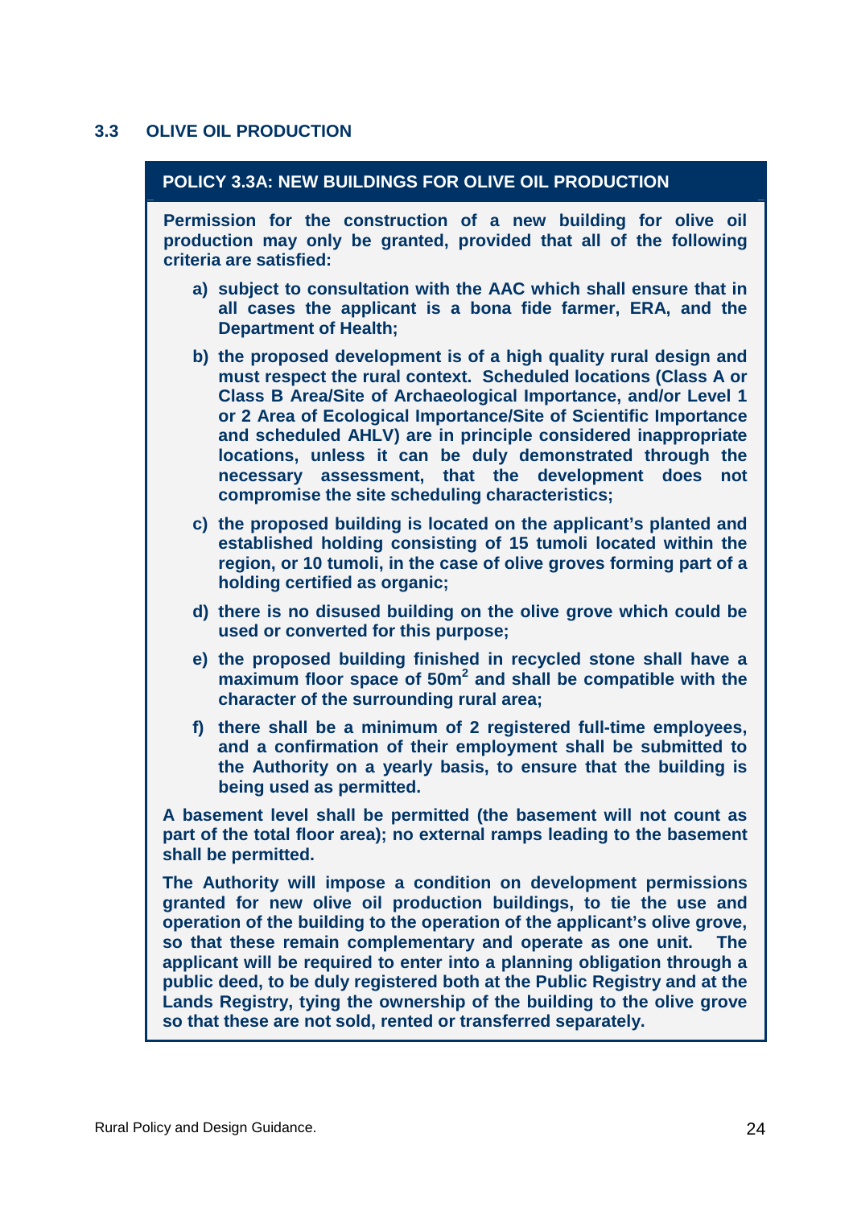## 3.3 OLIVE OIL PRODUCTION

### POLICY 3.3A: NEW BUILDINGS FOR OLIVE OIL PRODUCTION

**Permission for the construction of a new building for olive oil production may only be granted, provided that all of the following criteria are satisfied:**

**a) subject to consultation with the AAC which shall ensure that in all cases the applicant is a bona fide farmer, ERA, and the Department of Health;**

**b) the proposed development is of a high quality rural design and must respect the rural context. Scheduled locations (Class A or Class B Area/Site of Archaeological Importance, and/or Level 1 or 2 Area of Ecological Importance/Site of Scientific Importance and scheduled AHLV) are in principle considered inappropriate locations, unless it can be duly demonstrated through the necessary assessment, that the development does not compromise the site scheduling characteristics;**

**c) the proposed building is located on the applicant's planted and established holding consisting of 15 tumoli located within the region, or 10 tumoli, in the case of olive groves forming part of a holding certified as organic;**

**d) there is no disused building on the olive grove which could be used or converted for this purpose;**

**e) the proposed building finished in recycled stone shall have a maximum floor space of 50m$^2$ and shall be compatible with the character of the surrounding rural area;**

**f) there shall be a minimum of 2 registered full-time employees, and a confirmation of their employment shall be submitted to the Authority on a yearly basis, to ensure that the building is being used as permitted.**

**A basement level shall be permitted (the basement will not count as part of the total floor area); no external ramps leading to the basement shall be permitted.**

**The Authority will impose a condition on development permissions granted for new olive oil production buildings, to tie the use and operation of the building to the operation of the applicant's olive grove, so that these remain complementary and operate as one unit. The applicant will be required to enter into a planning obligation through a public deed, to be duly registered both at the Public Registry and at the Lands Registry, tying the ownership of the building to the olive grove so that these are not sold, rented or transferred separately.**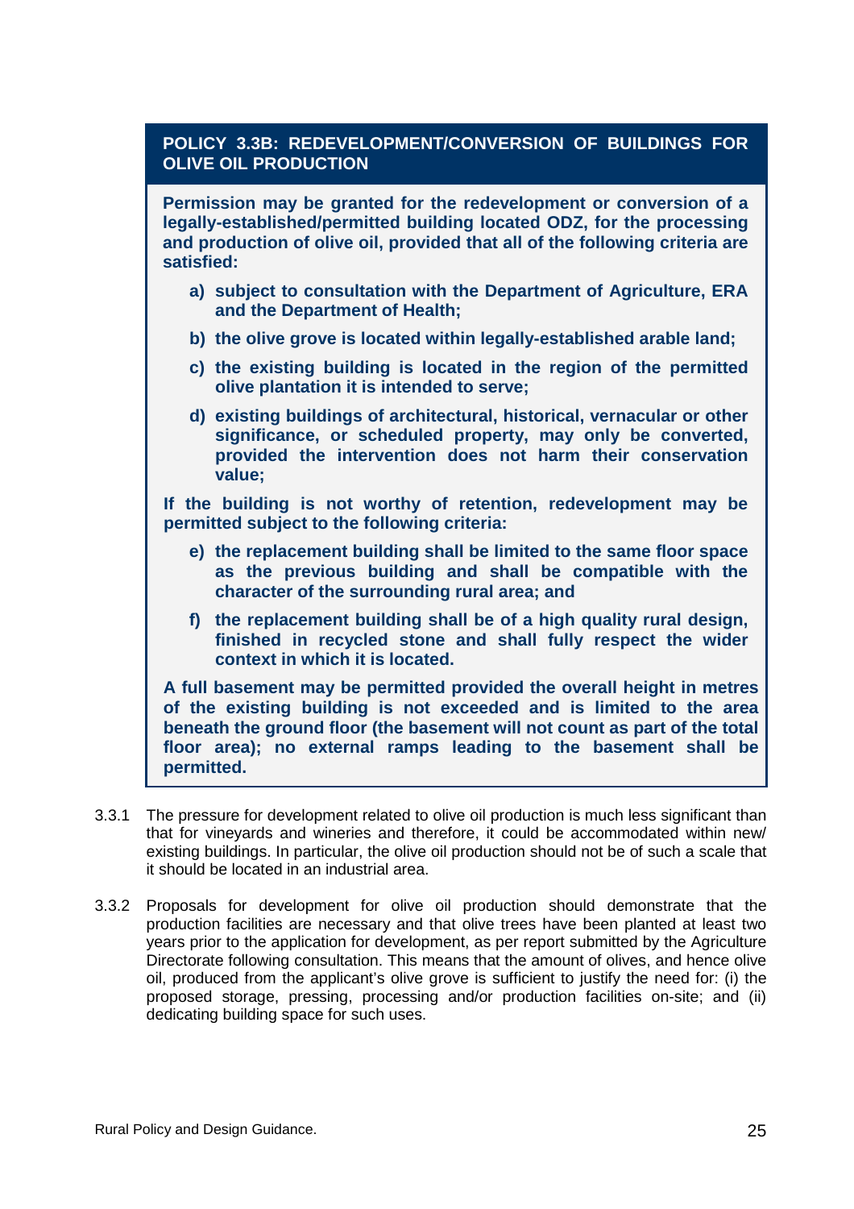**POLICY 3.3B: REDEVELOPMENT/CONVERSION OF BUILDINGS FOR OLIVE OIL PRODUCTION**

**Permission may be granted for the redevelopment or conversion of a legally-established/permitted building located ODZ, for the processing and production of olive oil, provided that all of the following criteria are satisfied:**

- **a) subject to consultation with the Department of Agriculture, ERA and the Department of Health;**
- **b) the olive grove is located within legally-established arable land;**
- **c) the existing building is located in the region of the permitted olive plantation it is intended to serve;**
- **d) existing buildings of architectural, historical, vernacular or other significance, or scheduled property, may only be converted, provided the intervention does not harm their conservation value;**

**If the building is not worthy of retention, redevelopment may be permitted subject to the following criteria:**

- **e) the replacement building shall be limited to the same floor space as the previous building and shall be compatible with the character of the surrounding rural area; and**
- **f) the replacement building shall be of a high quality rural design, finished in recycled stone and shall fully respect the wider context in which it is located.**

**A full basement may be permitted provided the overall height in metres of the existing building is not exceeded and is limited to the area beneath the ground floor (the basement will not count as part of the total floor area); no external ramps leading to the basement shall be permitted.**

3.3.1 The pressure for development related to olive oil production is much less significant than that for vineyards and wineries and therefore, it could be accommodated within new/ existing buildings. In particular, the olive oil production should not be of such a scale that it should be located in an industrial area.

3.3.2 Proposals for development for olive oil production should demonstrate that the production facilities are necessary and that olive trees have been planted at least two years prior to the application for development, as per report submitted by the Agriculture Directorate following consultation. This means that the amount of olives, and hence olive oil, produced from the applicant's olive grove is sufficient to justify the need for: (i) the proposed storage, pressing, processing and/or production facilities on-site; and (ii) dedicating building space for such uses.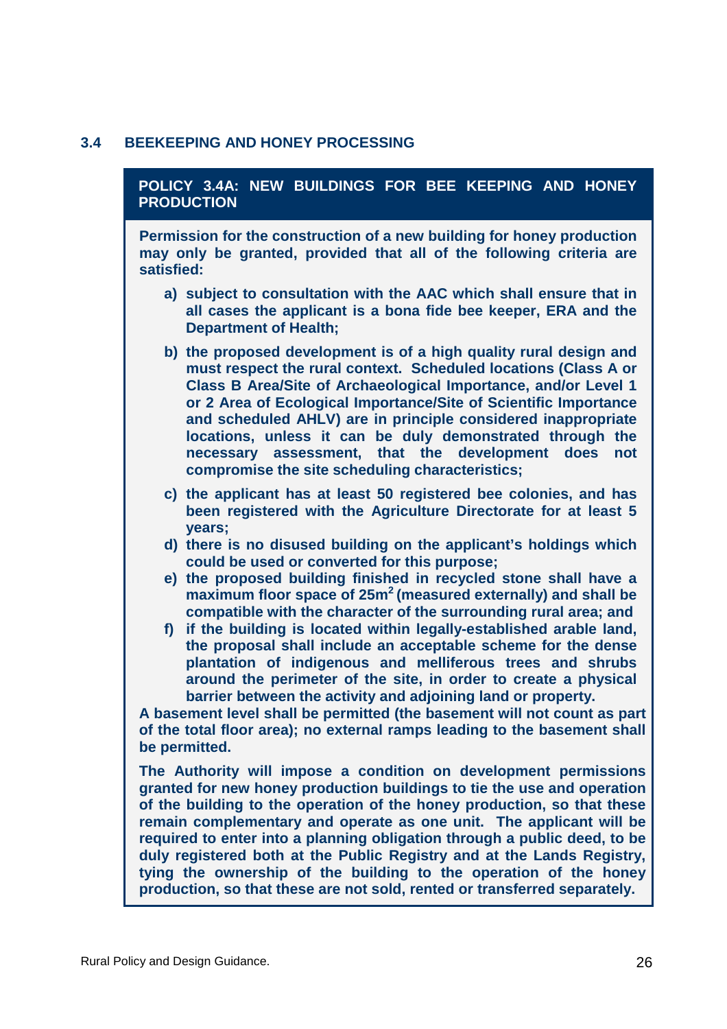## 3.4 BEEKEEPING AND HONEY PROCESSING

**POLICY 3.4A: NEW BUILDINGS FOR BEE KEEPING AND HONEY PRODUCTION**

**Permission for the construction of a new building for honey production may only be granted, provided that all of the following criteria are satisfied:**

**a) subject to consultation with the AAC which shall ensure that in all cases the applicant is a bona fide bee keeper, ERA and the Department of Health;**

**b) the proposed development is of a high quality rural design and must respect the rural context. Scheduled locations (Class A or Class B Area/Site of Archaeological Importance, and/or Level 1 or 2 Area of Ecological Importance/Site of Scientific Importance and scheduled AHLV) are in principle considered inappropriate locations, unless it can be duly demonstrated through the necessary assessment, that the development does not compromise the site scheduling characteristics;**

**c) the applicant has at least 50 registered bee colonies, and has been registered with the Agriculture Directorate for at least 5 years;**

**d) there is no disused building on the applicant's holdings which could be used or converted for this purpose;**

**e) the proposed building finished in recycled stone shall have a maximum floor space of 25m$^2$ (measured externally) and shall be compatible with the character of the surrounding rural area; and**

**f) if the building is located within legally-established arable land, the proposal shall include an acceptable scheme for the dense plantation of indigenous and melliferous trees and shrubs around the perimeter of the site, in order to create a physical barrier between the activity and adjoining land or property.**

**A basement level shall be permitted (the basement will not count as part of the total floor area); no external ramps leading to the basement shall be permitted.**

**The Authority will impose a condition on development permissions granted for new honey production buildings to tie the use and operation of the building to the operation of the honey production, so that these remain complementary and operate as one unit. The applicant will be required to enter into a planning obligation through a public deed, to be duly registered both at the Public Registry and at the Lands Registry, tying the ownership of the building to the operation of the honey production, so that these are not sold, rented or transferred separately.**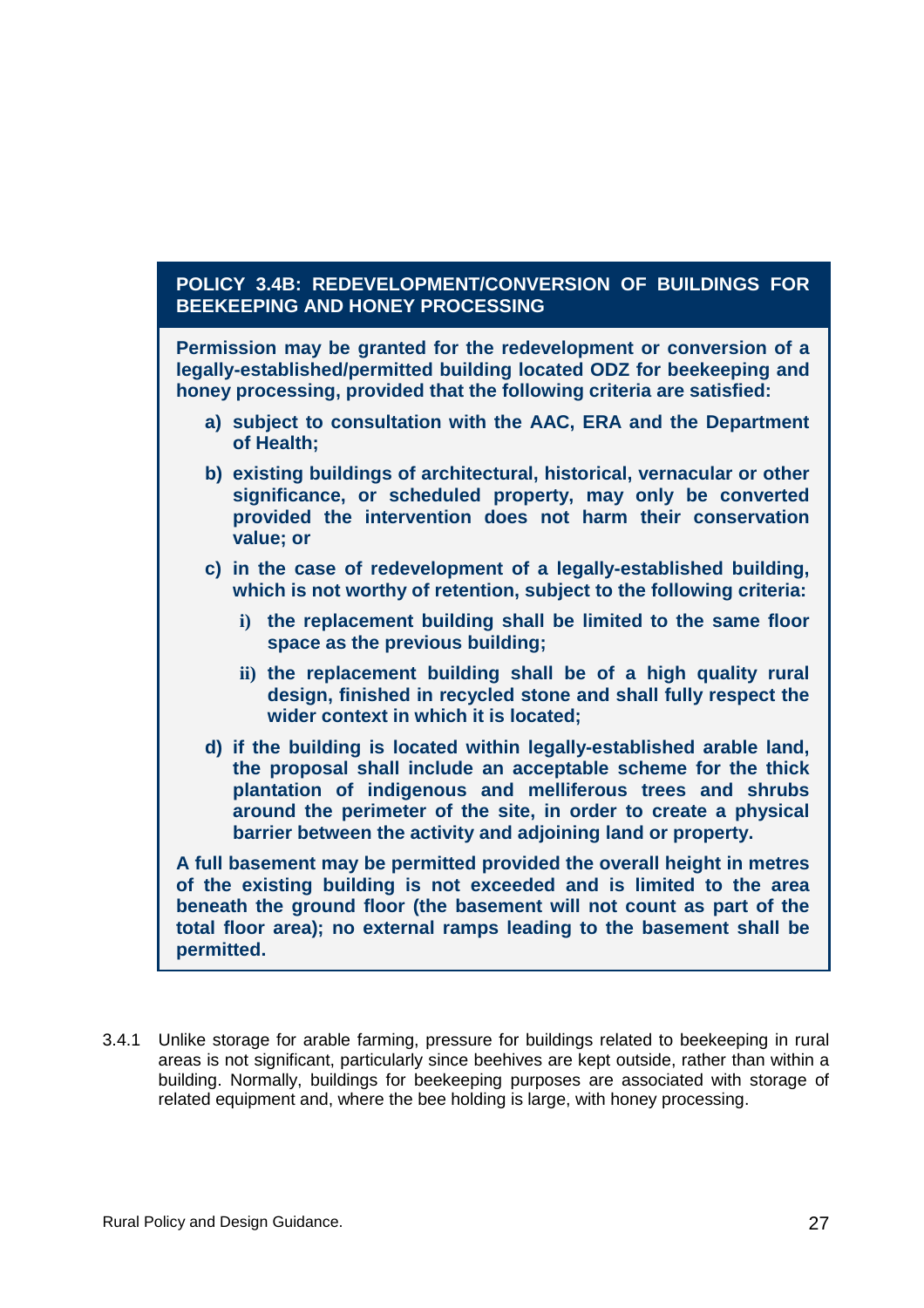**POLICY 3.4B: REDEVELOPMENT/CONVERSION OF BUILDINGS FOR BEEKEEPING AND HONEY PROCESSING**

**Permission may be granted for the redevelopment or conversion of a legally-established/permitted building located ODZ for beekeeping and honey processing, provided that the following criteria are satisfied:**

**a) subject to consultation with the AAC, ERA and the Department of Health;**

**b) existing buildings of architectural, historical, vernacular or other significance, or scheduled property, may only be converted provided the intervention does not harm their conservation value; or**

**c) in the case of redevelopment of a legally-established building, which is not worthy of retention, subject to the following criteria:**

   **i) the replacement building shall be limited to the same floor space as the previous building;**

   **ii) the replacement building shall be of a high quality rural design, finished in recycled stone and shall fully respect the wider context in which it is located;**

**d) if the building is located within legally-established arable land, the proposal shall include an acceptable scheme for the thick plantation of indigenous and melliferous trees and shrubs around the perimeter of the site, in order to create a physical barrier between the activity and adjoining land or property.**

**A full basement may be permitted provided the overall height in metres of the existing building is not exceeded and is limited to the area beneath the ground floor (the basement will not count as part of the total floor area); no external ramps leading to the basement shall be permitted.**

3.4.1 Unlike storage for arable farming, pressure for buildings related to beekeeping in rural areas is not significant, particularly since beehives are kept outside, rather than within a building. Normally, buildings for beekeeping purposes are associated with storage of related equipment and, where the bee holding is large, with honey processing.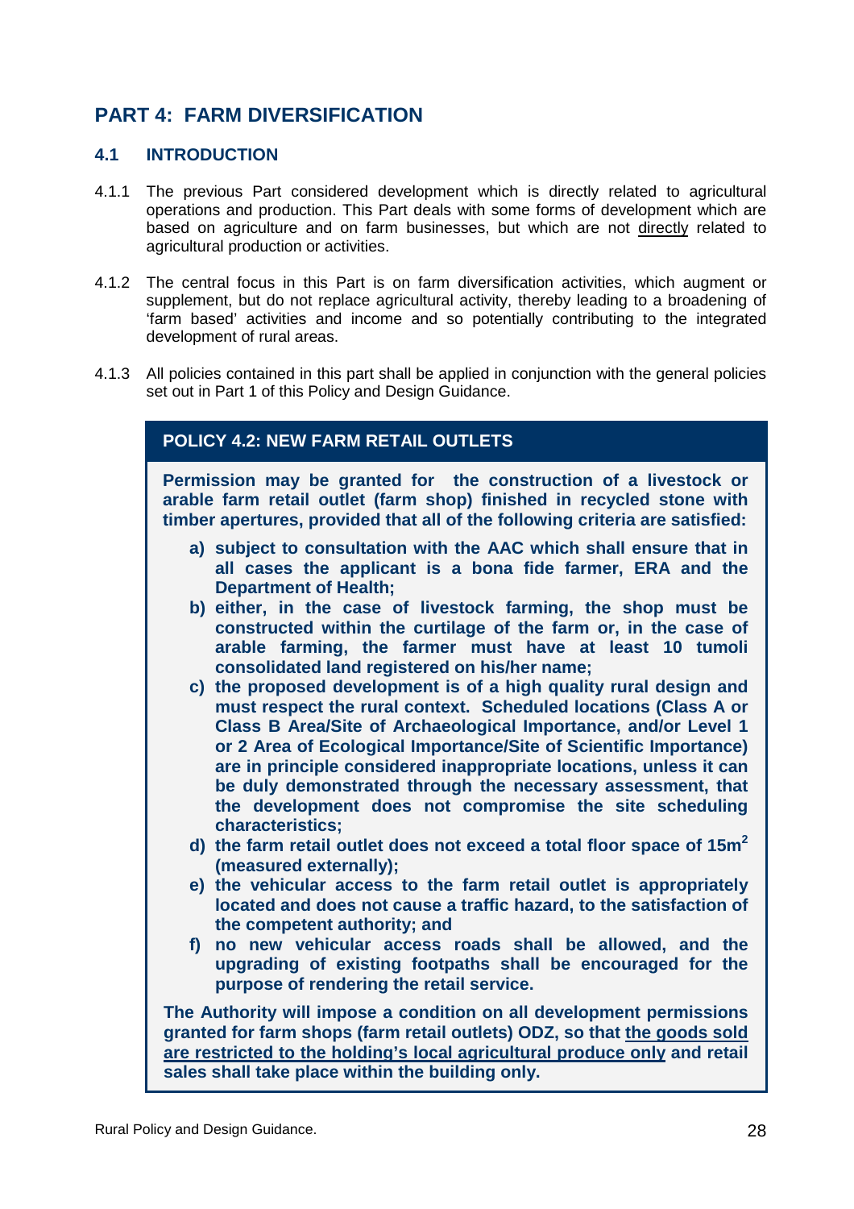# PART 4: FARM DIVERSIFICATION

## 4.1 INTRODUCTION

4.1.1 The previous Part considered development which is directly related to agricultural operations and production. This Part deals with some forms of development which are based on agriculture and on farm businesses, but which are not directly related to agricultural production or activities.

4.1.2 The central focus in this Part is on farm diversification activities, which augment or supplement, but do not replace agricultural activity, thereby leading to a broadening of 'farm based' activities and income and so potentially contributing to the integrated development of rural areas.

4.1.3 All policies contained in this part shall be applied in conjunction with the general policies set out in Part 1 of this Policy and Design Guidance.

### POLICY 4.2: NEW FARM RETAIL OUTLETS

**Permission may be granted for the construction of a livestock or arable farm retail outlet (farm shop) finished in recycled stone with timber apertures, provided that all of the following criteria are satisfied:**

**a) subject to consultation with the AAC which shall ensure that in all cases the applicant is a bona fide farmer, ERA and the Department of Health;**

**b) either, in the case of livestock farming, the shop must be constructed within the curtilage of the farm or, in the case of arable farming, the farmer must have at least 10 tumoli consolidated land registered on his/her name;**

**c) the proposed development is of a high quality rural design and must respect the rural context. Scheduled locations (Class A or Class B Area/Site of Archaeological Importance, and/or Level 1 or 2 Area of Ecological Importance/Site of Scientific Importance) are in principle considered inappropriate locations, unless it can be duly demonstrated through the necessary assessment, that the development does not compromise the site scheduling characteristics;**

**d) the farm retail outlet does not exceed a total floor space of 15m$^2$ (measured externally);**

**e) the vehicular access to the farm retail outlet is appropriately located and does not cause a traffic hazard, to the satisfaction of the competent authority; and**

**f) no new vehicular access roads shall be allowed, and the upgrading of existing footpaths shall be encouraged for the purpose of rendering the retail service.**

**The Authority will impose a condition on all development permissions granted for farm shops (farm retail outlets) ODZ, so that the goods sold are restricted to the holding's local agricultural produce only and retail sales shall take place within the building only.**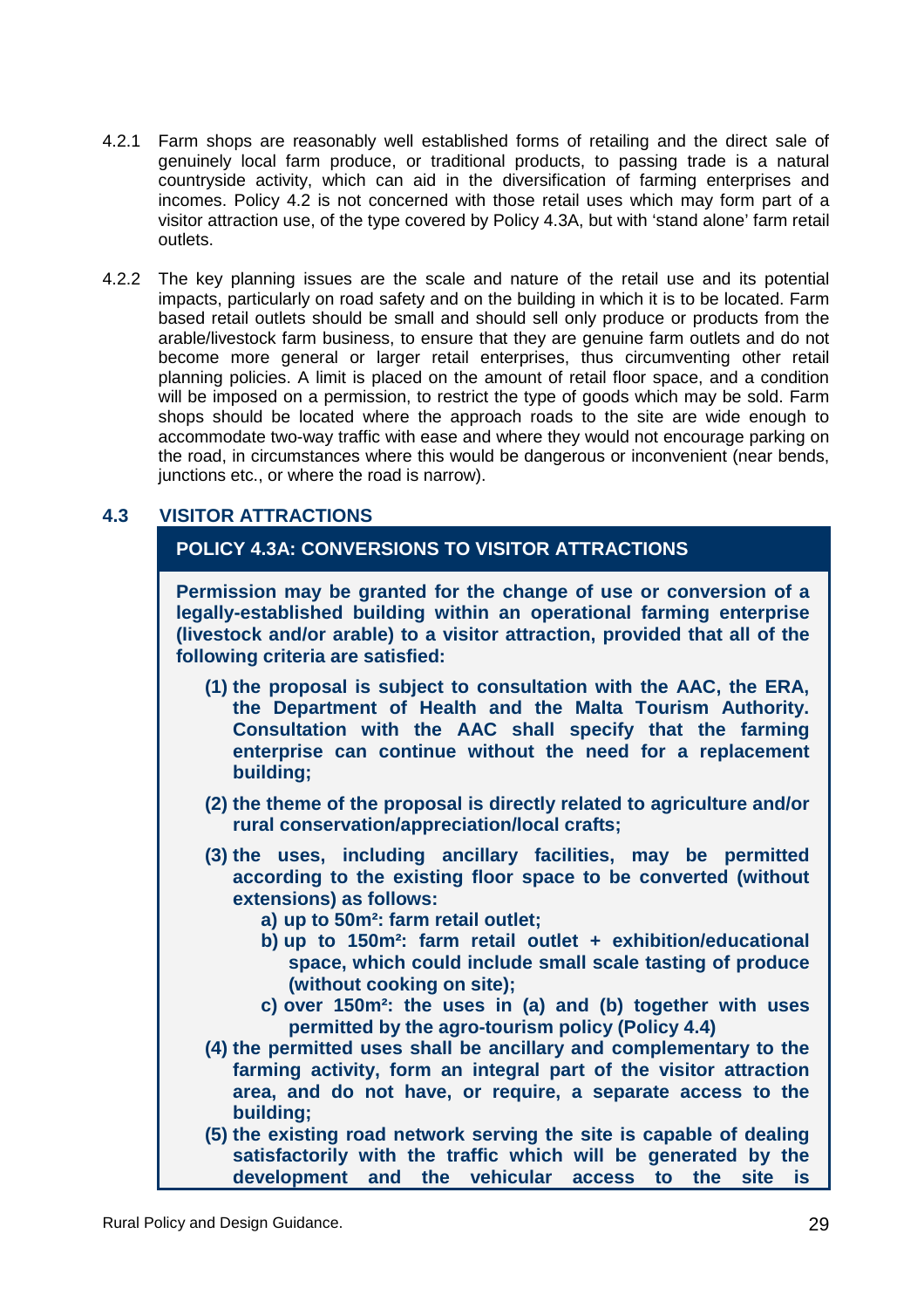4.2.1 Farm shops are reasonably well established forms of retailing and the direct sale of genuinely local farm produce, or traditional products, to passing trade is a natural countryside activity, which can aid in the diversification of farming enterprises and incomes. Policy 4.2 is not concerned with those retail uses which may form part of a visitor attraction use, of the type covered by Policy 4.3A, but with 'stand alone' farm retail outlets.

4.2.2 The key planning issues are the scale and nature of the retail use and its potential impacts, particularly on road safety and on the building in which it is to be located. Farm based retail outlets should be small and should sell only produce or products from the arable/livestock farm business, to ensure that they are genuine farm outlets and do not become more general or larger retail enterprises, thus circumventing other retail planning policies. A limit is placed on the amount of retail floor space, and a condition will be imposed on a permission, to restrict the type of goods which may be sold. Farm shops should be located where the approach roads to the site are wide enough to accommodate two-way traffic with ease and where they would not encourage parking on the road, in circumstances where this would be dangerous or inconvenient (near bends, junctions etc., or where the road is narrow).

## 4.3 VISITOR ATTRACTIONS

### POLICY 4.3A: CONVERSIONS TO VISITOR ATTRACTIONS

**Permission may be granted for the change of use or conversion of a legally-established building within an operational farming enterprise (livestock and/or arable) to a visitor attraction, provided that all of the following criteria are satisfied:**

**(1) the proposal is subject to consultation with the AAC, the ERA, the Department of Health and the Malta Tourism Authority. Consultation with the AAC shall specify that the farming enterprise can continue without the need for a replacement building;**

**(2) the theme of the proposal is directly related to agriculture and/or rural conservation/appreciation/local crafts;**

**(3) the uses, including ancillary facilities, may be permitted according to the existing floor space to be converted (without extensions) as follows:**

- **a) up to 50m²: farm retail outlet;**
- **b) up to 150m²: farm retail outlet + exhibition/educational space, which could include small scale tasting of produce (without cooking on site);**
- **c) over 150m²: the uses in (a) and (b) together with uses permitted by the agro-tourism policy (Policy 4.4)**

**(4) the permitted uses shall be ancillary and complementary to the farming activity, form an integral part of the visitor attraction area, and do not have, or require, a separate access to the building;**

**(5) the existing road network serving the site is capable of dealing satisfactorily with the traffic which will be generated by the development and the vehicular access to the site is**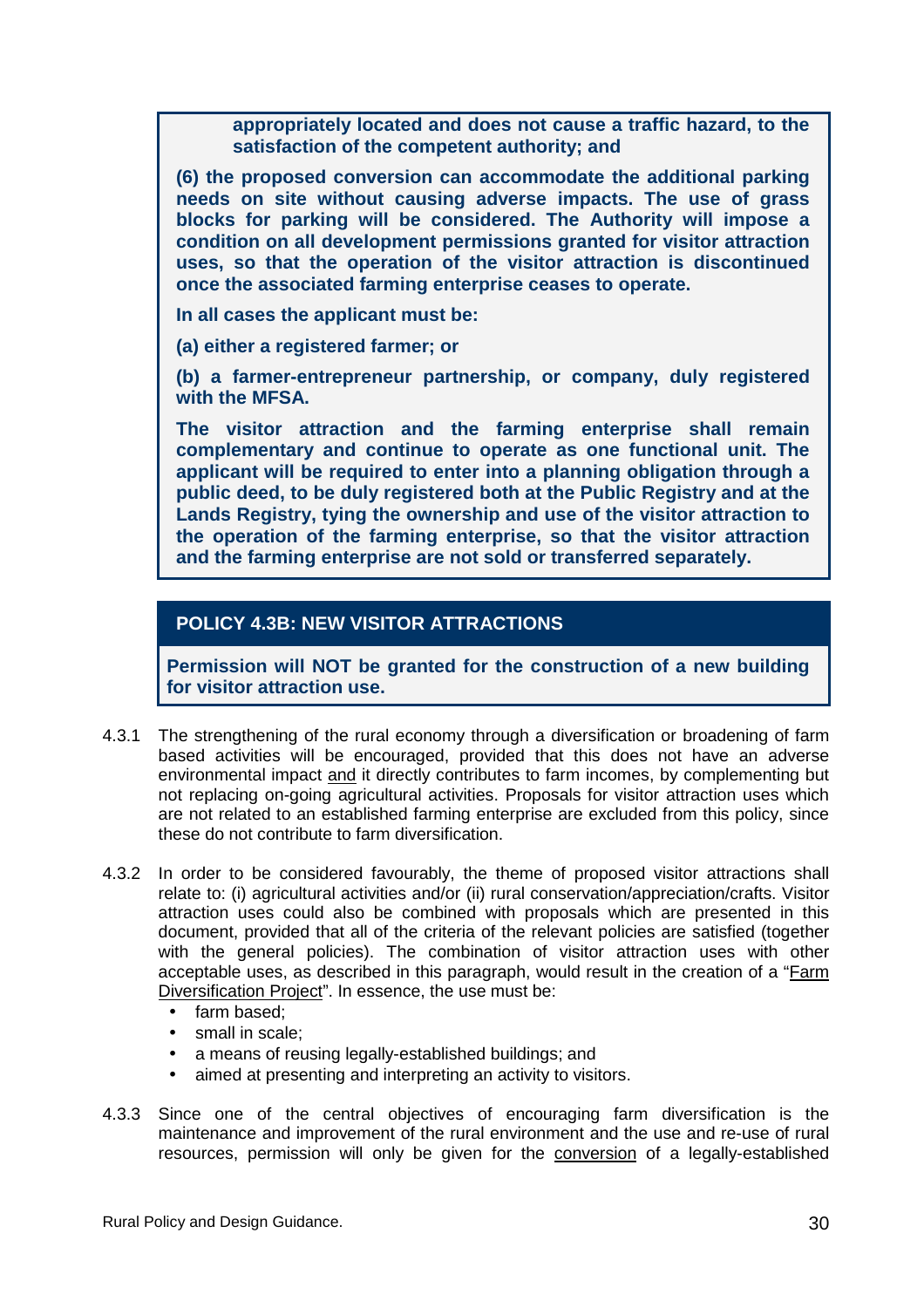**appropriately located and does not cause a traffic hazard, to the satisfaction of the competent authority; and**

**(6) the proposed conversion can accommodate the additional parking needs on site without causing adverse impacts. The use of grass blocks for parking will be considered. The Authority will impose a condition on all development permissions granted for visitor attraction uses, so that the operation of the visitor attraction is discontinued once the associated farming enterprise ceases to operate.**

**In all cases the applicant must be:**

**(a) either a registered farmer; or**

**(b) a farmer-entrepreneur partnership, or company, duly registered with the MFSA.**

**The visitor attraction and the farming enterprise shall remain complementary and continue to operate as one functional unit. The applicant will be required to enter into a planning obligation through a public deed, to be duly registered both at the Public Registry and at the Lands Registry, tying the ownership and use of the visitor attraction to the operation of the farming enterprise, so that the visitor attraction and the farming enterprise are not sold or transferred separately.**

## POLICY 4.3B: NEW VISITOR ATTRACTIONS

**Permission will NOT be granted for the construction of a new building for visitor attraction use.**

4.3.1 The strengthening of the rural economy through a diversification or broadening of farm based activities will be encouraged, provided that this does not have an adverse environmental impact <u>and</u> it directly contributes to farm incomes, by complementing but not replacing on-going agricultural activities. Proposals for visitor attraction uses which are not related to an established farming enterprise are excluded from this policy, since these do not contribute to farm diversification.

4.3.2 In order to be considered favourably, the theme of proposed visitor attractions shall relate to: (i) agricultural activities and/or (ii) rural conservation/appreciation/crafts. Visitor attraction uses could also be combined with proposals which are presented in this document, provided that all of the criteria of the relevant policies are satisfied (together with the general policies). The combination of visitor attraction uses with other acceptable uses, as described in this paragraph, would result in the creation of a "<u>Farm Diversification Project</u>". In essence, the use must be:

- farm based;
- small in scale;
- a means of reusing legally-established buildings; and
- aimed at presenting and interpreting an activity to visitors.

4.3.3 Since one of the central objectives of encouraging farm diversification is the maintenance and improvement of the rural environment and the use and re-use of rural resources, permission will only be given for the <u>conversion</u> of a legally-established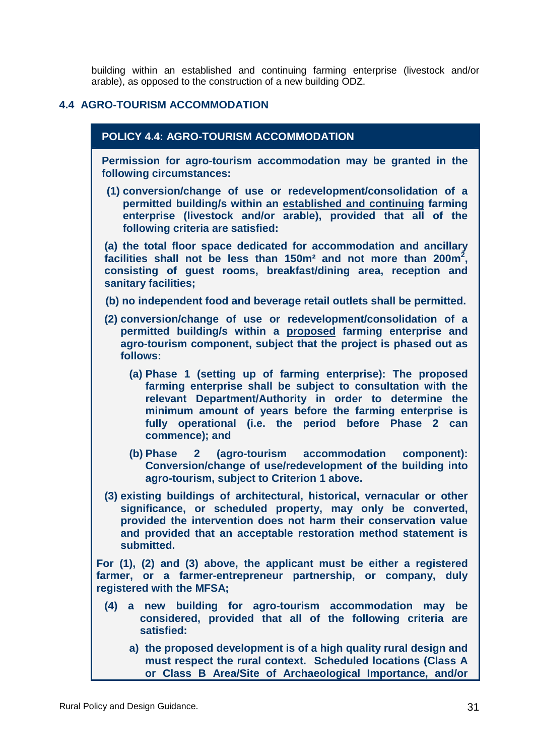building within an established and continuing farming enterprise (livestock and/or arable), as opposed to the construction of a new building ODZ.

## 4.4 AGRO-TOURISM ACCOMMODATION

**POLICY 4.4: AGRO-TOURISM ACCOMMODATION**

**Permission for agro-tourism accommodation may be granted in the following circumstances:**

**(1) conversion/change of use or redevelopment/consolidation of a permitted building/s within an <u>established and continuing</u> farming enterprise (livestock and/or arable), provided that all of the following criteria are satisfied:**

**(a) the total floor space dedicated for accommodation and ancillary facilities shall not be less than 150m² and not more than 200m², consisting of guest rooms, breakfast/dining area, reception and sanitary facilities;**

**(b) no independent food and beverage retail outlets shall be permitted.**

**(2) conversion/change of use or redevelopment/consolidation of a permitted building/s within a <u>proposed</u> farming enterprise and agro-tourism component, subject that the project is phased out as follows:**

**(a) Phase 1 (setting up of farming enterprise): The proposed farming enterprise shall be subject to consultation with the relevant Department/Authority in order to determine the minimum amount of years before the farming enterprise is fully operational (i.e. the period before Phase 2 can commence); and**

**(b) Phase 2 (agro-tourism accommodation component): Conversion/change of use/redevelopment of the building into agro-tourism, subject to Criterion 1 above.**

**(3) existing buildings of architectural, historical, vernacular or other significance, or scheduled property, may only be converted, provided the intervention does not harm their conservation value and provided that an acceptable restoration method statement is submitted.**

**For (1), (2) and (3) above, the applicant must be either a registered farmer, or a farmer-entrepreneur partnership, or company, duly registered with the MFSA;**

**(4) a new building for agro-tourism accommodation may be considered, provided that all of the following criteria are satisfied:**

**a) the proposed development is of a high quality rural design and must respect the rural context. Scheduled locations (Class A or Class B Area/Site of Archaeological Importance, and/or**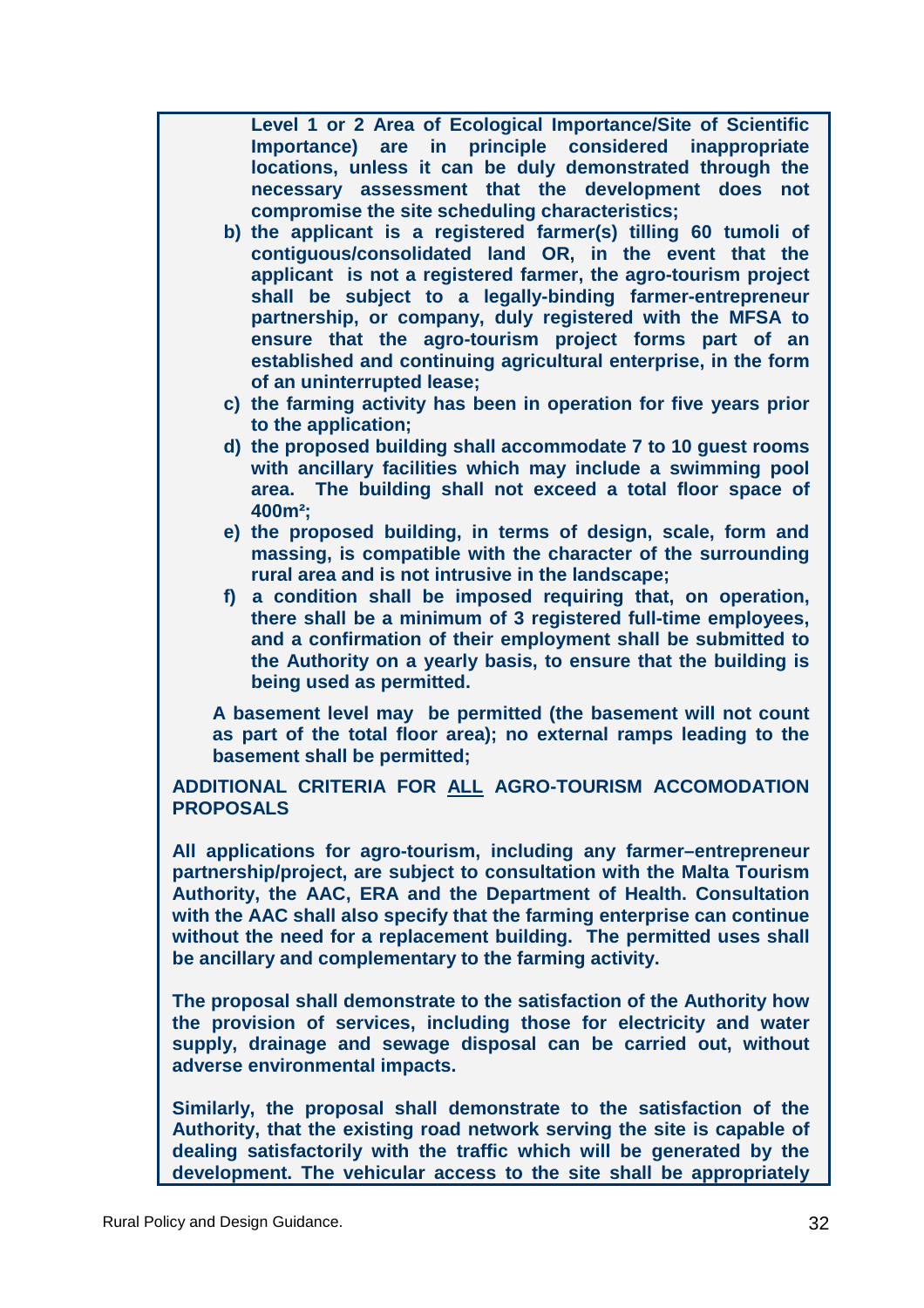**Level 1 or 2 Area of Ecological Importance/Site of Scientific Importance) are in principle considered inappropriate locations, unless it can be duly demonstrated through the necessary assessment that the development does not compromise the site scheduling characteristics;**

b) **the applicant is a registered farmer(s) tilling 60 tumoli of contiguous/consolidated land OR, in the event that the applicant is not a registered farmer, the agro-tourism project shall be subject to a legally-binding farmer-entrepreneur partnership, or company, duly registered with the MFSA to ensure that the agro-tourism project forms part of an established and continuing agricultural enterprise, in the form of an uninterrupted lease;**
c) **the farming activity has been in operation for five years prior to the application;**
d) **the proposed building shall accommodate 7 to 10 guest rooms with ancillary facilities which may include a swimming pool area. The building shall not exceed a total floor space of 400m²;**
e) **the proposed building, in terms of design, scale, form and massing, is compatible with the character of the surrounding rural area and is not intrusive in the landscape;**
f) **a condition shall be imposed requiring that, on operation, there shall be a minimum of 3 registered full-time employees, and a confirmation of their employment shall be submitted to the Authority on a yearly basis, to ensure that the building is being used as permitted.**

**A basement level may be permitted (the basement will not count as part of the total floor area); no external ramps leading to the basement shall be permitted;**

**ADDITIONAL CRITERIA FOR <u>ALL</u> AGRO-TOURISM ACCOMODATION PROPOSALS**

**All applications for agro-tourism, including any farmer–entrepreneur partnership/project, are subject to consultation with the Malta Tourism Authority, the AAC, ERA and the Department of Health. Consultation with the AAC shall also specify that the farming enterprise can continue without the need for a replacement building. The permitted uses shall be ancillary and complementary to the farming activity.**

**The proposal shall demonstrate to the satisfaction of the Authority how the provision of services, including those for electricity and water supply, drainage and sewage disposal can be carried out, without adverse environmental impacts.**

**Similarly, the proposal shall demonstrate to the satisfaction of the Authority, that the existing road network serving the site is capable of dealing satisfactorily with the traffic which will be generated by the development. The vehicular access to the site shall be appropriately**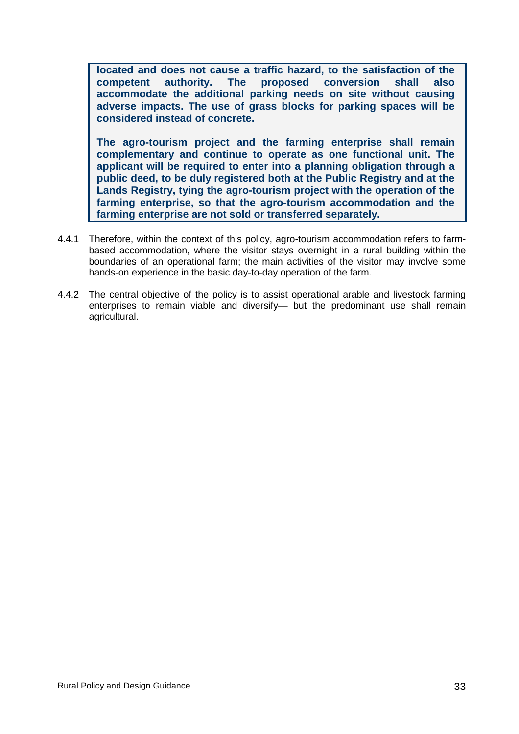**located and does not cause a traffic hazard, to the satisfaction of the competent authority. The proposed conversion shall also accommodate the additional parking needs on site without causing adverse impacts. The use of grass blocks for parking spaces will be considered instead of concrete.**

**The agro-tourism project and the farming enterprise shall remain complementary and continue to operate as one functional unit. The applicant will be required to enter into a planning obligation through a public deed, to be duly registered both at the Public Registry and at the Lands Registry, tying the agro-tourism project with the operation of the farming enterprise, so that the agro-tourism accommodation and the farming enterprise are not sold or transferred separately.**

4.4.1 Therefore, within the context of this policy, agro-tourism accommodation refers to farm-based accommodation, where the visitor stays overnight in a rural building within the boundaries of an operational farm; the main activities of the visitor may involve some hands-on experience in the basic day-to-day operation of the farm.

4.4.2 The central objective of the policy is to assist operational arable and livestock farming enterprises to remain viable and diversify— but the predominant use shall remain agricultural.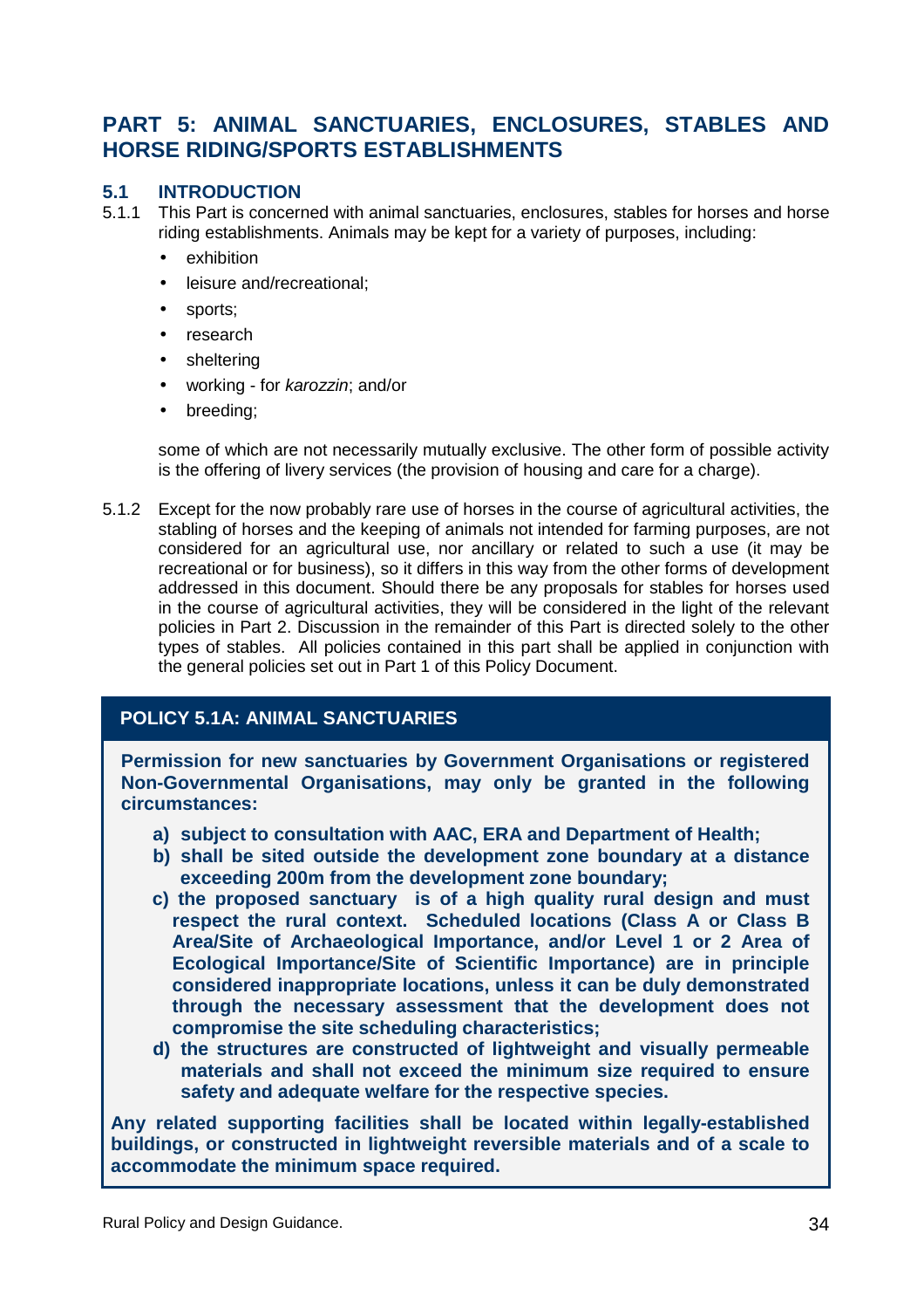# PART 5: ANIMAL SANCTUARIES, ENCLOSURES, STABLES AND HORSE RIDING/SPORTS ESTABLISHMENTS

## 5.1 INTRODUCTION

5.1.1 This Part is concerned with animal sanctuaries, enclosures, stables for horses and horse riding establishments. Animals may be kept for a variety of purposes, including:

- exhibition
- leisure and/recreational;
- sports;
- research
- sheltering
- working - for *karozzin*; and/or
- breeding;

some of which are not necessarily mutually exclusive. The other form of possible activity is the offering of livery services (the provision of housing and care for a charge).

5.1.2 Except for the now probably rare use of horses in the course of agricultural activities, the stabling of horses and the keeping of animals not intended for farming purposes, are not considered for an agricultural use, nor ancillary or related to such a use (it may be recreational or for business), so it differs in this way from the other forms of development addressed in this document. Should there be any proposals for stables for horses used in the course of agricultural activities, they will be considered in the light of the relevant policies in Part 2. Discussion in the remainder of this Part is directed solely to the other types of stables. All policies contained in this part shall be applied in conjunction with the general policies set out in Part 1 of this Policy Document.

### POLICY 5.1A: ANIMAL SANCTUARIES

**Permission for new sanctuaries by Government Organisations or registered Non-Governmental Organisations, may only be granted in the following circumstances:**

**a) subject to consultation with AAC, ERA and Department of Health;**

**b) shall be sited outside the development zone boundary at a distance exceeding 200m from the development zone boundary;**

**c) the proposed sanctuary is of a high quality rural design and must respect the rural context. Scheduled locations (Class A or Class B Area/Site of Archaeological Importance, and/or Level 1 or 2 Area of Ecological Importance/Site of Scientific Importance) are in principle considered inappropriate locations, unless it can be duly demonstrated through the necessary assessment that the development does not compromise the site scheduling characteristics;**

**d) the structures are constructed of lightweight and visually permeable materials and shall not exceed the minimum size required to ensure safety and adequate welfare for the respective species.**

**Any related supporting facilities shall be located within legally-established buildings, or constructed in lightweight reversible materials and of a scale to accommodate the minimum space required.**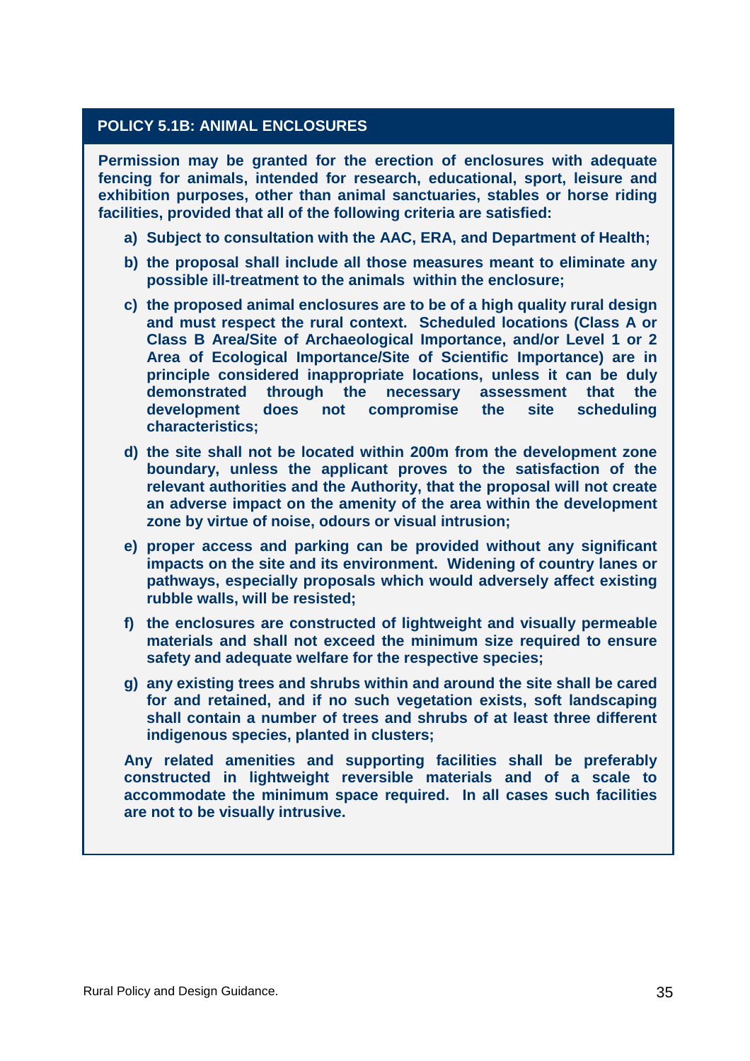## POLICY 5.1B: ANIMAL ENCLOSURES

**Permission may be granted for the erection of enclosures with adequate fencing for animals, intended for research, educational, sport, leisure and exhibition purposes, other than animal sanctuaries, stables or horse riding facilities, provided that all of the following criteria are satisfied:**

**a) Subject to consultation with the AAC, ERA, and Department of Health;**

**b) the proposal shall include all those measures meant to eliminate any possible ill-treatment to the animals within the enclosure;**

**c) the proposed animal enclosures are to be of a high quality rural design and must respect the rural context. Scheduled locations (Class A or Class B Area/Site of Archaeological Importance, and/or Level 1 or 2 Area of Ecological Importance/Site of Scientific Importance) are in principle considered inappropriate locations, unless it can be duly demonstrated through the necessary assessment that the development does not compromise the site scheduling characteristics;**

**d) the site shall not be located within 200m from the development zone boundary, unless the applicant proves to the satisfaction of the relevant authorities and the Authority, that the proposal will not create an adverse impact on the amenity of the area within the development zone by virtue of noise, odours or visual intrusion;**

**e) proper access and parking can be provided without any significant impacts on the site and its environment. Widening of country lanes or pathways, especially proposals which would adversely affect existing rubble walls, will be resisted;**

**f) the enclosures are constructed of lightweight and visually permeable materials and shall not exceed the minimum size required to ensure safety and adequate welfare for the respective species;**

**g) any existing trees and shrubs within and around the site shall be cared for and retained, and if no such vegetation exists, soft landscaping shall contain a number of trees and shrubs of at least three different indigenous species, planted in clusters;**

**Any related amenities and supporting facilities shall be preferably constructed in lightweight reversible materials and of a scale to accommodate the minimum space required. In all cases such facilities are not to be visually intrusive.**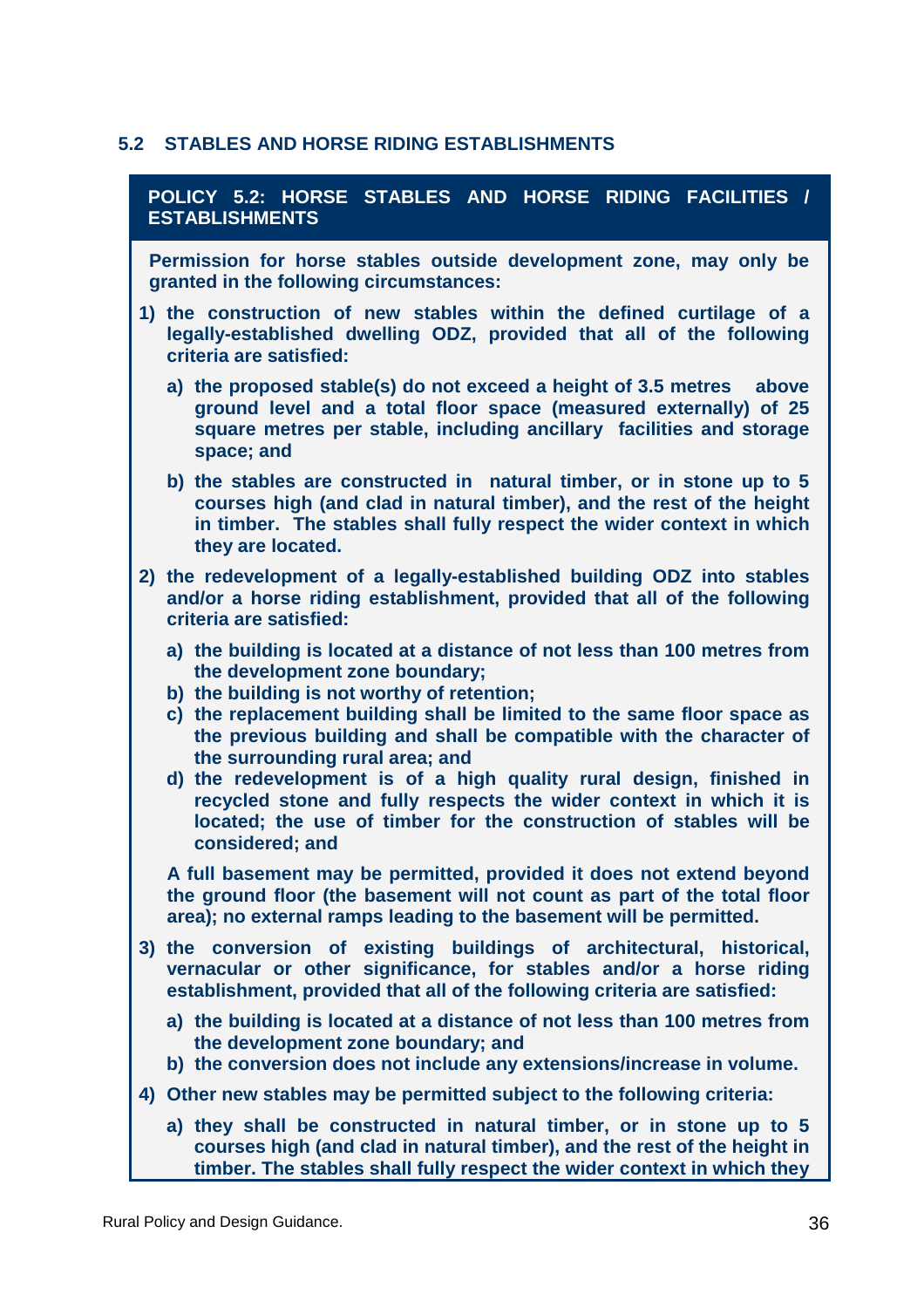## 5.2 STABLES AND HORSE RIDING ESTABLISHMENTS

**POLICY 5.2: HORSE STABLES AND HORSE RIDING FACILITIES / ESTABLISHMENTS**

**Permission for horse stables outside development zone, may only be granted in the following circumstances:**

**1) the construction of new stables within the defined curtilage of a legally-established dwelling ODZ, provided that all of the following criteria are satisfied:**

**a) the proposed stable(s) do not exceed a height of 3.5 metres above ground level and a total floor space (measured externally) of 25 square metres per stable, including ancillary facilities and storage space; and**

**b) the stables are constructed in natural timber, or in stone up to 5 courses high (and clad in natural timber), and the rest of the height in timber. The stables shall fully respect the wider context in which they are located.**

**2) the redevelopment of a legally-established building ODZ into stables and/or a horse riding establishment, provided that all of the following criteria are satisfied:**

**a) the building is located at a distance of not less than 100 metres from the development zone boundary;**
**b) the building is not worthy of retention;**
**c) the replacement building shall be limited to the same floor space as the previous building and shall be compatible with the character of the surrounding rural area; and**
**d) the redevelopment is of a high quality rural design, finished in recycled stone and fully respects the wider context in which it is located; the use of timber for the construction of stables will be considered; and**

**A full basement may be permitted, provided it does not extend beyond the ground floor (the basement will not count as part of the total floor area); no external ramps leading to the basement will be permitted.**

**3) the conversion of existing buildings of architectural, historical, vernacular or other significance, for stables and/or a horse riding establishment, provided that all of the following criteria are satisfied:**

**a) the building is located at a distance of not less than 100 metres from the development zone boundary; and**
**b) the conversion does not include any extensions/increase in volume.**

**4) Other new stables may be permitted subject to the following criteria:**

**a) they shall be constructed in natural timber, or in stone up to 5 courses high (and clad in natural timber), and the rest of the height in timber. The stables shall fully respect the wider context in which they**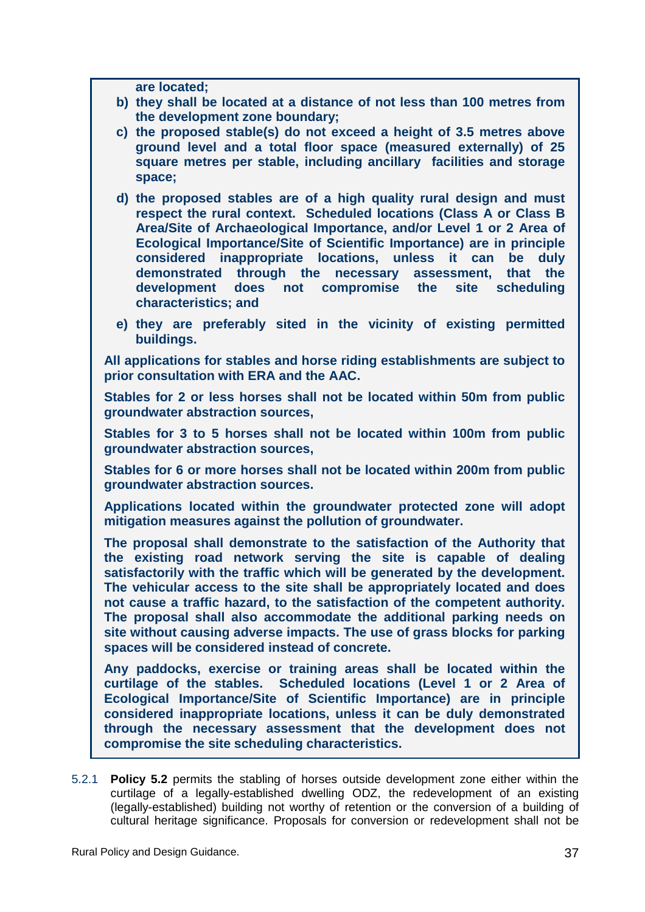**are located;**

**b) they shall be located at a distance of not less than 100 metres from the development zone boundary;**

**c) the proposed stable(s) do not exceed a height of 3.5 metres above ground level and a total floor space (measured externally) of 25 square metres per stable, including ancillary facilities and storage space;**

**d) the proposed stables are of a high quality rural design and must respect the rural context. Scheduled locations (Class A or Class B Area/Site of Archaeological Importance, and/or Level 1 or 2 Area of Ecological Importance/Site of Scientific Importance) are in principle considered inappropriate locations, unless it can be duly demonstrated through the necessary assessment, that the development does not compromise the site scheduling characteristics; and**

**e) they are preferably sited in the vicinity of existing permitted buildings.**

**All applications for stables and horse riding establishments are subject to prior consultation with ERA and the AAC.**

**Stables for 2 or less horses shall not be located within 50m from public groundwater abstraction sources,**

**Stables for 3 to 5 horses shall not be located within 100m from public groundwater abstraction sources,**

**Stables for 6 or more horses shall not be located within 200m from public groundwater abstraction sources.**

**Applications located within the groundwater protected zone will adopt mitigation measures against the pollution of groundwater.**

**The proposal shall demonstrate to the satisfaction of the Authority that the existing road network serving the site is capable of dealing satisfactorily with the traffic which will be generated by the development. The vehicular access to the site shall be appropriately located and does not cause a traffic hazard, to the satisfaction of the competent authority. The proposal shall also accommodate the additional parking needs on site without causing adverse impacts. The use of grass blocks for parking spaces will be considered instead of concrete.**

**Any paddocks, exercise or training areas shall be located within the curtilage of the stables. Scheduled locations (Level 1 or 2 Area of Ecological Importance/Site of Scientific Importance) are in principle considered inappropriate locations, unless it can be duly demonstrated through the necessary assessment that the development does not compromise the site scheduling characteristics.**

5.2.1 **Policy 5.2** permits the stabling of horses outside development zone either within the curtilage of a legally-established dwelling ODZ, the redevelopment of an existing (legally-established) building not worthy of retention or the conversion of a building of cultural heritage significance. Proposals for conversion or redevelopment shall not be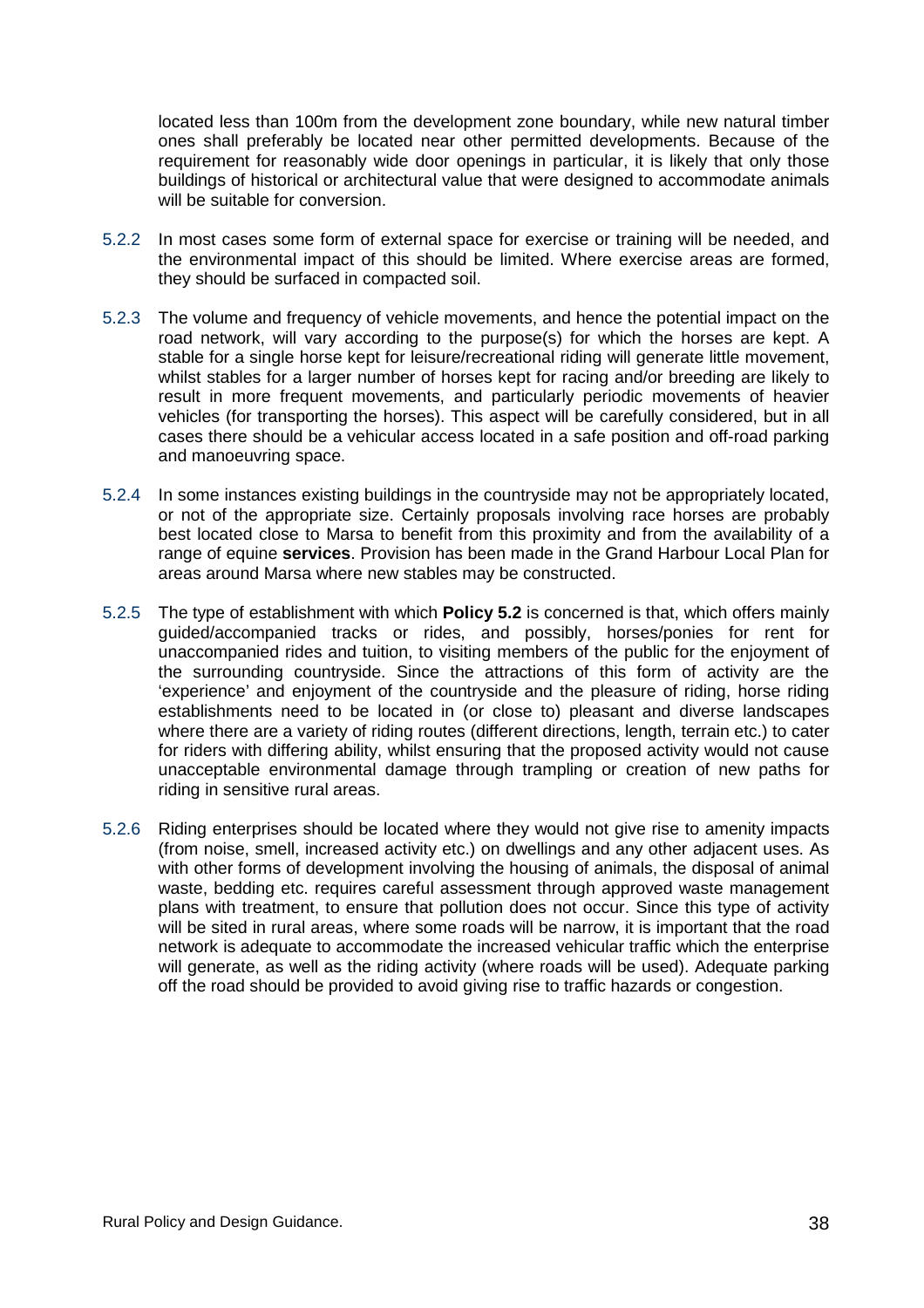located less than 100m from the development zone boundary, while new natural timber ones shall preferably be located near other permitted developments. Because of the requirement for reasonably wide door openings in particular, it is likely that only those buildings of historical or architectural value that were designed to accommodate animals will be suitable for conversion.

5.2.2 In most cases some form of external space for exercise or training will be needed, and the environmental impact of this should be limited. Where exercise areas are formed, they should be surfaced in compacted soil.

5.2.3 The volume and frequency of vehicle movements, and hence the potential impact on the road network, will vary according to the purpose(s) for which the horses are kept. A stable for a single horse kept for leisure/recreational riding will generate little movement, whilst stables for a larger number of horses kept for racing and/or breeding are likely to result in more frequent movements, and particularly periodic movements of heavier vehicles (for transporting the horses). This aspect will be carefully considered, but in all cases there should be a vehicular access located in a safe position and off-road parking and manoeuvring space.

5.2.4 In some instances existing buildings in the countryside may not be appropriately located, or not of the appropriate size. Certainly proposals involving race horses are probably best located close to Marsa to benefit from this proximity and from the availability of a range of equine **services**. Provision has been made in the Grand Harbour Local Plan for areas around Marsa where new stables may be constructed.

5.2.5 The type of establishment with which **Policy 5.2** is concerned is that, which offers mainly guided/accompanied tracks or rides, and possibly, horses/ponies for rent for unaccompanied rides and tuition, to visiting members of the public for the enjoyment of the surrounding countryside. Since the attractions of this form of activity are the 'experience' and enjoyment of the countryside and the pleasure of riding, horse riding establishments need to be located in (or close to) pleasant and diverse landscapes where there are a variety of riding routes (different directions, length, terrain etc.) to cater for riders with differing ability, whilst ensuring that the proposed activity would not cause unacceptable environmental damage through trampling or creation of new paths for riding in sensitive rural areas.

5.2.6 Riding enterprises should be located where they would not give rise to amenity impacts (from noise, smell, increased activity etc.) on dwellings and any other adjacent uses. As with other forms of development involving the housing of animals, the disposal of animal waste, bedding etc. requires careful assessment through approved waste management plans with treatment, to ensure that pollution does not occur. Since this type of activity will be sited in rural areas, where some roads will be narrow, it is important that the road network is adequate to accommodate the increased vehicular traffic which the enterprise will generate, as well as the riding activity (where roads will be used). Adequate parking off the road should be provided to avoid giving rise to traffic hazards or congestion.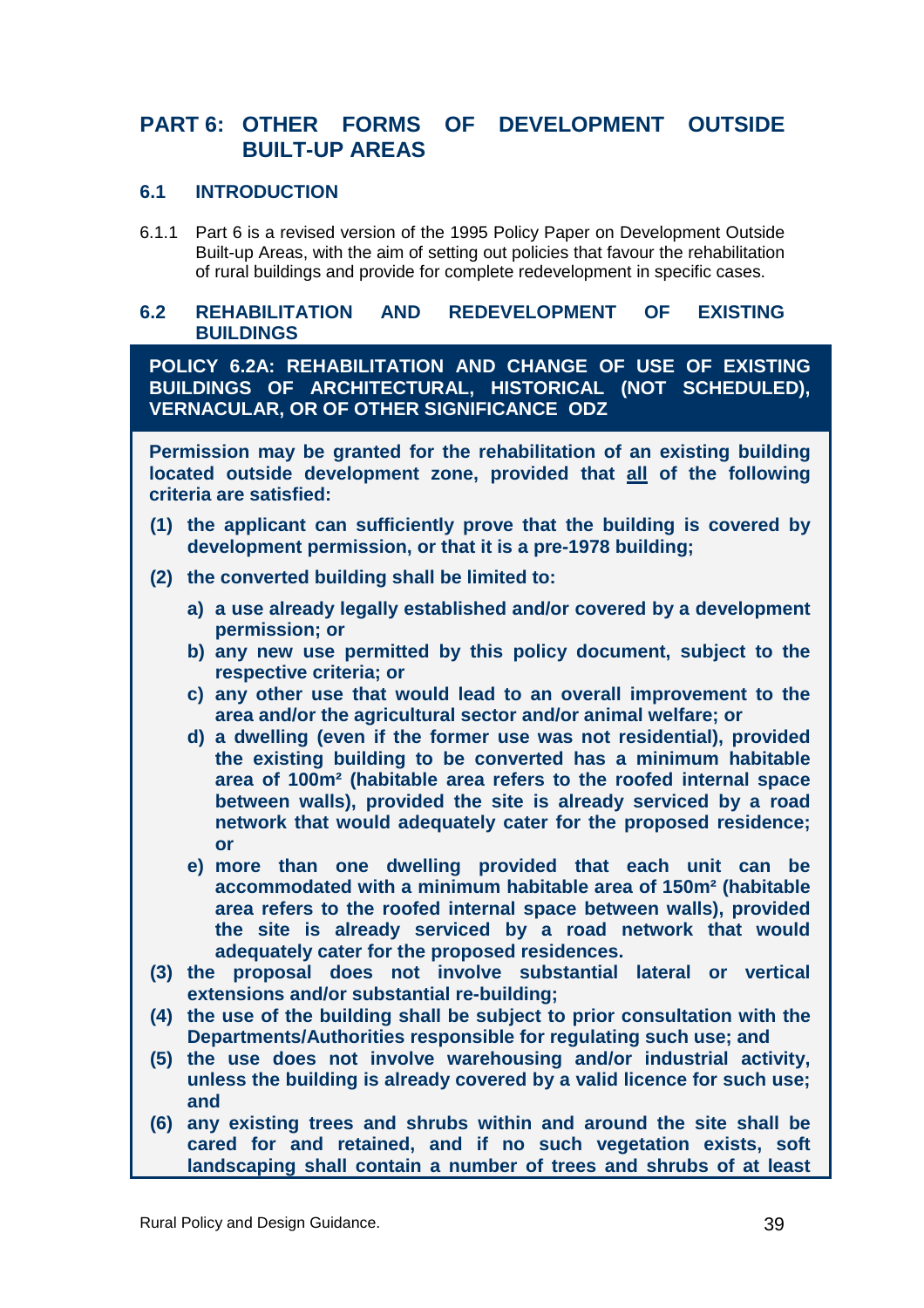# PART 6: OTHER FORMS OF DEVELOPMENT OUTSIDE BUILT-UP AREAS

## 6.1 INTRODUCTION

6.1.1 Part 6 is a revised version of the 1995 Policy Paper on Development Outside Built-up Areas, with the aim of setting out policies that favour the rehabilitation of rural buildings and provide for complete redevelopment in specific cases.

## 6.2 REHABILITATION AND REDEVELOPMENT OF EXISTING BUILDINGS

### POLICY 6.2A: REHABILITATION AND CHANGE OF USE OF EXISTING BUILDINGS OF ARCHITECTURAL, HISTORICAL (NOT SCHEDULED), VERNACULAR, OR OF OTHER SIGNIFICANCE ODZ

**Permission may be granted for the rehabilitation of an existing building located outside development zone, provided that all of the following criteria are satisfied:**

**(1) the applicant can sufficiently prove that the building is covered by development permission, or that it is a pre-1978 building;**

**(2) the converted building shall be limited to:**

- **a) a use already legally established and/or covered by a development permission; or**
- **b) any new use permitted by this policy document, subject to the respective criteria; or**
- **c) any other use that would lead to an overall improvement to the area and/or the agricultural sector and/or animal welfare; or**
- **d) a dwelling (even if the former use was not residential), provided the existing building to be converted has a minimum habitable area of 100m² (habitable area refers to the roofed internal space between walls), provided the site is already serviced by a road network that would adequately cater for the proposed residence; or**
- **e) more than one dwelling provided that each unit can be accommodated with a minimum habitable area of 150m² (habitable area refers to the roofed internal space between walls), provided the site is already serviced by a road network that would adequately cater for the proposed residences.**

**(3) the proposal does not involve substantial lateral or vertical extensions and/or substantial re-building;**

**(4) the use of the building shall be subject to prior consultation with the Departments/Authorities responsible for regulating such use; and**

**(5) the use does not involve warehousing and/or industrial activity, unless the building is already covered by a valid licence for such use; and**

**(6) any existing trees and shrubs within and around the site shall be cared for and retained, and if no such vegetation exists, soft landscaping shall contain a number of trees and shrubs of at least**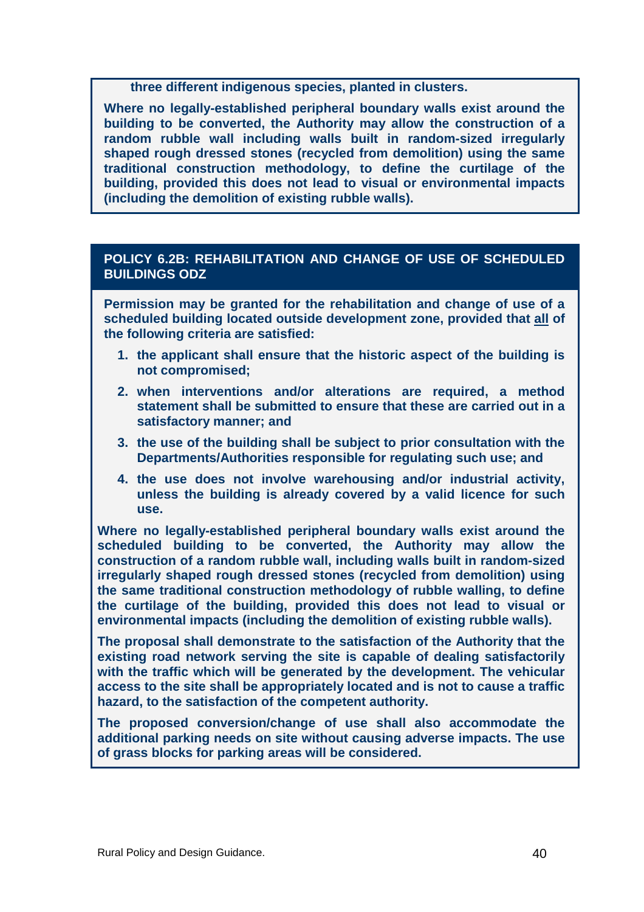**three different indigenous species, planted in clusters.**

**Where no legally-established peripheral boundary walls exist around the building to be converted, the Authority may allow the construction of a random rubble wall including walls built in random-sized irregularly shaped rough dressed stones (recycled from demolition) using the same traditional construction methodology, to define the curtilage of the building, provided this does not lead to visual or environmental impacts (including the demolition of existing rubble walls).**

## POLICY 6.2B: REHABILITATION AND CHANGE OF USE OF SCHEDULED BUILDINGS ODZ

**Permission may be granted for the rehabilitation and change of use of a scheduled building located outside development zone, provided that <u>all</u> of the following criteria are satisfied:**

1. **the applicant shall ensure that the historic aspect of the building is not compromised;**
2. **when interventions and/or alterations are required, a method statement shall be submitted to ensure that these are carried out in a satisfactory manner; and**
3. **the use of the building shall be subject to prior consultation with the Departments/Authorities responsible for regulating such use; and**
4. **the use does not involve warehousing and/or industrial activity, unless the building is already covered by a valid licence for such use.**

**Where no legally-established peripheral boundary walls exist around the scheduled building to be converted, the Authority may allow the construction of a random rubble wall, including walls built in random-sized irregularly shaped rough dressed stones (recycled from demolition) using the same traditional construction methodology of rubble walling, to define the curtilage of the building, provided this does not lead to visual or environmental impacts (including the demolition of existing rubble walls).**

**The proposal shall demonstrate to the satisfaction of the Authority that the existing road network serving the site is capable of dealing satisfactorily with the traffic which will be generated by the development. The vehicular access to the site shall be appropriately located and is not to cause a traffic hazard, to the satisfaction of the competent authority.**

**The proposed conversion/change of use shall also accommodate the additional parking needs on site without causing adverse impacts. The use of grass blocks for parking areas will be considered.**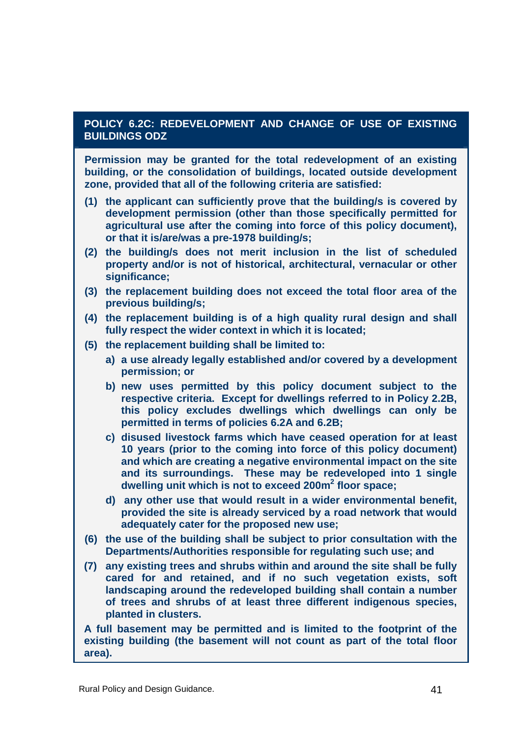## POLICY 6.2C: REDEVELOPMENT AND CHANGE OF USE OF EXISTING BUILDINGS ODZ

**Permission may be granted for the total redevelopment of an existing building, or the consolidation of buildings, located outside development zone, provided that all of the following criteria are satisfied:**

**(1) the applicant can sufficiently prove that the building/s is covered by development permission (other than those specifically permitted for agricultural use after the coming into force of this policy document), or that it is/are/was a pre-1978 building/s;**

**(2) the building/s does not merit inclusion in the list of scheduled property and/or is not of historical, architectural, vernacular or other significance;**

**(3) the replacement building does not exceed the total floor area of the previous building/s;**

**(4) the replacement building is of a high quality rural design and shall fully respect the wider context in which it is located;**

**(5) the replacement building shall be limited to:**

- **a) a use already legally established and/or covered by a development permission; or**
- **b) new uses permitted by this policy document subject to the respective criteria. Except for dwellings referred to in Policy 2.2B, this policy excludes dwellings which dwellings can only be permitted in terms of policies 6.2A and 6.2B;**
- **c) disused livestock farms which have ceased operation for at least 10 years (prior to the coming into force of this policy document) and which are creating a negative environmental impact on the site and its surroundings. These may be redeveloped into 1 single dwelling unit which is not to exceed 200m$^2$ floor space;**
- **d) any other use that would result in a wider environmental benefit, provided the site is already serviced by a road network that would adequately cater for the proposed new use;**

**(6) the use of the building shall be subject to prior consultation with the Departments/Authorities responsible for regulating such use; and**

**(7) any existing trees and shrubs within and around the site shall be fully cared for and retained, and if no such vegetation exists, soft landscaping around the redeveloped building shall contain a number of trees and shrubs of at least three different indigenous species, planted in clusters.**

**A full basement may be permitted and is limited to the footprint of the existing building (the basement will not count as part of the total floor area).**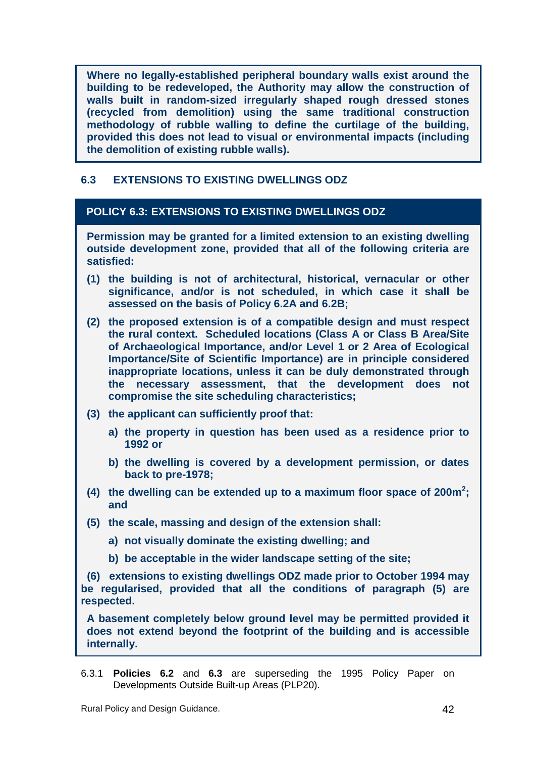**Where no legally-established peripheral boundary walls exist around the building to be redeveloped, the Authority may allow the construction of walls built in random-sized irregularly shaped rough dressed stones (recycled from demolition) using the same traditional construction methodology of rubble walling to define the curtilage of the building, provided this does not lead to visual or environmental impacts (including the demolition of existing rubble walls).**

## 6.3 EXTENSIONS TO EXISTING DWELLINGS ODZ

### POLICY 6.3: EXTENSIONS TO EXISTING DWELLINGS ODZ

**Permission may be granted for a limited extension to an existing dwelling outside development zone, provided that all of the following criteria are satisfied:**

**(1) the building is not of architectural, historical, vernacular or other significance, and/or is not scheduled, in which case it shall be assessed on the basis of Policy 6.2A and 6.2B;**

**(2) the proposed extension is of a compatible design and must respect the rural context. Scheduled locations (Class A or Class B Area/Site of Archaeological Importance, and/or Level 1 or 2 Area of Ecological Importance/Site of Scientific Importance) are in principle considered inappropriate locations, unless it can be duly demonstrated through the necessary assessment, that the development does not compromise the site scheduling characteristics;**

**(3) the applicant can sufficiently proof that:**

- **a) the property in question has been used as a residence prior to 1992 or**
- **b) the dwelling is covered by a development permission, or dates back to pre-1978;**

**(4) the dwelling can be extended up to a maximum floor space of 200m$^2$; and**

**(5) the scale, massing and design of the extension shall:**

- **a) not visually dominate the existing dwelling; and**
- **b) be acceptable in the wider landscape setting of the site;**

**(6) extensions to existing dwellings ODZ made prior to October 1994 may be regularised, provided that all the conditions of paragraph (5) are respected.**

**A basement completely below ground level may be permitted provided it does not extend beyond the footprint of the building and is accessible internally.**

6.3.1 **Policies 6.2** and **6.3** are superseding the 1995 Policy Paper on Developments Outside Built-up Areas (PLP20).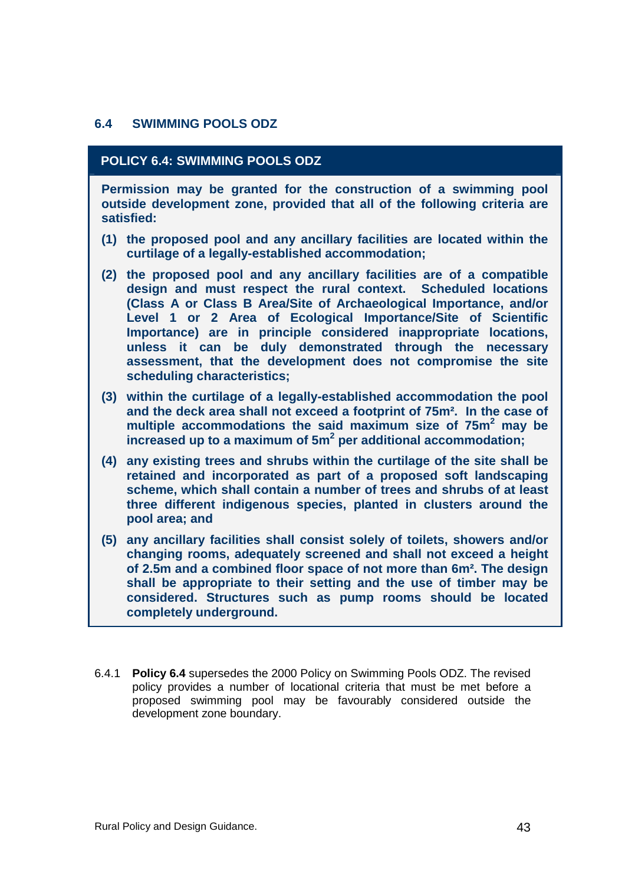## 6.4 SWIMMING POOLS ODZ

**POLICY 6.4: SWIMMING POOLS ODZ**

**Permission may be granted for the construction of a swimming pool outside development zone, provided that all of the following criteria are satisfied:**

**(1) the proposed pool and any ancillary facilities are located within the curtilage of a legally-established accommodation;**

**(2) the proposed pool and any ancillary facilities are of a compatible design and must respect the rural context. Scheduled locations (Class A or Class B Area/Site of Archaeological Importance, and/or Level 1 or 2 Area of Ecological Importance/Site of Scientific Importance) are in principle considered inappropriate locations, unless it can be duly demonstrated through the necessary assessment, that the development does not compromise the site scheduling characteristics;**

**(3) within the curtilage of a legally-established accommodation the pool and the deck area shall not exceed a footprint of 75m². In the case of multiple accommodations the said maximum size of $75m^2$ may be increased up to a maximum of $5m^2$ per additional accommodation;**

**(4) any existing trees and shrubs within the curtilage of the site shall be retained and incorporated as part of a proposed soft landscaping scheme, which shall contain a number of trees and shrubs of at least three different indigenous species, planted in clusters around the pool area; and**

**(5) any ancillary facilities shall consist solely of toilets, showers and/or changing rooms, adequately screened and shall not exceed a height of 2.5m and a combined floor space of not more than 6m². The design shall be appropriate to their setting and the use of timber may be considered. Structures such as pump rooms should be located completely underground.**

6.4.1 **Policy 6.4** supersedes the 2000 Policy on Swimming Pools ODZ. The revised policy provides a number of locational criteria that must be met before a proposed swimming pool may be favourably considered outside the development zone boundary.